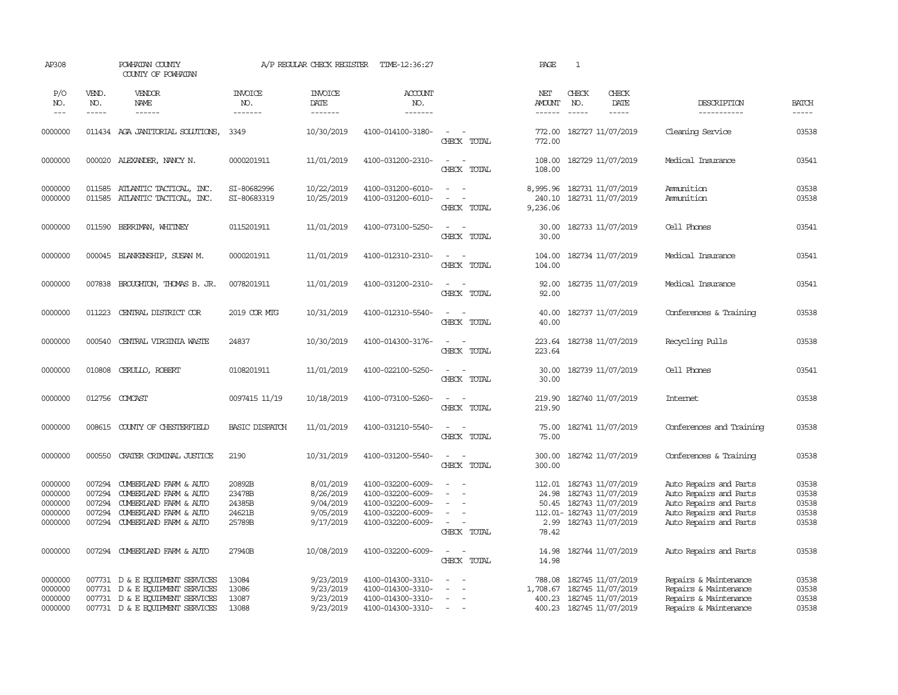AP308 POWHATAN COUNTY A/P REGULAR CHECK REGISTER TIME-12:36:27 PAGE 1

COUNTY OF POWHATAN

| P/O NO. | VEND. NO. | VENDOR NAME | INVOICE NO. | INVOICE DATE | ACCOUNT NO. | | NET AMOUNT | CHECK NO. | CHECK DATE | DESCRIPTION | BATCH |
|---|---|---|---|---|---|---|---|---|---|---|---|
| 0000000 | 011434 | AGA JANITORIAL SOLUTIONS, | 3349 | 10/30/2019 | 4100-014100-3180- | - - | 772.00 | 182727 | 11/07/2019 | Cleaning Service | 03538 |
| | | | | | | CHECK TOTAL | 772.00 | | | | |
| 0000000 | 000020 | ALEXANDER, NANCY N. | 0000201911 | 11/01/2019 | 4100-031200-2310- | - - | 108.00 | 182729 | 11/07/2019 | Medical Insurance | 03541 |
| | | | | | | CHECK TOTAL | 108.00 | | | | |
| 0000000 | 011585 | ATLANTIC TACTICAL, INC. | SI-80682996 | 10/22/2019 | 4100-031200-6010- | - - | 8,995.96 | 182731 | 11/07/2019 | Ammunition | 03538 |
| 0000000 | 011585 | ATLANTIC TACTICAL, INC. | SI-80683319 | 10/25/2019 | 4100-031200-6010- | - - | 240.10 | 182731 | 11/07/2019 | Ammunition | 03538 |
| | | | | | | CHECK TOTAL | 9,236.06 | | | | |
| 0000000 | 011590 | BERRIMAN, WHITNEY | 0115201911 | 11/01/2019 | 4100-073100-5250- | - - | 30.00 | 182733 | 11/07/2019 | Cell Phones | 03541 |
| | | | | | | CHECK TOTAL | 30.00 | | | | |
| 0000000 | 000045 | BLANKENSHIP, SUSAN M. | 0000201911 | 11/01/2019 | 4100-012310-2310- | - - | 104.00 | 182734 | 11/07/2019 | Medical Insurance | 03541 |
| | | | | | | CHECK TOTAL | 104.00 | | | | |
| 0000000 | 007838 | BROUGHTON, THOMAS B. JR. | 0078201911 | 11/01/2019 | 4100-031200-2310- | - - | 92.00 | 182735 | 11/07/2019 | Medical Insurance | 03541 |
| | | | | | | CHECK TOTAL | 92.00 | | | | |
| 0000000 | 011223 | CENTRAL DISTRICT COR | 2019 COR MTG | 10/31/2019 | 4100-012310-5540- | - - | 40.00 | 182737 | 11/07/2019 | Conferences & Training | 03538 |
| | | | | | | CHECK TOTAL | 40.00 | | | | |
| 0000000 | 000540 | CENTRAL VIRGINIA WASTE | 24837 | 10/30/2019 | 4100-014300-3176- | - - | 223.64 | 182738 | 11/07/2019 | Recycling Pulls | 03538 |
| | | | | | | CHECK TOTAL | 223.64 | | | | |
| 0000000 | 010808 | CERULLO, ROBERT | 0108201911 | 11/01/2019 | 4100-022100-5250- | - - | 30.00 | 182739 | 11/07/2019 | Cell Phones | 03541 |
| | | | | | | CHECK TOTAL | 30.00 | | | | |
| 0000000 | 012756 | COMCAST | 0097415 11/19 | 10/18/2019 | 4100-073100-5260- | - - | 219.90 | 182740 | 11/07/2019 | Internet | 03538 |
| | | | | | | CHECK TOTAL | 219.90 | | | | |
| 0000000 | 008615 | COUNTY OF CHESTERFIELD | BASIC DISPATCH | 11/01/2019 | 4100-031210-5540- | - - | 75.00 | 182741 | 11/07/2019 | Conferences and Training | 03538 |
| | | | | | | CHECK TOTAL | 75.00 | | | | |
| 0000000 | 000550 | CRATER CRIMINAL JUSTICE | 2190 | 10/31/2019 | 4100-031200-5540- | - - | 300.00 | 182742 | 11/07/2019 | Conferences & Training | 03538 |
| | | | | | | CHECK TOTAL | 300.00 | | | | |
| 0000000 | 007294 | CUMBERLAND FARM & AUTO | 20892B | 8/01/2019 | 4100-032200-6009- | - - | 112.01 | 182743 | 11/07/2019 | Auto Repairs and Parts | 03538 |
| 0000000 | 007294 | CUMBERLAND FARM & AUTO | 23478B | 8/26/2019 | 4100-032200-6009- | - - | 24.98 | 182743 | 11/07/2019 | Auto Repairs and Parts | 03538 |
| 0000000 | 007294 | CUMBERLAND FARM & AUTO | 24385B | 9/04/2019 | 4100-032200-6009- | - - | 50.45 | 182743 | 11/07/2019 | Auto Repairs and Parts | 03538 |
| 0000000 | 007294 | CUMBERLAND FARM & AUTO | 24621B | 9/05/2019 | 4100-032200-6009- | - - | 112.01- | 182743 | 11/07/2019 | Auto Repairs and Parts | 03538 |
| 0000000 | 007294 | CUMBERLAND FARM & AUTO | 25789B | 9/17/2019 | 4100-032200-6009- | - - | 2.99 | 182743 | 11/07/2019 | Auto Repairs and Parts | 03538 |
| | | | | | | CHECK TOTAL | 78.42 | | | | |
| 0000000 | 007294 | CUMBERLAND FARM & AUTO | 27940B | 10/08/2019 | 4100-032200-6009- | - - | 14.98 | 182744 | 11/07/2019 | Auto Repairs and Parts | 03538 |
| | | | | | | CHECK TOTAL | 14.98 | | | | |
| 0000000 | 007731 | D & E EQUIPMENT SERVICES | 13084 | 9/23/2019 | 4100-014300-3310- | - - | 788.08 | 182745 | 11/07/2019 | Repairs & Maintenance | 03538 |
| 0000000 | 007731 | D & E EQUIPMENT SERVICES | 13086 | 9/23/2019 | 4100-014300-3310- | - - | 1,708.67 | 182745 | 11/07/2019 | Repairs & Maintenance | 03538 |
| 0000000 | 007731 | D & E EQUIPMENT SERVICES | 13087 | 9/23/2019 | 4100-014300-3310- | - - | 400.23 | 182745 | 11/07/2019 | Repairs & Maintenance | 03538 |
| 0000000 | 007731 | D & E EQUIPMENT SERVICES | 13088 | 9/23/2019 | 4100-014300-3310- | - - | 400.23 | 182745 | 11/07/2019 | Repairs & Maintenance | 03538 |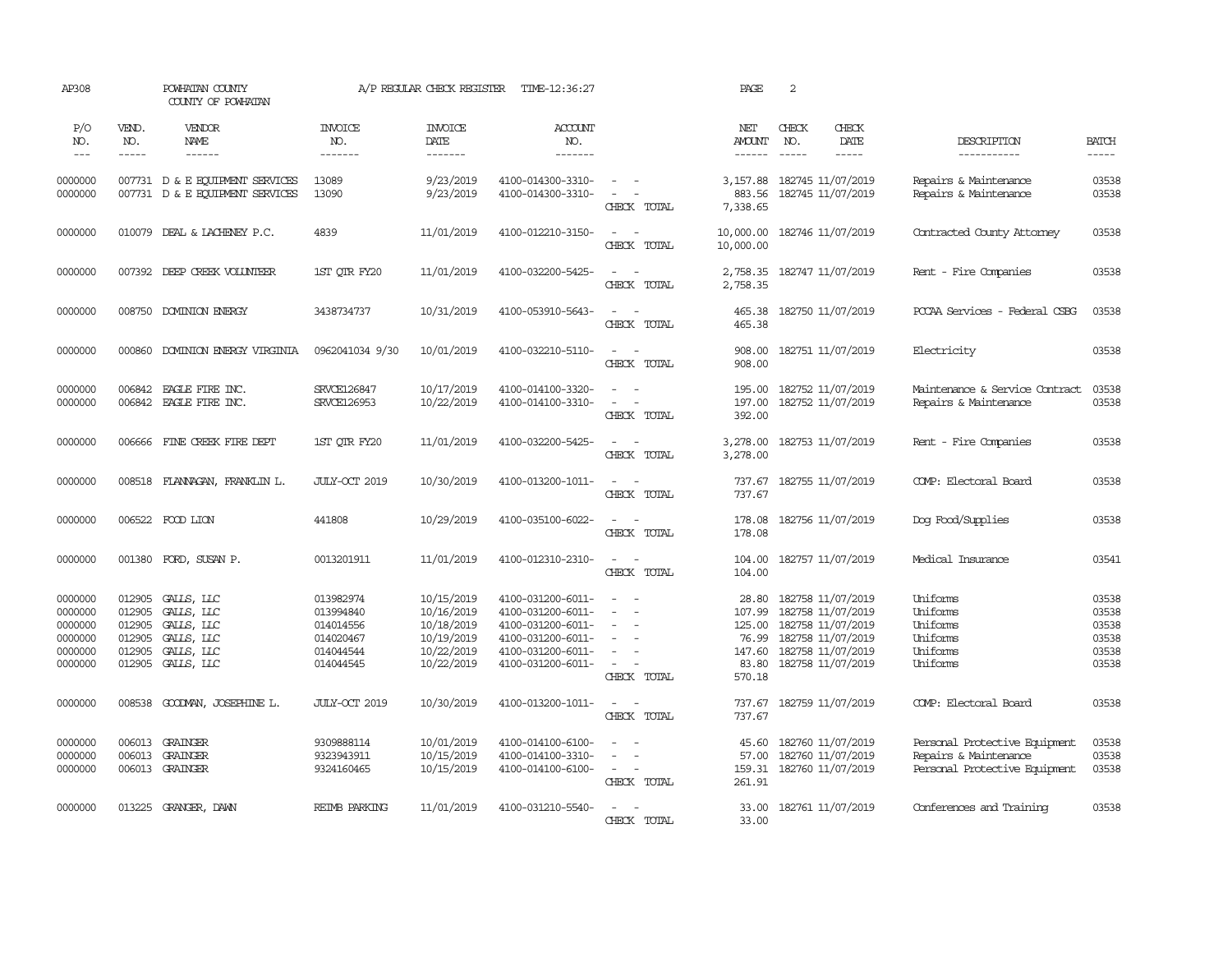AP308 POWHATAN COUNTY A/P REGULAR CHECK REGISTER TIME-12:36:27

COUNTY OF POWHATAN

| P/O NO. | VEND. NO. | VENDOR NAME | INVOICE NO. | INVOICE DATE | ACCOUNT NO. | | NET AMOUNT | CHECK NO. | CHECK DATE | DESCRIPTION | BATCH |
|---|---|---|---|---|---|---|---|---|---|---|---|
| 0000000 | 007731 | D & E EQUIPMENT SERVICES | 13089 | 9/23/2019 | 4100-014300-3310- | - - | 3,157.88 | 182745 | 11/07/2019 | Repairs & Maintenance | 03538 |
| 0000000 | 007731 | D & E EQUIPMENT SERVICES | 13090 | 9/23/2019 | 4100-014300-3310- | - - | 883.56 | 182745 | 11/07/2019 | Repairs & Maintenance | 03538 |
| | | | | | | CHECK TOTAL | 7,338.65 | | | | |
| 0000000 | 010079 | DEAL & LACHENEY P.C. | 4839 | 11/01/2019 | 4100-012210-3150- | - - | 10,000.00 | 182746 | 11/07/2019 | Contracted County Attorney | 03538 |
| | | | | | | CHECK TOTAL | 10,000.00 | | | | |
| 0000000 | 007392 | DEEP CREEK VOLUNTEER | 1ST QTR FY20 | 11/01/2019 | 4100-032200-5425- | - - | 2,758.35 | 182747 | 11/07/2019 | Rent - Fire Companies | 03538 |
| | | | | | | CHECK TOTAL | 2,758.35 | | | | |
| 0000000 | 008750 | DOMINION ENERGY | 3438734737 | 10/31/2019 | 4100-053910-5643- | - - | 465.38 | 182750 | 11/07/2019 | PCCAA Services - Federal CSBG | 03538 |
| | | | | | | CHECK TOTAL | 465.38 | | | | |
| 0000000 | 000860 | DOMINION ENERGY VIRGINIA | 0962041034 9/30 | 10/01/2019 | 4100-032210-5110- | - - | 908.00 | 182751 | 11/07/2019 | Electricity | 03538 |
| | | | | | | CHECK TOTAL | 908.00 | | | | |
| 0000000 | 006842 | EAGLE FIRE INC. | SRVCE126847 | 10/17/2019 | 4100-014100-3320- | - - | 195.00 | 182752 | 11/07/2019 | Maintenance & Service Contract | 03538 |
| 0000000 | 006842 | EAGLE FIRE INC. | SRVCE126953 | 10/22/2019 | 4100-014100-3310- | - - | 197.00 | 182752 | 11/07/2019 | Repairs & Maintenance | 03538 |
| | | | | | | CHECK TOTAL | 392.00 | | | | |
| 0000000 | 006666 | FINE CREEK FIRE DEPT | 1ST QTR FY20 | 11/01/2019 | 4100-032200-5425- | - - | 3,278.00 | 182753 | 11/07/2019 | Rent - Fire Companies | 03538 |
| | | | | | | CHECK TOTAL | 3,278.00 | | | | |
| 0000000 | 008518 | FLANNAGAN, FRANKLIN L. | JULY-OCT 2019 | 10/30/2019 | 4100-013200-1011- | - - | 737.67 | 182755 | 11/07/2019 | COMP: Electoral Board | 03538 |
| | | | | | | CHECK TOTAL | 737.67 | | | | |
| 0000000 | 006522 | FOOD LION | 441808 | 10/29/2019 | 4100-035100-6022- | - - | 178.08 | 182756 | 11/07/2019 | Dog Food/Supplies | 03538 |
| | | | | | | CHECK TOTAL | 178.08 | | | | |
| 0000000 | 001380 | FORD, SUSAN P. | 0013201911 | 11/01/2019 | 4100-012310-2310- | - - | 104.00 | 182757 | 11/07/2019 | Medical Insurance | 03541 |
| | | | | | | CHECK TOTAL | 104.00 | | | | |
| 0000000 | 012905 | GALLS, LLC | 013982974 | 10/15/2019 | 4100-031200-6011- | - - | 28.80 | 182758 | 11/07/2019 | Uniforms | 03538 |
| 0000000 | 012905 | GALLS, LLC | 013994840 | 10/16/2019 | 4100-031200-6011- | - - | 107.99 | 182758 | 11/07/2019 | Uniforms | 03538 |
| 0000000 | 012905 | GALLS, LLC | 014014556 | 10/18/2019 | 4100-031200-6011- | - - | 125.00 | 182758 | 11/07/2019 | Uniforms | 03538 |
| 0000000 | 012905 | GALLS, LLC | 014020467 | 10/19/2019 | 4100-031200-6011- | - - | 76.99 | 182758 | 11/07/2019 | Uniforms | 03538 |
| 0000000 | 012905 | GALLS, LLC | 014044544 | 10/22/2019 | 4100-031200-6011- | - - | 147.60 | 182758 | 11/07/2019 | Uniforms | 03538 |
| 0000000 | 012905 | GALLS, LLC | 014044545 | 10/22/2019 | 4100-031200-6011- | - - | 83.80 | 182758 | 11/07/2019 | Uniforms | 03538 |
| | | | | | | CHECK TOTAL | 570.18 | | | | |
| 0000000 | 008538 | GOODMAN, JOSEPHINE L. | JULY-OCT 2019 | 10/30/2019 | 4100-013200-1011- | - - | 737.67 | 182759 | 11/07/2019 | COMP: Electoral Board | 03538 |
| | | | | | | CHECK TOTAL | 737.67 | | | | |
| 0000000 | 006013 | GRAINGER | 9309888114 | 10/01/2019 | 4100-014100-6100- | - - | 45.60 | 182760 | 11/07/2019 | Personal Protective Equipment | 03538 |
| 0000000 | 006013 | GRAINGER | 9323943911 | 10/15/2019 | 4100-014100-3310- | - - | 57.00 | 182760 | 11/07/2019 | Repairs & Maintenance | 03538 |
| 0000000 | 006013 | GRAINGER | 9324160465 | 10/15/2019 | 4100-014100-6100- | - - | 159.31 | 182760 | 11/07/2019 | Personal Protective Equipment | 03538 |
| | | | | | | CHECK TOTAL | 261.91 | | | | |
| 0000000 | 013225 | GRANGER, DAWN | REIMB PARKING | 11/01/2019 | 4100-031210-5540- | - - | 33.00 | 182761 | 11/07/2019 | Conferences and Training | 03538 |
| | | | | | | CHECK TOTAL | 33.00 | | | | |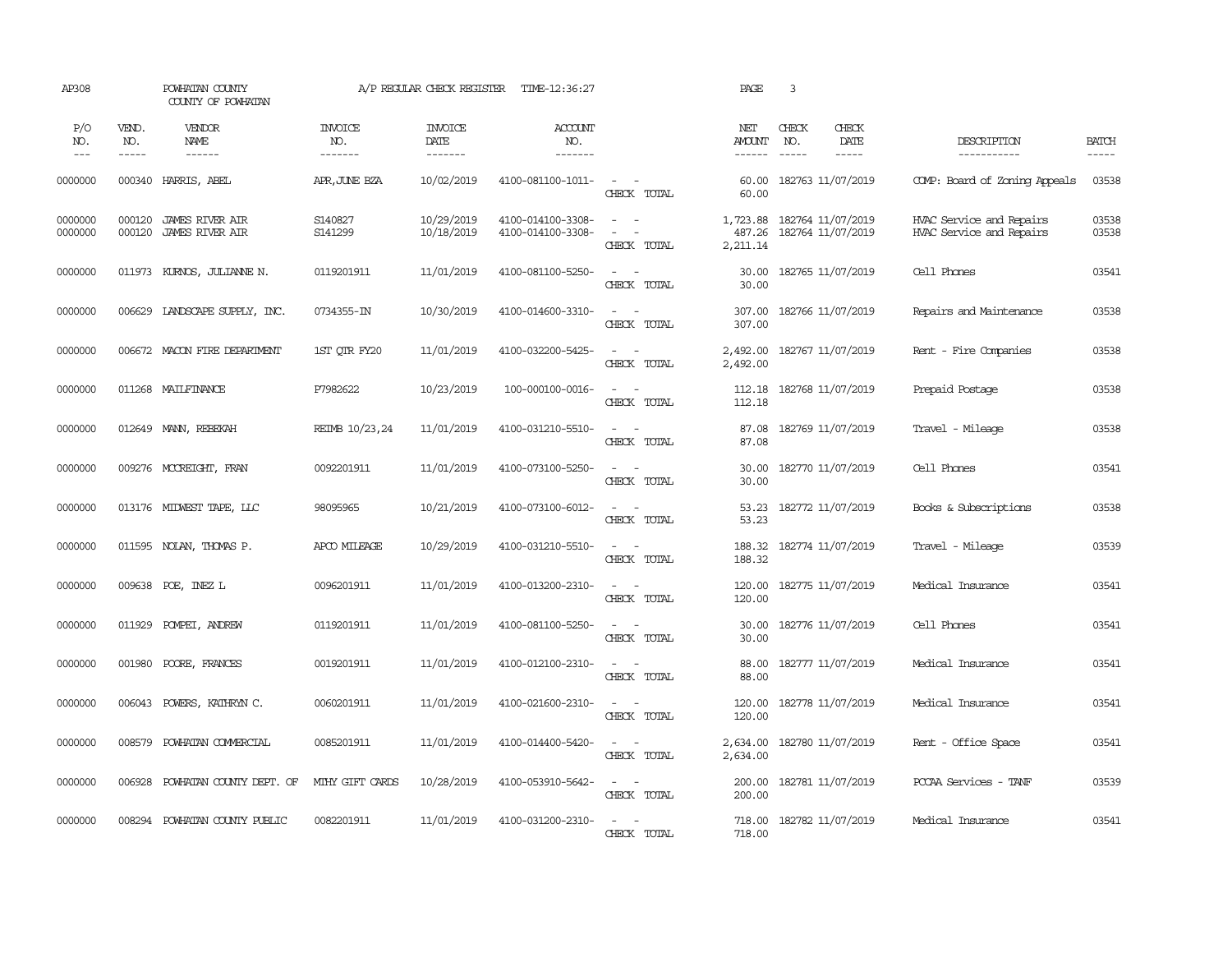AP308 POWHATAN COUNTY A/P REGULAR CHECK REGISTER TIME-12:36:27 PAGE 3
COUNTY OF POWHATAN

| P/O NO. | VEND. NO. | VENDOR NAME | INVOICE NO. | INVOICE DATE | ACCOUNT NO. | | NET AMOUNT | CHECK NO. | CHECK DATE | DESCRIPTION | BATCH |
|---|---|---|---|---|---|---|---|---|---|---|---|
| 0000000 | 000340 | HARRIS, ABEL | APR,JUNE BZA | 10/02/2019 | 4100-081100-1011- | - - | 60.00 | 182763 | 11/07/2019 | COMP: Board of Zoning Appeals | 03538 |
| | | | | | | CHECK TOTAL | 60.00 | | | | |
| 0000000 | 000120 | JAMES RIVER AIR | S140827 | 10/29/2019 | 4100-014100-3308- | - - | 1,723.88 | 182764 | 11/07/2019 | HVAC Service and Repairs | 03538 |
| 0000000 | 000120 | JAMES RIVER AIR | S141299 | 10/18/2019 | 4100-014100-3308- | - - | 487.26 | 182764 | 11/07/2019 | HVAC Service and Repairs | 03538 |
| | | | | | | CHECK TOTAL | 2,211.14 | | | | |
| 0000000 | 011973 | KURNOS, JULIANNE N. | 0119201911 | 11/01/2019 | 4100-081100-5250- | - - | 30.00 | 182765 | 11/07/2019 | Cell Phones | 03541 |
| | | | | | | CHECK TOTAL | 30.00 | | | | |
| 0000000 | 006629 | LANDSCAPE SUPPLY, INC. | 0734355-IN | 10/30/2019 | 4100-014600-3310- | - - | 307.00 | 182766 | 11/07/2019 | Repairs and Maintenance | 03538 |
| | | | | | | CHECK TOTAL | 307.00 | | | | |
| 0000000 | 006672 | MACON FIRE DEPARTMENT | 1ST QTR FY20 | 11/01/2019 | 4100-032200-5425- | - - | 2,492.00 | 182767 | 11/07/2019 | Rent - Fire Companies | 03538 |
| | | | | | | CHECK TOTAL | 2,492.00 | | | | |
| 0000000 | 011268 | MAILFINANCE | P7982622 | 10/23/2019 | 100-000100-0016- | - - | 112.18 | 182768 | 11/07/2019 | Prepaid Postage | 03538 |
| | | | | | | CHECK TOTAL | 112.18 | | | | |
| 0000000 | 012649 | MANN, REBEKAH | REIMB 10/23,24 | 11/01/2019 | 4100-031210-5510- | - - | 87.08 | 182769 | 11/07/2019 | Travel - Mileage | 03538 |
| | | | | | | CHECK TOTAL | 87.08 | | | | |
| 0000000 | 009276 | MCCREIGHT, FRAN | 0092201911 | 11/01/2019 | 4100-073100-5250- | - - | 30.00 | 182770 | 11/07/2019 | Cell Phones | 03541 |
| | | | | | | CHECK TOTAL | 30.00 | | | | |
| 0000000 | 013176 | MIDWEST TAPE, LLC | 98095965 | 10/21/2019 | 4100-073100-6012- | - - | 53.23 | 182772 | 11/07/2019 | Books & Subscriptions | 03538 |
| | | | | | | CHECK TOTAL | 53.23 | | | | |
| 0000000 | 011595 | NOLAN, THOMAS P. | APCO MILEAGE | 10/29/2019 | 4100-031210-5510- | - - | 188.32 | 182774 | 11/07/2019 | Travel - Mileage | 03539 |
| | | | | | | CHECK TOTAL | 188.32 | | | | |
| 0000000 | 009638 | POE, INEZ L | 0096201911 | 11/01/2019 | 4100-013200-2310- | - - | 120.00 | 182775 | 11/07/2019 | Medical Insurance | 03541 |
| | | | | | | CHECK TOTAL | 120.00 | | | | |
| 0000000 | 011929 | POMPEI, ANDREW | 0119201911 | 11/01/2019 | 4100-081100-5250- | - - | 30.00 | 182776 | 11/07/2019 | Cell Phones | 03541 |
| | | | | | | CHECK TOTAL | 30.00 | | | | |
| 0000000 | 001980 | POORE, FRANCES | 0019201911 | 11/01/2019 | 4100-012100-2310- | - - | 88.00 | 182777 | 11/07/2019 | Medical Insurance | 03541 |
| | | | | | | CHECK TOTAL | 88.00 | | | | |
| 0000000 | 006043 | POWERS, KATHRYN C. | 0060201911 | 11/01/2019 | 4100-021600-2310- | - - | 120.00 | 182778 | 11/07/2019 | Medical Insurance | 03541 |
| | | | | | | CHECK TOTAL | 120.00 | | | | |
| 0000000 | 008579 | POWHATAN COMMERCIAL | 0085201911 | 11/01/2019 | 4100-014400-5420- | - - | 2,634.00 | 182780 | 11/07/2019 | Rent - Office Space | 03541 |
| | | | | | | CHECK TOTAL | 2,634.00 | | | | |
| 0000000 | 006928 | POWHATAN COUNTY DEPT. OF | MTHY GIFT CARDS | 10/28/2019 | 4100-053910-5642- | - - | 200.00 | 182781 | 11/07/2019 | PCCAA Services - TANF | 03539 |
| | | | | | | CHECK TOTAL | 200.00 | | | | |
| 0000000 | 008294 | POWHATAN COUNTY PUBLIC | 0082201911 | 11/01/2019 | 4100-031200-2310- | - - | 718.00 | 182782 | 11/07/2019 | Medical Insurance | 03541 |
| | | | | | | CHECK TOTAL | 718.00 | | | | |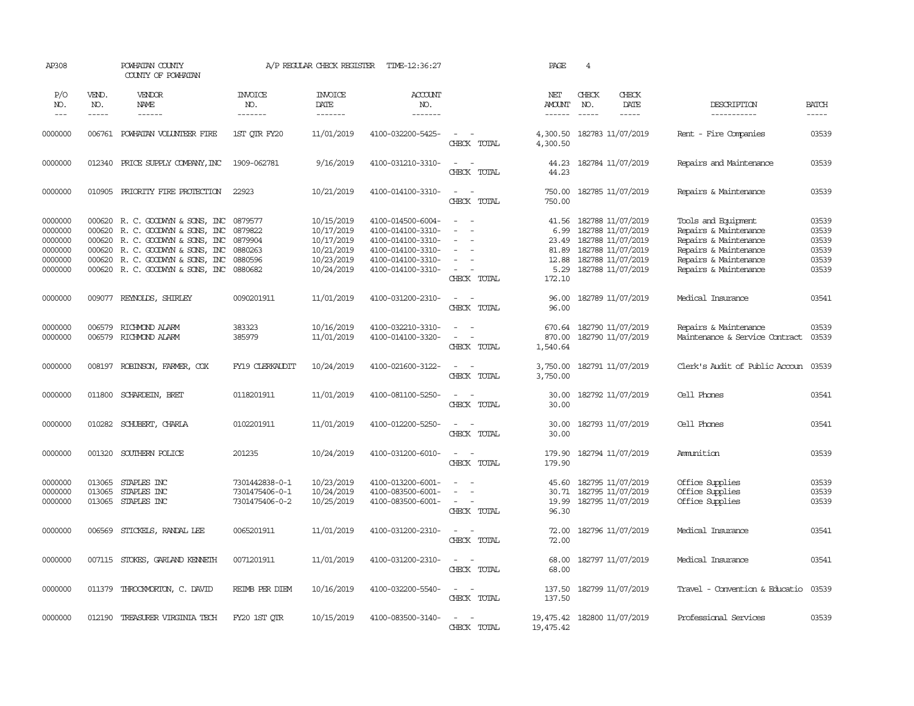AP308 POWHATAN COUNTY A/P REGULAR CHECK REGISTER TIME-12:36:27 PAGE 4
COUNTY OF POWHATAN

| P/O NO. | VEND. NO. | VENDOR NAME | INVOICE NO. | INVOICE DATE | ACCOUNT NO. | | NET AMOUNT | CHECK NO. | CHECK DATE | DESCRIPTION | BATCH |
|---|---|---|---|---|---|---|---|---|---|---|---|
| 0000000 | 006761 | POWHATAN VOLUNTEER FIRE | 1ST QTR FY20 | 11/01/2019 | 4100-032200-5425- | - - | 4,300.50 | 182783 | 11/07/2019 | Rent - Fire Companies | 03539 |
| | | | | | | CHECK TOTAL | 4,300.50 | | | | |
| 0000000 | 012340 | PRICE SUPPLY COMPANY, INC | 1909-062781 | 9/16/2019 | 4100-031210-3310- | - - | 44.23 | 182784 | 11/07/2019 | Repairs and Maintenance | 03539 |
| | | | | | | CHECK TOTAL | 44.23 | | | | |
| 0000000 | 010905 | PRIORITY FIRE PROTECTION | 22923 | 10/21/2019 | 4100-014100-3310- | - - | 750.00 | 182785 | 11/07/2019 | Repairs & Maintenance | 03539 |
| | | | | | | CHECK TOTAL | 750.00 | | | | |
| 0000000 | 000620 | R. C. GOODWYN & SONS, INC | 0879577 | 10/15/2019 | 4100-014500-6004- | - - | 41.56 | 182788 | 11/07/2019 | Tools and Equipment | 03539 |
| 0000000 | 000620 | R. C. GOODWYN & SONS, INC | 0879822 | 10/17/2019 | 4100-014100-3310- | - - | 6.99 | 182788 | 11/07/2019 | Repairs & Maintenance | 03539 |
| 0000000 | 000620 | R. C. GOODWYN & SONS, INC | 0879904 | 10/17/2019 | 4100-014100-3310- | - - | 23.49 | 182788 | 11/07/2019 | Repairs & Maintenance | 03539 |
| 0000000 | 000620 | R. C. GOODWYN & SONS, INC | 0880263 | 10/21/2019 | 4100-014100-3310- | - - | 81.89 | 182788 | 11/07/2019 | Repairs & Maintenance | 03539 |
| 0000000 | 000620 | R. C. GOODWYN & SONS, INC | 0880596 | 10/23/2019 | 4100-014100-3310- | - - | 12.88 | 182788 | 11/07/2019 | Repairs & Maintenance | 03539 |
| 0000000 | 000620 | R. C. GOODWYN & SONS, INC | 0880682 | 10/24/2019 | 4100-014100-3310- | - - | 5.29 | 182788 | 11/07/2019 | Repairs & Maintenance | 03539 |
| | | | | | | CHECK TOTAL | 172.10 | | | | |
| 0000000 | 009077 | REYNOLDS, SHIRLEY | 0090201911 | 11/01/2019 | 4100-031200-2310- | - - | 96.00 | 182789 | 11/07/2019 | Medical Insurance | 03541 |
| | | | | | | CHECK TOTAL | 96.00 | | | | |
| 0000000 | 006579 | RICHMOND ALARM | 383323 | 10/16/2019 | 4100-032210-3310- | - - | 670.64 | 182790 | 11/07/2019 | Repairs & Maintenance | 03539 |
| 0000000 | 006579 | RICHMOND ALARM | 385979 | 11/01/2019 | 4100-014100-3320- | - - | 870.00 | 182790 | 11/07/2019 | Maintenance & Service Contract | 03539 |
| | | | | | | CHECK TOTAL | 1,540.64 | | | | |
| 0000000 | 008197 | ROBINSON, FARMER, COX | FY19 CLERKAUDIT | 10/24/2019 | 4100-021600-3122- | - - | 3,750.00 | 182791 | 11/07/2019 | Clerk's Audit of Public Accoun | 03539 |
| | | | | | | CHECK TOTAL | 3,750.00 | | | | |
| 0000000 | 011800 | SCHARDEIN, BRET | 0118201911 | 11/01/2019 | 4100-081100-5250- | - - | 30.00 | 182792 | 11/07/2019 | Cell Phones | 03541 |
| | | | | | | CHECK TOTAL | 30.00 | | | | |
| 0000000 | 010282 | SCHUBERT, CHARLA | 0102201911 | 11/01/2019 | 4100-012200-5250- | - - | 30.00 | 182793 | 11/07/2019 | Cell Phones | 03541 |
| | | | | | | CHECK TOTAL | 30.00 | | | | |
| 0000000 | 001320 | SOUTHERN POLICE | 201235 | 10/24/2019 | 4100-031200-6010- | - - | 179.90 | 182794 | 11/07/2019 | Ammunition | 03539 |
| | | | | | | CHECK TOTAL | 179.90 | | | | |
| 0000000 | 013065 | STAPLES INC | 7301442838-0-1 | 10/23/2019 | 4100-013200-6001- | - - | 45.60 | 182795 | 11/07/2019 | Office Supplies | 03539 |
| 0000000 | 013065 | STAPLES INC | 7301475406-0-1 | 10/24/2019 | 4100-083500-6001- | - - | 30.71 | 182795 | 11/07/2019 | Office Supplies | 03539 |
| 0000000 | 013065 | STAPLES INC | 7301475406-0-2 | 10/25/2019 | 4100-083500-6001- | - - | 19.99 | 182795 | 11/07/2019 | Office Supplies | 03539 |
| | | | | | | CHECK TOTAL | 96.30 | | | | |
| 0000000 | 006569 | STICKELS, RANDAL LEE | 0065201911 | 11/01/2019 | 4100-031200-2310- | - - | 72.00 | 182796 | 11/07/2019 | Medical Insurance | 03541 |
| | | | | | | CHECK TOTAL | 72.00 | | | | |
| 0000000 | 007115 | STOKES, GARLAND KENNETH | 0071201911 | 11/01/2019 | 4100-031200-2310- | - - | 68.00 | 182797 | 11/07/2019 | Medical Insurance | 03541 |
| | | | | | | CHECK TOTAL | 68.00 | | | | |
| 0000000 | 011379 | THROCKMORTON, C. DAVID | REIMB PER DIEM | 10/16/2019 | 4100-032200-5540- | - - | 137.50 | 182799 | 11/07/2019 | Travel - Convention & Educatio | 03539 |
| | | | | | | CHECK TOTAL | 137.50 | | | | |
| 0000000 | 012190 | TREASURER VIRGINIA TECH | FY20 1ST QTR | 10/15/2019 | 4100-083500-3140- | - - | 19,475.42 | 182800 | 11/07/2019 | Professional Services | 03539 |
| | | | | | | CHECK TOTAL | 19,475.42 | | | | |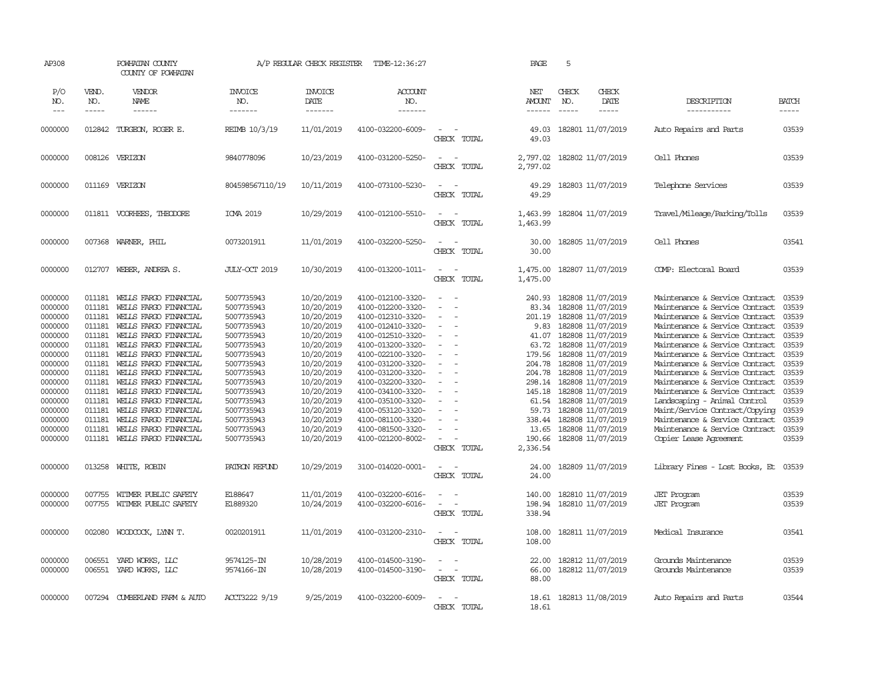AP308 POWHATAN COUNTY COUNTY OF POWHATAN A/P REGULAR CHECK REGISTER TIME-12:36:27

| P/O NO. | VEND. NO. | VENDOR NAME | INVOICE NO. | INVOICE DATE | ACCOUNT NO. | | NET AMOUNT | CHECK NO. | CHECK DATE | DESCRIPTION | BATCH |
|---|---|---|---|---|---|---|---|---|---|---|---|
| 0000000 | 012842 | TURGEON, ROGER E. | REIMB 10/3/19 | 11/01/2019 | 4100-032200-6009- | - - | 49.03 | 182801 | 11/07/2019 | Auto Repairs and Parts | 03539 |
| | | | | | | CHECK TOTAL | 49.03 | | | | |
| 0000000 | 008126 | VERIZON | 9840778096 | 10/23/2019 | 4100-031200-5250- | - - | 2,797.02 | 182802 | 11/07/2019 | Cell Phones | 03539 |
| | | | | | | CHECK TOTAL | 2,797.02 | | | | |
| 0000000 | 011169 | VERIZON | 804598567110/19 | 10/11/2019 | 4100-073100-5230- | - - | 49.29 | 182803 | 11/07/2019 | Telephone Services | 03539 |
| | | | | | | CHECK TOTAL | 49.29 | | | | |
| 0000000 | 011811 | VOORHEES, THEODORE | ICMA 2019 | 10/29/2019 | 4100-012100-5510- | - - | 1,463.99 | 182804 | 11/07/2019 | Travel/Mileage/Parking/Tolls | 03539 |
| | | | | | | CHECK TOTAL | 1,463.99 | | | | |
| 0000000 | 007368 | WARNER, PHIL | 0073201911 | 11/01/2019 | 4100-032200-5250- | - - | 30.00 | 182805 | 11/07/2019 | Cell Phones | 03541 |
| | | | | | | CHECK TOTAL | 30.00 | | | | |
| 0000000 | 012707 | WEBER, ANDREA S. | JULY-OCT 2019 | 10/30/2019 | 4100-013200-1011- | - - | 1,475.00 | 182807 | 11/07/2019 | COMP: Electoral Board | 03539 |
| | | | | | | CHECK TOTAL | 1,475.00 | | | | |
| 0000000 | 011181 | WELLS FARGO FINANCIAL | 5007735943 | 10/20/2019 | 4100-012100-3320- | - - | 240.93 | 182808 | 11/07/2019 | Maintenance & Service Contract | 03539 |
| 0000000 | 011181 | WELLS FARGO FINANCIAL | 5007735943 | 10/20/2019 | 4100-012200-3320- | - - | 83.34 | 182808 | 11/07/2019 | Maintenance & Service Contract | 03539 |
| 0000000 | 011181 | WELLS FARGO FINANCIAL | 5007735943 | 10/20/2019 | 4100-012310-3320- | - - | 201.19 | 182808 | 11/07/2019 | Maintenance & Service Contract | 03539 |
| 0000000 | 011181 | WELLS FARGO FINANCIAL | 5007735943 | 10/20/2019 | 4100-012410-3320- | - - | 9.83 | 182808 | 11/07/2019 | Maintenance & Service Contract | 03539 |
| 0000000 | 011181 | WELLS FARGO FINANCIAL | 5007735943 | 10/20/2019 | 4100-012510-3320- | - - | 41.07 | 182808 | 11/07/2019 | Maintenance & Service Contract | 03539 |
| 0000000 | 011181 | WELLS FARGO FINANCIAL | 5007735943 | 10/20/2019 | 4100-013200-3320- | - - | 63.72 | 182808 | 11/07/2019 | Maintenance & Service Contract | 03539 |
| 0000000 | 011181 | WELLS FARGO FINANCIAL | 5007735943 | 10/20/2019 | 4100-022100-3320- | - - | 179.56 | 182808 | 11/07/2019 | Maintenance & Service Contract | 03539 |
| 0000000 | 011181 | WELLS FARGO FINANCIAL | 5007735943 | 10/20/2019 | 4100-031200-3320- | - - | 204.78 | 182808 | 11/07/2019 | Maintenance & Service Contract | 03539 |
| 0000000 | 011181 | WELLS FARGO FINANCIAL | 5007735943 | 10/20/2019 | 4100-031200-3320- | - - | 204.78 | 182808 | 11/07/2019 | Maintenance & Service Contract | 03539 |
| 0000000 | 011181 | WELLS FARGO FINANCIAL | 5007735943 | 10/20/2019 | 4100-032200-3320- | - - | 298.14 | 182808 | 11/07/2019 | Maintenance & Service Contract | 03539 |
| 0000000 | 011181 | WELLS FARGO FINANCIAL | 5007735943 | 10/20/2019 | 4100-034100-3320- | - - | 145.18 | 182808 | 11/07/2019 | Maintenance & Service Contract | 03539 |
| 0000000 | 011181 | WELLS FARGO FINANCIAL | 5007735943 | 10/20/2019 | 4100-035100-3320- | - - | 61.54 | 182808 | 11/07/2019 | Landscaping - Animal Control | 03539 |
| 0000000 | 011181 | WELLS FARGO FINANCIAL | 5007735943 | 10/20/2019 | 4100-053120-3320- | - - | 59.73 | 182808 | 11/07/2019 | Maint/Service Contract/Copying | 03539 |
| 0000000 | 011181 | WELLS FARGO FINANCIAL | 5007735943 | 10/20/2019 | 4100-081100-3320- | - - | 338.44 | 182808 | 11/07/2019 | Maintenance & Service Contract | 03539 |
| 0000000 | 011181 | WELLS FARGO FINANCIAL | 5007735943 | 10/20/2019 | 4100-081500-3320- | - - | 13.65 | 182808 | 11/07/2019 | Maintenance & Service Contract | 03539 |
| 0000000 | 011181 | WELLS FARGO FINANCIAL | 5007735943 | 10/20/2019 | 4100-021200-8002- | - - | 190.66 | 182808 | 11/07/2019 | Copier Lease Agreement | 03539 |
| | | | | | | CHECK TOTAL | 2,336.54 | | | | |
| 0000000 | 013258 | WHITE, ROBIN | PATRON REFUND | 10/29/2019 | 3100-014020-0001- | - - | 24.00 | 182809 | 11/07/2019 | Library Fines - Lost Books, Et | 03539 |
| | | | | | | CHECK TOTAL | 24.00 | | | | |
| 0000000 | 007755 | WITMER PUBLIC SAFETY | E188647 | 11/01/2019 | 4100-032200-6016- | - - | 140.00 | 182810 | 11/07/2019 | JET Program | 03539 |
| 0000000 | 007755 | WITMER PUBLIC SAFETY | E1889320 | 10/24/2019 | 4100-032200-6016- | - - | 198.94 | 182810 | 11/07/2019 | JET Program | 03539 |
| | | | | | | CHECK TOTAL | 338.94 | | | | |
| 0000000 | 002080 | WOODCOCK, LYNN T. | 0020201911 | 11/01/2019 | 4100-031200-2310- | - - | 108.00 | 182811 | 11/07/2019 | Medical Insurance | 03541 |
| | | | | | | CHECK TOTAL | 108.00 | | | | |
| 0000000 | 006551 | YARD WORKS, LLC | 9574125-IN | 10/28/2019 | 4100-014500-3190- | - - | 22.00 | 182812 | 11/07/2019 | Grounds Maintenance | 03539 |
| 0000000 | 006551 | YARD WORKS, LLC | 9574166-IN | 10/28/2019 | 4100-014500-3190- | - - | 66.00 | 182812 | 11/07/2019 | Grounds Maintenance | 03539 |
| | | | | | | CHECK TOTAL | 88.00 | | | | |
| 0000000 | 007294 | CUMBERLAND FARM & AUTO | ACCT3222 9/19 | 9/25/2019 | 4100-032200-6009- | - - | 18.61 | 182813 | 11/08/2019 | Auto Repairs and Parts | 03544 |
| | | | | | | CHECK TOTAL | 18.61 | | | | |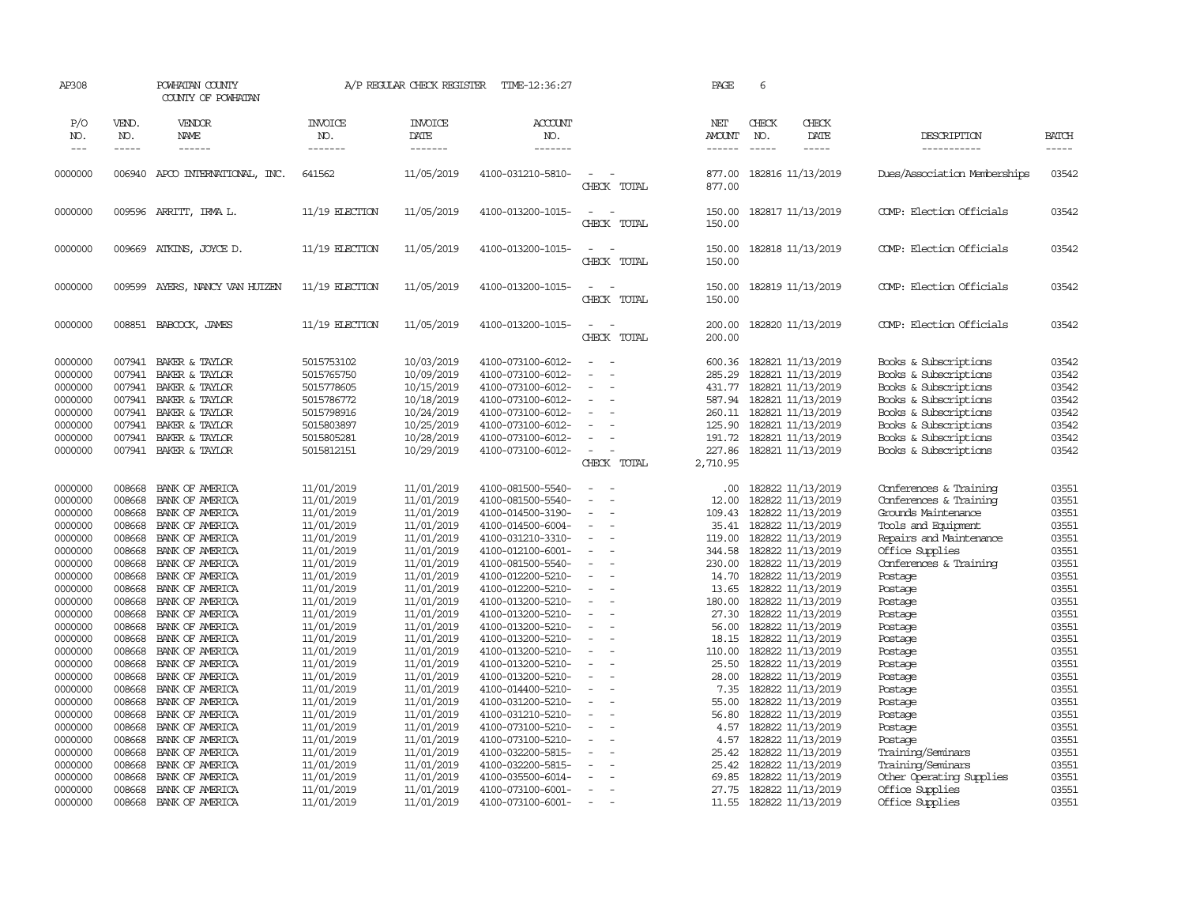AP308 POWHATAN COUNTY A/P REGULAR CHECK REGISTER TIME-12:36:27 PAGE 6

COUNTY OF POWHATAN

| P/O NO. | VEND. NO. | VENDOR NAME | INVOICE NO. | INVOICE DATE | ACCOUNT NO. | | NET AMOUNT | CHECK NO. | CHECK DATE | DESCRIPTION | BATCH |
|---|---|---|---|---|---|---|---|---|---|---|---|
| 0000000 | 006940 | APCO INTERNATIONAL, INC. | 641562 | 11/05/2019 | 4100-031210-5810- | - - | 877.00 | 182816 | 11/13/2019 | Dues/Association Memberships | 03542 |
| | | | | | | CHECK TOTAL | 877.00 | | | | |
| 0000000 | 009596 | ARRITT, IRMA L. | 11/19 ELECTION | 11/05/2019 | 4100-013200-1015- | - - | 150.00 | 182817 | 11/13/2019 | COMP: Election Officials | 03542 |
| | | | | | | CHECK TOTAL | 150.00 | | | | |
| 0000000 | 009669 | ATKINS, JOYCE D. | 11/19 ELECTION | 11/05/2019 | 4100-013200-1015- | - - | 150.00 | 182818 | 11/13/2019 | COMP: Election Officials | 03542 |
| | | | | | | CHECK TOTAL | 150.00 | | | | |
| 0000000 | 009599 | AYERS, NANCY VAN HUIZEN | 11/19 ELECTION | 11/05/2019 | 4100-013200-1015- | - - | 150.00 | 182819 | 11/13/2019 | COMP: Election Officials | 03542 |
| | | | | | | CHECK TOTAL | 150.00 | | | | |
| 0000000 | 008851 | BABCOCK, JAMES | 11/19 ELECTION | 11/05/2019 | 4100-013200-1015- | - - | 200.00 | 182820 | 11/13/2019 | COMP: Election Officials | 03542 |
| | | | | | | CHECK TOTAL | 200.00 | | | | |
| 0000000 | 007941 | BAKER & TAYLOR | 5015753102 | 10/03/2019 | 4100-073100-6012- | - - | 600.36 | 182821 | 11/13/2019 | Books & Subscriptions | 03542 |
| 0000000 | 007941 | BAKER & TAYLOR | 5015765750 | 10/09/2019 | 4100-073100-6012- | - - | 285.29 | 182821 | 11/13/2019 | Books & Subscriptions | 03542 |
| 0000000 | 007941 | BAKER & TAYLOR | 5015778605 | 10/15/2019 | 4100-073100-6012- | - - | 431.77 | 182821 | 11/13/2019 | Books & Subscriptions | 03542 |
| 0000000 | 007941 | BAKER & TAYLOR | 5015786772 | 10/18/2019 | 4100-073100-6012- | - - | 587.94 | 182821 | 11/13/2019 | Books & Subscriptions | 03542 |
| 0000000 | 007941 | BAKER & TAYLOR | 5015798916 | 10/24/2019 | 4100-073100-6012- | - - | 260.11 | 182821 | 11/13/2019 | Books & Subscriptions | 03542 |
| 0000000 | 007941 | BAKER & TAYLOR | 5015803897 | 10/25/2019 | 4100-073100-6012- | - - | 125.90 | 182821 | 11/13/2019 | Books & Subscriptions | 03542 |
| 0000000 | 007941 | BAKER & TAYLOR | 5015805281 | 10/28/2019 | 4100-073100-6012- | - - | 191.72 | 182821 | 11/13/2019 | Books & Subscriptions | 03542 |
| 0000000 | 007941 | BAKER & TAYLOR | 5015812151 | 10/29/2019 | 4100-073100-6012- | - - | 227.86 | 182821 | 11/13/2019 | Books & Subscriptions | 03542 |
| | | | | | | CHECK TOTAL | 2,710.95 | | | | |
| 0000000 | 008668 | BANK OF AMERICA | 11/01/2019 | 11/01/2019 | 4100-081500-5540- | - - | .00 | 182822 | 11/13/2019 | Conferences & Training | 03551 |
| 0000000 | 008668 | BANK OF AMERICA | 11/01/2019 | 11/01/2019 | 4100-081500-5540- | - - | 12.00 | 182822 | 11/13/2019 | Conferences & Training | 03551 |
| 0000000 | 008668 | BANK OF AMERICA | 11/01/2019 | 11/01/2019 | 4100-014500-3190- | - - | 109.43 | 182822 | 11/13/2019 | Grounds Maintenance | 03551 |
| 0000000 | 008668 | BANK OF AMERICA | 11/01/2019 | 11/01/2019 | 4100-014500-6004- | - - | 35.41 | 182822 | 11/13/2019 | Tools and Equipment | 03551 |
| 0000000 | 008668 | BANK OF AMERICA | 11/01/2019 | 11/01/2019 | 4100-031210-3310- | - - | 119.00 | 182822 | 11/13/2019 | Repairs and Maintenance | 03551 |
| 0000000 | 008668 | BANK OF AMERICA | 11/01/2019 | 11/01/2019 | 4100-012100-6001- | - - | 344.58 | 182822 | 11/13/2019 | Office Supplies | 03551 |
| 0000000 | 008668 | BANK OF AMERICA | 11/01/2019 | 11/01/2019 | 4100-081500-5540- | - - | 230.00 | 182822 | 11/13/2019 | Conferences & Training | 03551 |
| 0000000 | 008668 | BANK OF AMERICA | 11/01/2019 | 11/01/2019 | 4100-012200-5210- | - - | 14.70 | 182822 | 11/13/2019 | Postage | 03551 |
| 0000000 | 008668 | BANK OF AMERICA | 11/01/2019 | 11/01/2019 | 4100-012200-5210- | - - | 13.65 | 182822 | 11/13/2019 | Postage | 03551 |
| 0000000 | 008668 | BANK OF AMERICA | 11/01/2019 | 11/01/2019 | 4100-013200-5210- | - - | 180.00 | 182822 | 11/13/2019 | Postage | 03551 |
| 0000000 | 008668 | BANK OF AMERICA | 11/01/2019 | 11/01/2019 | 4100-013200-5210- | - - | 27.30 | 182822 | 11/13/2019 | Postage | 03551 |
| 0000000 | 008668 | BANK OF AMERICA | 11/01/2019 | 11/01/2019 | 4100-013200-5210- | - - | 56.00 | 182822 | 11/13/2019 | Postage | 03551 |
| 0000000 | 008668 | BANK OF AMERICA | 11/01/2019 | 11/01/2019 | 4100-013200-5210- | - - | 18.15 | 182822 | 11/13/2019 | Postage | 03551 |
| 0000000 | 008668 | BANK OF AMERICA | 11/01/2019 | 11/01/2019 | 4100-013200-5210- | - - | 110.00 | 182822 | 11/13/2019 | Postage | 03551 |
| 0000000 | 008668 | BANK OF AMERICA | 11/01/2019 | 11/01/2019 | 4100-013200-5210- | - - | 25.50 | 182822 | 11/13/2019 | Postage | 03551 |
| 0000000 | 008668 | BANK OF AMERICA | 11/01/2019 | 11/01/2019 | 4100-013200-5210- | - - | 28.00 | 182822 | 11/13/2019 | Postage | 03551 |
| 0000000 | 008668 | BANK OF AMERICA | 11/01/2019 | 11/01/2019 | 4100-014400-5210- | - - | 7.35 | 182822 | 11/13/2019 | Postage | 03551 |
| 0000000 | 008668 | BANK OF AMERICA | 11/01/2019 | 11/01/2019 | 4100-031200-5210- | - - | 55.00 | 182822 | 11/13/2019 | Postage | 03551 |
| 0000000 | 008668 | BANK OF AMERICA | 11/01/2019 | 11/01/2019 | 4100-031210-5210- | - - | 56.80 | 182822 | 11/13/2019 | Postage | 03551 |
| 0000000 | 008668 | BANK OF AMERICA | 11/01/2019 | 11/01/2019 | 4100-073100-5210- | - - | 4.57 | 182822 | 11/13/2019 | Postage | 03551 |
| 0000000 | 008668 | BANK OF AMERICA | 11/01/2019 | 11/01/2019 | 4100-073100-5210- | - - | 4.57 | 182822 | 11/13/2019 | Postage | 03551 |
| 0000000 | 008668 | BANK OF AMERICA | 11/01/2019 | 11/01/2019 | 4100-032200-5815- | - - | 25.42 | 182822 | 11/13/2019 | Training/Seminars | 03551 |
| 0000000 | 008668 | BANK OF AMERICA | 11/01/2019 | 11/01/2019 | 4100-032200-5815- | - - | 25.42 | 182822 | 11/13/2019 | Training/Seminars | 03551 |
| 0000000 | 008668 | BANK OF AMERICA | 11/01/2019 | 11/01/2019 | 4100-035500-6014- | - - | 69.85 | 182822 | 11/13/2019 | Other Operating Supplies | 03551 |
| 0000000 | 008668 | BANK OF AMERICA | 11/01/2019 | 11/01/2019 | 4100-073100-6001- | - - | 27.75 | 182822 | 11/13/2019 | Office Supplies | 03551 |
| 0000000 | 008668 | BANK OF AMERICA | 11/01/2019 | 11/01/2019 | 4100-073100-6001- | - - | 11.55 | 182822 | 11/13/2019 | Office Supplies | 03551 |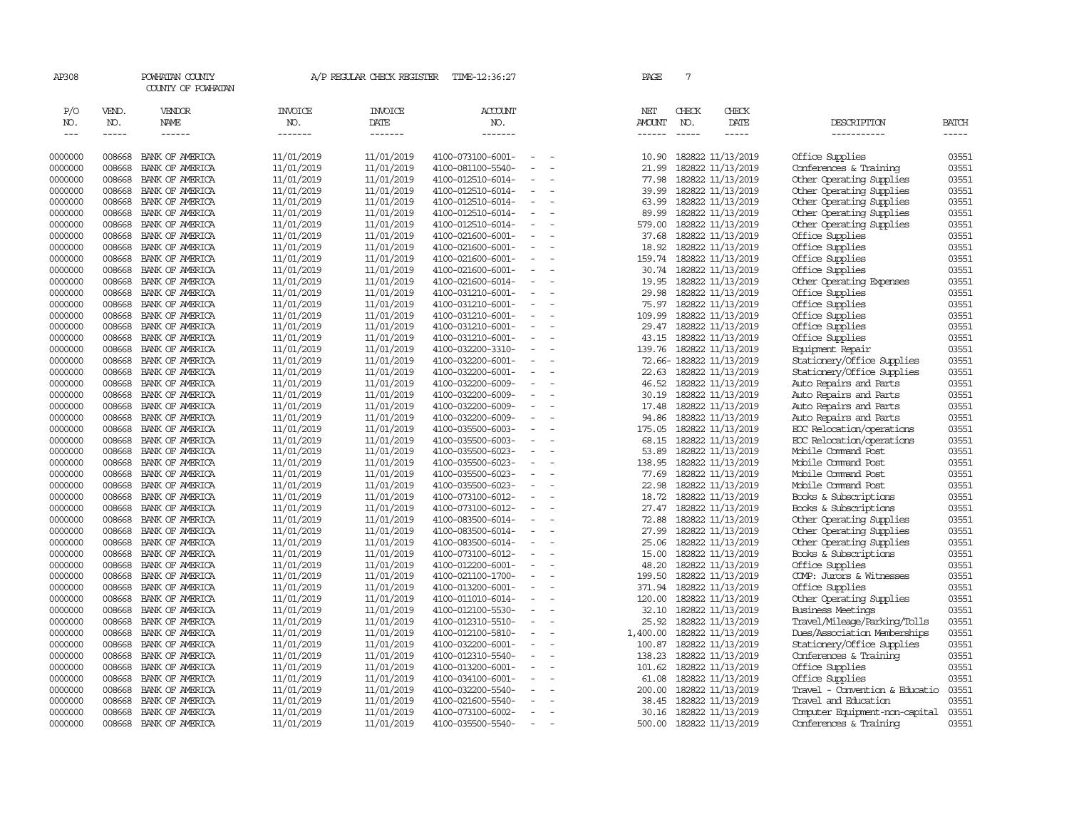AP308 POWHATAN COUNTY A/P REGULAR CHECK REGISTER TIME-12:36:27

COUNTY OF POWHATAN

| P/O NO. | VEND. NO. | VENDOR NAME | INVOICE NO. | INVOICE DATE | ACCOUNT NO. | | NET AMOUNT | CHECK NO. | CHECK DATE | DESCRIPTION | BATCH |
|---|---|---|---|---|---|---|---|---|---|---|---|
| --- | ----- | ------ | ------- | ------- | ------- | | ------ | ----- | ----- | ----------- | ----- |
| 0000000 | 008668 | BANK OF AMERICA | 11/01/2019 | 11/01/2019 | 4100-073100-6001- | - - | 10.90 | 182822 | 11/13/2019 | Office Supplies | 03551 |
| 0000000 | 008668 | BANK OF AMERICA | 11/01/2019 | 11/01/2019 | 4100-081100-5540- | - - | 21.99 | 182822 | 11/13/2019 | Conferences & Training | 03551 |
| 0000000 | 008668 | BANK OF AMERICA | 11/01/2019 | 11/01/2019 | 4100-012510-6014- | - - | 77.98 | 182822 | 11/13/2019 | Other Operating Supplies | 03551 |
| 0000000 | 008668 | BANK OF AMERICA | 11/01/2019 | 11/01/2019 | 4100-012510-6014- | - - | 39.99 | 182822 | 11/13/2019 | Other Operating Supplies | 03551 |
| 0000000 | 008668 | BANK OF AMERICA | 11/01/2019 | 11/01/2019 | 4100-012510-6014- | - - | 63.99 | 182822 | 11/13/2019 | Other Operating Supplies | 03551 |
| 0000000 | 008668 | BANK OF AMERICA | 11/01/2019 | 11/01/2019 | 4100-012510-6014- | - - | 89.99 | 182822 | 11/13/2019 | Other Operating Supplies | 03551 |
| 0000000 | 008668 | BANK OF AMERICA | 11/01/2019 | 11/01/2019 | 4100-012510-6014- | - - | 579.00 | 182822 | 11/13/2019 | Other Operating Supplies | 03551 |
| 0000000 | 008668 | BANK OF AMERICA | 11/01/2019 | 11/01/2019 | 4100-021600-6001- | - - | 37.68 | 182822 | 11/13/2019 | Office Supplies | 03551 |
| 0000000 | 008668 | BANK OF AMERICA | 11/01/2019 | 11/01/2019 | 4100-021600-6001- | - - | 18.92 | 182822 | 11/13/2019 | Office Supplies | 03551 |
| 0000000 | 008668 | BANK OF AMERICA | 11/01/2019 | 11/01/2019 | 4100-021600-6001- | - - | 159.74 | 182822 | 11/13/2019 | Office Supplies | 03551 |
| 0000000 | 008668 | BANK OF AMERICA | 11/01/2019 | 11/01/2019 | 4100-021600-6001- | - - | 30.74 | 182822 | 11/13/2019 | Office Supplies | 03551 |
| 0000000 | 008668 | BANK OF AMERICA | 11/01/2019 | 11/01/2019 | 4100-021600-6014- | - - | 19.95 | 182822 | 11/13/2019 | Other Operating Expenses | 03551 |
| 0000000 | 008668 | BANK OF AMERICA | 11/01/2019 | 11/01/2019 | 4100-031210-6001- | - - | 29.98 | 182822 | 11/13/2019 | Office Supplies | 03551 |
| 0000000 | 008668 | BANK OF AMERICA | 11/01/2019 | 11/01/2019 | 4100-031210-6001- | - - | 75.97 | 182822 | 11/13/2019 | Office Supplies | 03551 |
| 0000000 | 008668 | BANK OF AMERICA | 11/01/2019 | 11/01/2019 | 4100-031210-6001- | - - | 109.99 | 182822 | 11/13/2019 | Office Supplies | 03551 |
| 0000000 | 008668 | BANK OF AMERICA | 11/01/2019 | 11/01/2019 | 4100-031210-6001- | - - | 29.47 | 182822 | 11/13/2019 | Office Supplies | 03551 |
| 0000000 | 008668 | BANK OF AMERICA | 11/01/2019 | 11/01/2019 | 4100-031210-6001- | - - | 43.15 | 182822 | 11/13/2019 | Office Supplies | 03551 |
| 0000000 | 008668 | BANK OF AMERICA | 11/01/2019 | 11/01/2019 | 4100-032200-3310- | - - | 139.76 | 182822 | 11/13/2019 | Equipment Repair | 03551 |
| 0000000 | 008668 | BANK OF AMERICA | 11/01/2019 | 11/01/2019 | 4100-032200-6001- | - - | 72.66- | 182822 | 11/13/2019 | Stationery/Office Supplies | 03551 |
| 0000000 | 008668 | BANK OF AMERICA | 11/01/2019 | 11/01/2019 | 4100-032200-6001- | - - | 22.63 | 182822 | 11/13/2019 | Stationery/Office Supplies | 03551 |
| 0000000 | 008668 | BANK OF AMERICA | 11/01/2019 | 11/01/2019 | 4100-032200-6009- | - - | 46.52 | 182822 | 11/13/2019 | Auto Repairs and Parts | 03551 |
| 0000000 | 008668 | BANK OF AMERICA | 11/01/2019 | 11/01/2019 | 4100-032200-6009- | - - | 30.19 | 182822 | 11/13/2019 | Auto Repairs and Parts | 03551 |
| 0000000 | 008668 | BANK OF AMERICA | 11/01/2019 | 11/01/2019 | 4100-032200-6009- | - - | 17.48 | 182822 | 11/13/2019 | Auto Repairs and Parts | 03551 |
| 0000000 | 008668 | BANK OF AMERICA | 11/01/2019 | 11/01/2019 | 4100-032200-6009- | - - | 94.86 | 182822 | 11/13/2019 | Auto Repairs and Parts | 03551 |
| 0000000 | 008668 | BANK OF AMERICA | 11/01/2019 | 11/01/2019 | 4100-035500-6003- | - - | 175.05 | 182822 | 11/13/2019 | EOC Relocation/operations | 03551 |
| 0000000 | 008668 | BANK OF AMERICA | 11/01/2019 | 11/01/2019 | 4100-035500-6003- | - - | 68.15 | 182822 | 11/13/2019 | EOC Relocation/operations | 03551 |
| 0000000 | 008668 | BANK OF AMERICA | 11/01/2019 | 11/01/2019 | 4100-035500-6023- | - - | 53.89 | 182822 | 11/13/2019 | Mobile Command Post | 03551 |
| 0000000 | 008668 | BANK OF AMERICA | 11/01/2019 | 11/01/2019 | 4100-035500-6023- | - - | 138.95 | 182822 | 11/13/2019 | Mobile Command Post | 03551 |
| 0000000 | 008668 | BANK OF AMERICA | 11/01/2019 | 11/01/2019 | 4100-035500-6023- | - - | 77.69 | 182822 | 11/13/2019 | Mobile Command Post | 03551 |
| 0000000 | 008668 | BANK OF AMERICA | 11/01/2019 | 11/01/2019 | 4100-035500-6023- | - - | 22.98 | 182822 | 11/13/2019 | Mobile Command Post | 03551 |
| 0000000 | 008668 | BANK OF AMERICA | 11/01/2019 | 11/01/2019 | 4100-073100-6012- | - - | 18.72 | 182822 | 11/13/2019 | Books & Subscriptions | 03551 |
| 0000000 | 008668 | BANK OF AMERICA | 11/01/2019 | 11/01/2019 | 4100-073100-6012- | - - | 27.47 | 182822 | 11/13/2019 | Books & Subscriptions | 03551 |
| 0000000 | 008668 | BANK OF AMERICA | 11/01/2019 | 11/01/2019 | 4100-083500-6014- | - - | 72.88 | 182822 | 11/13/2019 | Other Operating Supplies | 03551 |
| 0000000 | 008668 | BANK OF AMERICA | 11/01/2019 | 11/01/2019 | 4100-083500-6014- | - - | 27.99 | 182822 | 11/13/2019 | Other Operating Supplies | 03551 |
| 0000000 | 008668 | BANK OF AMERICA | 11/01/2019 | 11/01/2019 | 4100-083500-6014- | - - | 25.06 | 182822 | 11/13/2019 | Other Operating Supplies | 03551 |
| 0000000 | 008668 | BANK OF AMERICA | 11/01/2019 | 11/01/2019 | 4100-073100-6012- | - - | 15.00 | 182822 | 11/13/2019 | Books & Subscriptions | 03551 |
| 0000000 | 008668 | BANK OF AMERICA | 11/01/2019 | 11/01/2019 | 4100-012200-6001- | - - | 48.20 | 182822 | 11/13/2019 | Office Supplies | 03551 |
| 0000000 | 008668 | BANK OF AMERICA | 11/01/2019 | 11/01/2019 | 4100-021100-1700- | - - | 199.50 | 182822 | 11/13/2019 | COMP: Jurors & Witnesses | 03551 |
| 0000000 | 008668 | BANK OF AMERICA | 11/01/2019 | 11/01/2019 | 4100-013200-6001- | - - | 371.94 | 182822 | 11/13/2019 | Office Supplies | 03551 |
| 0000000 | 008668 | BANK OF AMERICA | 11/01/2019 | 11/01/2019 | 4100-011010-6014- | - - | 120.00 | 182822 | 11/13/2019 | Other Operating Supplies | 03551 |
| 0000000 | 008668 | BANK OF AMERICA | 11/01/2019 | 11/01/2019 | 4100-012100-5530- | - - | 32.10 | 182822 | 11/13/2019 | Business Meetings | 03551 |
| 0000000 | 008668 | BANK OF AMERICA | 11/01/2019 | 11/01/2019 | 4100-012310-5510- | - - | 25.92 | 182822 | 11/13/2019 | Travel/Mileage/Parking/Tolls | 03551 |
| 0000000 | 008668 | BANK OF AMERICA | 11/01/2019 | 11/01/2019 | 4100-012100-5810- | - - | 1,400.00 | 182822 | 11/13/2019 | Dues/Association Memberships | 03551 |
| 0000000 | 008668 | BANK OF AMERICA | 11/01/2019 | 11/01/2019 | 4100-032200-6001- | - - | 100.87 | 182822 | 11/13/2019 | Stationery/Office Supplies | 03551 |
| 0000000 | 008668 | BANK OF AMERICA | 11/01/2019 | 11/01/2019 | 4100-012310-5540- | - - | 138.23 | 182822 | 11/13/2019 | Conferences & Training | 03551 |
| 0000000 | 008668 | BANK OF AMERICA | 11/01/2019 | 11/01/2019 | 4100-013200-6001- | - - | 101.62 | 182822 | 11/13/2019 | Office Supplies | 03551 |
| 0000000 | 008668 | BANK OF AMERICA | 11/01/2019 | 11/01/2019 | 4100-034100-6001- | - - | 61.08 | 182822 | 11/13/2019 | Office Supplies | 03551 |
| 0000000 | 008668 | BANK OF AMERICA | 11/01/2019 | 11/01/2019 | 4100-032200-5540- | - - | 200.00 | 182822 | 11/13/2019 | Travel - Convention & Educatio | 03551 |
| 0000000 | 008668 | BANK OF AMERICA | 11/01/2019 | 11/01/2019 | 4100-021600-5540- | - - | 38.45 | 182822 | 11/13/2019 | Travel and Education | 03551 |
| 0000000 | 008668 | BANK OF AMERICA | 11/01/2019 | 11/01/2019 | 4100-073100-6002- | - - | 30.16 | 182822 | 11/13/2019 | Computer Equipment-non-capital | 03551 |
| 0000000 | 008668 | BANK OF AMERICA | 11/01/2019 | 11/01/2019 | 4100-035500-5540- | - - | 500.00 | 182822 | 11/13/2019 | Conferences & Training | 03551 |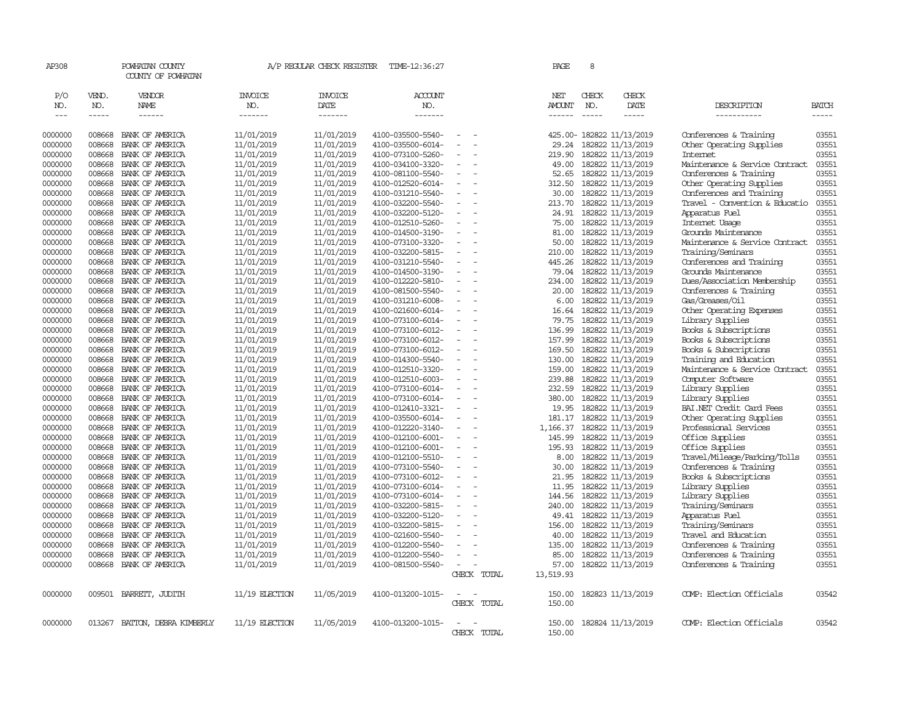AP308 POWHATAN COUNTY A/P REGULAR CHECK REGISTER TIME-12:36:27

COUNTY OF POWHATAN

| P/O NO. | VEND. NO. | VENDOR NAME | INVOICE NO. | INVOICE DATE | ACCOUNT NO. | | NET AMOUNT | CHECK NO. | CHECK DATE | DESCRIPTION | BATCH |
|---|---|---|---|---|---|---|---|---|---|---|---|
| 0000000 | 008668 | BANK OF AMERICA | 11/01/2019 | 11/01/2019 | 4100-035500-5540- | - - | 425.00- | 182822 | 11/13/2019 | Conferences & Training | 03551 |
| 0000000 | 008668 | BANK OF AMERICA | 11/01/2019 | 11/01/2019 | 4100-035500-6014- | - - | 29.24 | 182822 | 11/13/2019 | Other Operating Supplies | 03551 |
| 0000000 | 008668 | BANK OF AMERICA | 11/01/2019 | 11/01/2019 | 4100-073100-5260- | - - | 219.90 | 182822 | 11/13/2019 | Internet | 03551 |
| 0000000 | 008668 | BANK OF AMERICA | 11/01/2019 | 11/01/2019 | 4100-034100-3320- | - - | 49.00 | 182822 | 11/13/2019 | Maintenance & Service Contract | 03551 |
| 0000000 | 008668 | BANK OF AMERICA | 11/01/2019 | 11/01/2019 | 4100-081100-5540- | - - | 52.65 | 182822 | 11/13/2019 | Conferences & Training | 03551 |
| 0000000 | 008668 | BANK OF AMERICA | 11/01/2019 | 11/01/2019 | 4100-012520-6014- | - - | 312.50 | 182822 | 11/13/2019 | Other Operating Supplies | 03551 |
| 0000000 | 008668 | BANK OF AMERICA | 11/01/2019 | 11/01/2019 | 4100-031210-5540- | - - | 30.00 | 182822 | 11/13/2019 | Conferences and Training | 03551 |
| 0000000 | 008668 | BANK OF AMERICA | 11/01/2019 | 11/01/2019 | 4100-032200-5540- | - - | 213.70 | 182822 | 11/13/2019 | Travel - Convention & Educatio | 03551 |
| 0000000 | 008668 | BANK OF AMERICA | 11/01/2019 | 11/01/2019 | 4100-032200-5120- | - - | 24.91 | 182822 | 11/13/2019 | Apparatus Fuel | 03551 |
| 0000000 | 008668 | BANK OF AMERICA | 11/01/2019 | 11/01/2019 | 4100-012510-5260- | - - | 75.00 | 182822 | 11/13/2019 | Internet Usage | 03551 |
| 0000000 | 008668 | BANK OF AMERICA | 11/01/2019 | 11/01/2019 | 4100-014500-3190- | - - | 81.00 | 182822 | 11/13/2019 | Grounds Maintenance | 03551 |
| 0000000 | 008668 | BANK OF AMERICA | 11/01/2019 | 11/01/2019 | 4100-073100-3320- | - - | 50.00 | 182822 | 11/13/2019 | Maintenance & Service Contract | 03551 |
| 0000000 | 008668 | BANK OF AMERICA | 11/01/2019 | 11/01/2019 | 4100-032200-5815- | - - | 210.00 | 182822 | 11/13/2019 | Training/Seminars | 03551 |
| 0000000 | 008668 | BANK OF AMERICA | 11/01/2019 | 11/01/2019 | 4100-031210-5540- | - - | 445.26 | 182822 | 11/13/2019 | Conferences and Training | 03551 |
| 0000000 | 008668 | BANK OF AMERICA | 11/01/2019 | 11/01/2019 | 4100-014500-3190- | - - | 79.04 | 182822 | 11/13/2019 | Grounds Maintenance | 03551 |
| 0000000 | 008668 | BANK OF AMERICA | 11/01/2019 | 11/01/2019 | 4100-012220-5810- | - - | 234.00 | 182822 | 11/13/2019 | Dues/Association Membership | 03551 |
| 0000000 | 008668 | BANK OF AMERICA | 11/01/2019 | 11/01/2019 | 4100-081500-5540- | - - | 20.00 | 182822 | 11/13/2019 | Conferences & Training | 03551 |
| 0000000 | 008668 | BANK OF AMERICA | 11/01/2019 | 11/01/2019 | 4100-031210-6008- | - - | 6.00 | 182822 | 11/13/2019 | Gas/Greases/Oil | 03551 |
| 0000000 | 008668 | BANK OF AMERICA | 11/01/2019 | 11/01/2019 | 4100-021600-6014- | - - | 16.64 | 182822 | 11/13/2019 | Other Operating Expenses | 03551 |
| 0000000 | 008668 | BANK OF AMERICA | 11/01/2019 | 11/01/2019 | 4100-073100-6014- | - - | 79.75 | 182822 | 11/13/2019 | Library Supplies | 03551 |
| 0000000 | 008668 | BANK OF AMERICA | 11/01/2019 | 11/01/2019 | 4100-073100-6012- | - - | 136.99 | 182822 | 11/13/2019 | Books & Subscriptions | 03551 |
| 0000000 | 008668 | BANK OF AMERICA | 11/01/2019 | 11/01/2019 | 4100-073100-6012- | - - | 157.99 | 182822 | 11/13/2019 | Books & Subscriptions | 03551 |
| 0000000 | 008668 | BANK OF AMERICA | 11/01/2019 | 11/01/2019 | 4100-073100-6012- | - - | 169.50 | 182822 | 11/13/2019 | Books & Subscriptions | 03551 |
| 0000000 | 008668 | BANK OF AMERICA | 11/01/2019 | 11/01/2019 | 4100-014300-5540- | - - | 130.00 | 182822 | 11/13/2019 | Training and Education | 03551 |
| 0000000 | 008668 | BANK OF AMERICA | 11/01/2019 | 11/01/2019 | 4100-012510-3320- | - - | 159.00 | 182822 | 11/13/2019 | Maintenance & Service Contract | 03551 |
| 0000000 | 008668 | BANK OF AMERICA | 11/01/2019 | 11/01/2019 | 4100-012510-6003- | - - | 239.88 | 182822 | 11/13/2019 | Computer Software | 03551 |
| 0000000 | 008668 | BANK OF AMERICA | 11/01/2019 | 11/01/2019 | 4100-073100-6014- | - - | 232.59 | 182822 | 11/13/2019 | Library Supplies | 03551 |
| 0000000 | 008668 | BANK OF AMERICA | 11/01/2019 | 11/01/2019 | 4100-073100-6014- | - - | 380.00 | 182822 | 11/13/2019 | Library Supplies | 03551 |
| 0000000 | 008668 | BANK OF AMERICA | 11/01/2019 | 11/01/2019 | 4100-012410-3321- | - - | 19.95 | 182822 | 11/13/2019 | BAI.NET Credit Card Fees | 03551 |
| 0000000 | 008668 | BANK OF AMERICA | 11/01/2019 | 11/01/2019 | 4100-035500-6014- | - - | 181.17 | 182822 | 11/13/2019 | Other Operating Supplies | 03551 |
| 0000000 | 008668 | BANK OF AMERICA | 11/01/2019 | 11/01/2019 | 4100-012220-3140- | - - | 1,166.37 | 182822 | 11/13/2019 | Professional Services | 03551 |
| 0000000 | 008668 | BANK OF AMERICA | 11/01/2019 | 11/01/2019 | 4100-012100-6001- | - - | 145.99 | 182822 | 11/13/2019 | Office Supplies | 03551 |
| 0000000 | 008668 | BANK OF AMERICA | 11/01/2019 | 11/01/2019 | 4100-012100-6001- | - - | 195.93 | 182822 | 11/13/2019 | Office Supplies | 03551 |
| 0000000 | 008668 | BANK OF AMERICA | 11/01/2019 | 11/01/2019 | 4100-012100-5510- | - - | 8.00 | 182822 | 11/13/2019 | Travel/Mileage/Parking/Tolls | 03551 |
| 0000000 | 008668 | BANK OF AMERICA | 11/01/2019 | 11/01/2019 | 4100-073100-5540- | - - | 30.00 | 182822 | 11/13/2019 | Conferences & Training | 03551 |
| 0000000 | 008668 | BANK OF AMERICA | 11/01/2019 | 11/01/2019 | 4100-073100-6012- | - - | 21.95 | 182822 | 11/13/2019 | Books & Subscriptions | 03551 |
| 0000000 | 008668 | BANK OF AMERICA | 11/01/2019 | 11/01/2019 | 4100-073100-6014- | - - | 11.95 | 182822 | 11/13/2019 | Library Supplies | 03551 |
| 0000000 | 008668 | BANK OF AMERICA | 11/01/2019 | 11/01/2019 | 4100-073100-6014- | - - | 144.56 | 182822 | 11/13/2019 | Library Supplies | 03551 |
| 0000000 | 008668 | BANK OF AMERICA | 11/01/2019 | 11/01/2019 | 4100-032200-5815- | - - | 240.00 | 182822 | 11/13/2019 | Training/Seminars | 03551 |
| 0000000 | 008668 | BANK OF AMERICA | 11/01/2019 | 11/01/2019 | 4100-032200-5120- | - - | 49.41 | 182822 | 11/13/2019 | Apparatus Fuel | 03551 |
| 0000000 | 008668 | BANK OF AMERICA | 11/01/2019 | 11/01/2019 | 4100-032200-5815- | - - | 156.00 | 182822 | 11/13/2019 | Training/Seminars | 03551 |
| 0000000 | 008668 | BANK OF AMERICA | 11/01/2019 | 11/01/2019 | 4100-021600-5540- | - - | 40.00 | 182822 | 11/13/2019 | Travel and Education | 03551 |
| 0000000 | 008668 | BANK OF AMERICA | 11/01/2019 | 11/01/2019 | 4100-012200-5540- | - - | 135.00 | 182822 | 11/13/2019 | Conferences & Training | 03551 |
| 0000000 | 008668 | BANK OF AMERICA | 11/01/2019 | 11/01/2019 | 4100-012200-5540- | - - | 85.00 | 182822 | 11/13/2019 | Conferences & Training | 03551 |
| 0000000 | 008668 | BANK OF AMERICA | 11/01/2019 | 11/01/2019 | 4100-081500-5540- | - - | 57.00 | 182822 | 11/13/2019 | Conferences & Training | 03551 |
| | | | | | | CHECK TOTAL | 13,519.93 | | | | |
| 0000000 | 009501 | BARRETT, JUDITH | 11/19 ELECTION | 11/05/2019 | 4100-013200-1015- | - - | 150.00 | 182823 | 11/13/2019 | COMP: Election Officials | 03542 |
| | | | | | | CHECK TOTAL | 150.00 | | | | |
| 0000000 | 013267 | BATTON, DEBRA KIMBERLY | 11/19 ELECTION | 11/05/2019 | 4100-013200-1015- | - - | 150.00 | 182824 | 11/13/2019 | COMP: Election Officials | 03542 |
| | | | | | | CHECK TOTAL | 150.00 | | | | |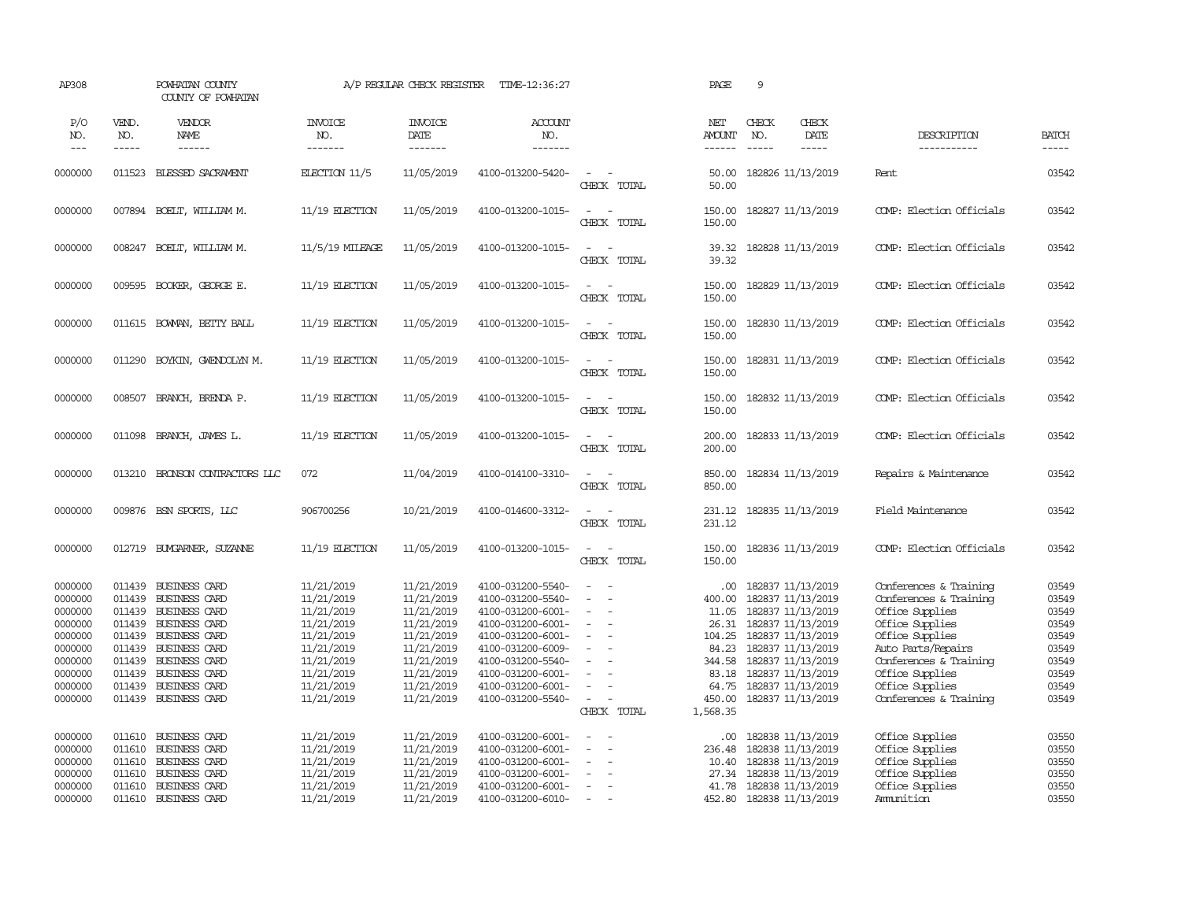AP308 POWHATAN COUNTY A/P REGULAR CHECK REGISTER TIME-12:36:27 PAGE 9
COUNTY OF POWHATAN

| P/O NO. | VEND. NO. | VENDOR NAME | INVOICE NO. | INVOICE DATE | ACCOUNT NO. | | NET AMOUNT | CHECK NO. | CHECK DATE | DESCRIPTION | BATCH |
|---|---|---|---|---|---|---|---|---|---|---|---|
| 0000000 | 011523 | BLESSED SACRAMENT | ELECTION 11/5 | 11/05/2019 | 4100-013200-5420- | - - | 50.00 | 182826 | 11/13/2019 | Rent | 03542 |
| | | | | | | CHECK TOTAL | 50.00 | | | | |
| 0000000 | 007894 | BOELT, WILLIAM M. | 11/19 ELECTION | 11/05/2019 | 4100-013200-1015- | - - | 150.00 | 182827 | 11/13/2019 | COMP: Election Officials | 03542 |
| | | | | | | CHECK TOTAL | 150.00 | | | | |
| 0000000 | 008247 | BOELT, WILLIAM M. | 11/5/19 MILEAGE | 11/05/2019 | 4100-013200-1015- | - - | 39.32 | 182828 | 11/13/2019 | COMP: Election Officials | 03542 |
| | | | | | | CHECK TOTAL | 39.32 | | | | |
| 0000000 | 009595 | BOOKER, GEORGE E. | 11/19 ELECTION | 11/05/2019 | 4100-013200-1015- | - - | 150.00 | 182829 | 11/13/2019 | COMP: Election Officials | 03542 |
| | | | | | | CHECK TOTAL | 150.00 | | | | |
| 0000000 | 011615 | BOWMAN, BETTY BALL | 11/19 ELECTION | 11/05/2019 | 4100-013200-1015- | - - | 150.00 | 182830 | 11/13/2019 | COMP: Election Officials | 03542 |
| | | | | | | CHECK TOTAL | 150.00 | | | | |
| 0000000 | 011290 | BOYKIN, GWENDOLYN M. | 11/19 ELECTION | 11/05/2019 | 4100-013200-1015- | - - | 150.00 | 182831 | 11/13/2019 | COMP: Election Officials | 03542 |
| | | | | | | CHECK TOTAL | 150.00 | | | | |
| 0000000 | 008507 | BRANCH, BRENDA P. | 11/19 ELECTION | 11/05/2019 | 4100-013200-1015- | - - | 150.00 | 182832 | 11/13/2019 | COMP: Election Officials | 03542 |
| | | | | | | CHECK TOTAL | 150.00 | | | | |
| 0000000 | 011098 | BRANCH, JAMES L. | 11/19 ELECTION | 11/05/2019 | 4100-013200-1015- | - - | 200.00 | 182833 | 11/13/2019 | COMP: Election Officials | 03542 |
| | | | | | | CHECK TOTAL | 200.00 | | | | |
| 0000000 | 013210 | BRONSON CONTRACTORS LLC | 072 | 11/04/2019 | 4100-014100-3310- | - - | 850.00 | 182834 | 11/13/2019 | Repairs & Maintenance | 03542 |
| | | | | | | CHECK TOTAL | 850.00 | | | | |
| 0000000 | 009876 | BSN SPORTS, LLC | 906700256 | 10/21/2019 | 4100-014600-3312- | - - | 231.12 | 182835 | 11/13/2019 | Field Maintenance | 03542 |
| | | | | | | CHECK TOTAL | 231.12 | | | | |
| 0000000 | 012719 | BUMGARNER, SUZANNE | 11/19 ELECTION | 11/05/2019 | 4100-013200-1015- | - - | 150.00 | 182836 | 11/13/2019 | COMP: Election Officials | 03542 |
| | | | | | | CHECK TOTAL | 150.00 | | | | |
| 0000000 | 011439 | BUSINESS CARD | 11/21/2019 | 11/21/2019 | 4100-031200-5540- | - - | .00 | 182837 | 11/13/2019 | Conferences & Training | 03549 |
| 0000000 | 011439 | BUSINESS CARD | 11/21/2019 | 11/21/2019 | 4100-031200-5540- | - - | 400.00 | 182837 | 11/13/2019 | Conferences & Training | 03549 |
| 0000000 | 011439 | BUSINESS CARD | 11/21/2019 | 11/21/2019 | 4100-031200-6001- | - - | 11.05 | 182837 | 11/13/2019 | Office Supplies | 03549 |
| 0000000 | 011439 | BUSINESS CARD | 11/21/2019 | 11/21/2019 | 4100-031200-6001- | - - | 26.31 | 182837 | 11/13/2019 | Office Supplies | 03549 |
| 0000000 | 011439 | BUSINESS CARD | 11/21/2019 | 11/21/2019 | 4100-031200-6001- | - - | 104.25 | 182837 | 11/13/2019 | Office Supplies | 03549 |
| 0000000 | 011439 | BUSINESS CARD | 11/21/2019 | 11/21/2019 | 4100-031200-6009- | - - | 84.23 | 182837 | 11/13/2019 | Auto Parts/Repairs | 03549 |
| 0000000 | 011439 | BUSINESS CARD | 11/21/2019 | 11/21/2019 | 4100-031200-5540- | - - | 344.58 | 182837 | 11/13/2019 | Conferences & Training | 03549 |
| 0000000 | 011439 | BUSINESS CARD | 11/21/2019 | 11/21/2019 | 4100-031200-6001- | - - | 83.18 | 182837 | 11/13/2019 | Office Supplies | 03549 |
| 0000000 | 011439 | BUSINESS CARD | 11/21/2019 | 11/21/2019 | 4100-031200-6001- | - - | 64.75 | 182837 | 11/13/2019 | Office Supplies | 03549 |
| 0000000 | 011439 | BUSINESS CARD | 11/21/2019 | 11/21/2019 | 4100-031200-5540- | - - | 450.00 | 182837 | 11/13/2019 | Conferences & Training | 03549 |
| | | | | | | CHECK TOTAL | 1,568.35 | | | | |
| 0000000 | 011610 | BUSINESS CARD | 11/21/2019 | 11/21/2019 | 4100-031200-6001- | - - | .00 | 182838 | 11/13/2019 | Office Supplies | 03550 |
| 0000000 | 011610 | BUSINESS CARD | 11/21/2019 | 11/21/2019 | 4100-031200-6001- | - - | 236.48 | 182838 | 11/13/2019 | Office Supplies | 03550 |
| 0000000 | 011610 | BUSINESS CARD | 11/21/2019 | 11/21/2019 | 4100-031200-6001- | - - | 10.40 | 182838 | 11/13/2019 | Office Supplies | 03550 |
| 0000000 | 011610 | BUSINESS CARD | 11/21/2019 | 11/21/2019 | 4100-031200-6001- | - - | 27.34 | 182838 | 11/13/2019 | Office Supplies | 03550 |
| 0000000 | 011610 | BUSINESS CARD | 11/21/2019 | 11/21/2019 | 4100-031200-6001- | - - | 41.78 | 182838 | 11/13/2019 | Office Supplies | 03550 |
| 0000000 | 011610 | BUSINESS CARD | 11/21/2019 | 11/21/2019 | 4100-031200-6010- | - - | 452.80 | 182838 | 11/13/2019 | Ammunition | 03550 |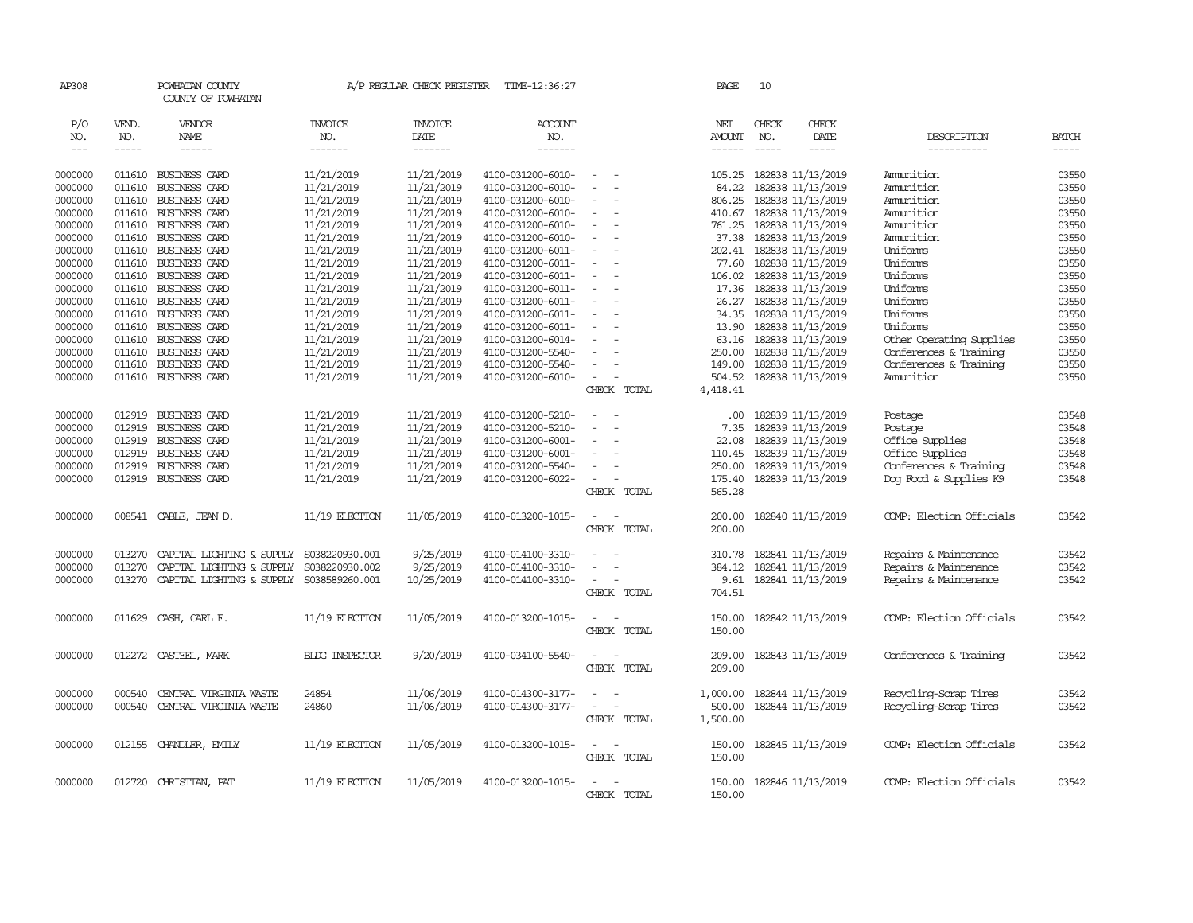AP308 POWHATAN COUNTY A/P REGULAR CHECK REGISTER TIME-12:36:27 PAGE 10

COUNTY OF POWHATAN

| P/O NO. | VEND. NO. | VENDOR NAME | INVOICE NO. | INVOICE DATE | ACCOUNT NO. | | NET AMOUNT | CHECK NO. | CHECK DATE | DESCRIPTION | BATCH |
|---|---|---|---|---|---|---|---|---|---|---|---|
| --- | ----- | ------ | ------- | ------- | ------- | | ------ | ----- | ----- | ----------- | ----- |
| 0000000 | 011610 | BUSINESS CARD | 11/21/2019 | 11/21/2019 | 4100-031200-6010- | - - | 105.25 | 182838 | 11/13/2019 | Ammunition | 03550 |
| 0000000 | 011610 | BUSINESS CARD | 11/21/2019 | 11/21/2019 | 4100-031200-6010- | - - | 84.22 | 182838 | 11/13/2019 | Ammunition | 03550 |
| 0000000 | 011610 | BUSINESS CARD | 11/21/2019 | 11/21/2019 | 4100-031200-6010- | - - | 806.25 | 182838 | 11/13/2019 | Ammunition | 03550 |
| 0000000 | 011610 | BUSINESS CARD | 11/21/2019 | 11/21/2019 | 4100-031200-6010- | - - | 410.67 | 182838 | 11/13/2019 | Ammunition | 03550 |
| 0000000 | 011610 | BUSINESS CARD | 11/21/2019 | 11/21/2019 | 4100-031200-6010- | - - | 761.25 | 182838 | 11/13/2019 | Ammunition | 03550 |
| 0000000 | 011610 | BUSINESS CARD | 11/21/2019 | 11/21/2019 | 4100-031200-6010- | - - | 37.38 | 182838 | 11/13/2019 | Ammunition | 03550 |
| 0000000 | 011610 | BUSINESS CARD | 11/21/2019 | 11/21/2019 | 4100-031200-6011- | - - | 202.41 | 182838 | 11/13/2019 | Uniforms | 03550 |
| 0000000 | 011610 | BUSINESS CARD | 11/21/2019 | 11/21/2019 | 4100-031200-6011- | - - | 77.60 | 182838 | 11/13/2019 | Uniforms | 03550 |
| 0000000 | 011610 | BUSINESS CARD | 11/21/2019 | 11/21/2019 | 4100-031200-6011- | - - | 106.02 | 182838 | 11/13/2019 | Uniforms | 03550 |
| 0000000 | 011610 | BUSINESS CARD | 11/21/2019 | 11/21/2019 | 4100-031200-6011- | - - | 17.36 | 182838 | 11/13/2019 | Uniforms | 03550 |
| 0000000 | 011610 | BUSINESS CARD | 11/21/2019 | 11/21/2019 | 4100-031200-6011- | - - | 26.27 | 182838 | 11/13/2019 | Uniforms | 03550 |
| 0000000 | 011610 | BUSINESS CARD | 11/21/2019 | 11/21/2019 | 4100-031200-6011- | - - | 34.35 | 182838 | 11/13/2019 | Uniforms | 03550 |
| 0000000 | 011610 | BUSINESS CARD | 11/21/2019 | 11/21/2019 | 4100-031200-6011- | - - | 13.90 | 182838 | 11/13/2019 | Uniforms | 03550 |
| 0000000 | 011610 | BUSINESS CARD | 11/21/2019 | 11/21/2019 | 4100-031200-6014- | - - | 63.16 | 182838 | 11/13/2019 | Other Operating Supplies | 03550 |
| 0000000 | 011610 | BUSINESS CARD | 11/21/2019 | 11/21/2019 | 4100-031200-5540- | - - | 250.00 | 182838 | 11/13/2019 | Conferences & Training | 03550 |
| 0000000 | 011610 | BUSINESS CARD | 11/21/2019 | 11/21/2019 | 4100-031200-5540- | - - | 149.00 | 182838 | 11/13/2019 | Conferences & Training | 03550 |
| 0000000 | 011610 | BUSINESS CARD | 11/21/2019 | 11/21/2019 | 4100-031200-6010- | - - | 504.52 | 182838 | 11/13/2019 | Ammunition | 03550 |
| | | | | | | CHECK TOTAL | 4,418.41 | | | | |
| 0000000 | 012919 | BUSINESS CARD | 11/21/2019 | 11/21/2019 | 4100-031200-5210- | - - | .00 | 182839 | 11/13/2019 | Postage | 03548 |
| 0000000 | 012919 | BUSINESS CARD | 11/21/2019 | 11/21/2019 | 4100-031200-5210- | - - | 7.35 | 182839 | 11/13/2019 | Postage | 03548 |
| 0000000 | 012919 | BUSINESS CARD | 11/21/2019 | 11/21/2019 | 4100-031200-6001- | - - | 22.08 | 182839 | 11/13/2019 | Office Supplies | 03548 |
| 0000000 | 012919 | BUSINESS CARD | 11/21/2019 | 11/21/2019 | 4100-031200-6001- | - - | 110.45 | 182839 | 11/13/2019 | Office Supplies | 03548 |
| 0000000 | 012919 | BUSINESS CARD | 11/21/2019 | 11/21/2019 | 4100-031200-5540- | - - | 250.00 | 182839 | 11/13/2019 | Conferences & Training | 03548 |
| 0000000 | 012919 | BUSINESS CARD | 11/21/2019 | 11/21/2019 | 4100-031200-6022- | - - | 175.40 | 182839 | 11/13/2019 | Dog Food & Supplies K9 | 03548 |
| | | | | | | CHECK TOTAL | 565.28 | | | | |
| 0000000 | 008541 | CABLE, JEAN D. | 11/19 ELECTION | 11/05/2019 | 4100-013200-1015- | - - | 200.00 | 182840 | 11/13/2019 | COMP: Election Officials | 03542 |
| | | | | | | CHECK TOTAL | 200.00 | | | | |
| 0000000 | 013270 | CAPITAL LIGHTING & SUPPLY | S038220930.001 | 9/25/2019 | 4100-014100-3310- | - - | 310.78 | 182841 | 11/13/2019 | Repairs & Maintenance | 03542 |
| 0000000 | 013270 | CAPITAL LIGHTING & SUPPLY | S038220930.002 | 9/25/2019 | 4100-014100-3310- | - - | 384.12 | 182841 | 11/13/2019 | Repairs & Maintenance | 03542 |
| 0000000 | 013270 | CAPITAL LIGHTING & SUPPLY | S038589260.001 | 10/25/2019 | 4100-014100-3310- | - - | 9.61 | 182841 | 11/13/2019 | Repairs & Maintenance | 03542 |
| | | | | | | CHECK TOTAL | 704.51 | | | | |
| 0000000 | 011629 | CASH, CARL E. | 11/19 ELECTION | 11/05/2019 | 4100-013200-1015- | - - | 150.00 | 182842 | 11/13/2019 | COMP: Election Officials | 03542 |
| | | | | | | CHECK TOTAL | 150.00 | | | | |
| 0000000 | 012272 | CASTEEL, MARK | BLDG INSPECTOR | 9/20/2019 | 4100-034100-5540- | - - | 209.00 | 182843 | 11/13/2019 | Conferences & Training | 03542 |
| | | | | | | CHECK TOTAL | 209.00 | | | | |
| 0000000 | 000540 | CENTRAL VIRGINIA WASTE | 24854 | 11/06/2019 | 4100-014300-3177- | - - | 1,000.00 | 182844 | 11/13/2019 | Recycling-Scrap Tires | 03542 |
| 0000000 | 000540 | CENTRAL VIRGINIA WASTE | 24860 | 11/06/2019 | 4100-014300-3177- | - - | 500.00 | 182844 | 11/13/2019 | Recycling-Scrap Tires | 03542 |
| | | | | | | CHECK TOTAL | 1,500.00 | | | | |
| 0000000 | 012155 | CHANDLER, EMILY | 11/19 ELECTION | 11/05/2019 | 4100-013200-1015- | - - | 150.00 | 182845 | 11/13/2019 | COMP: Election Officials | 03542 |
| | | | | | | CHECK TOTAL | 150.00 | | | | |
| 0000000 | 012720 | CHRISTIAN, PAT | 11/19 ELECTION | 11/05/2019 | 4100-013200-1015- | - - | 150.00 | 182846 | 11/13/2019 | COMP: Election Officials | 03542 |
| | | | | | | CHECK TOTAL | 150.00 | | | | |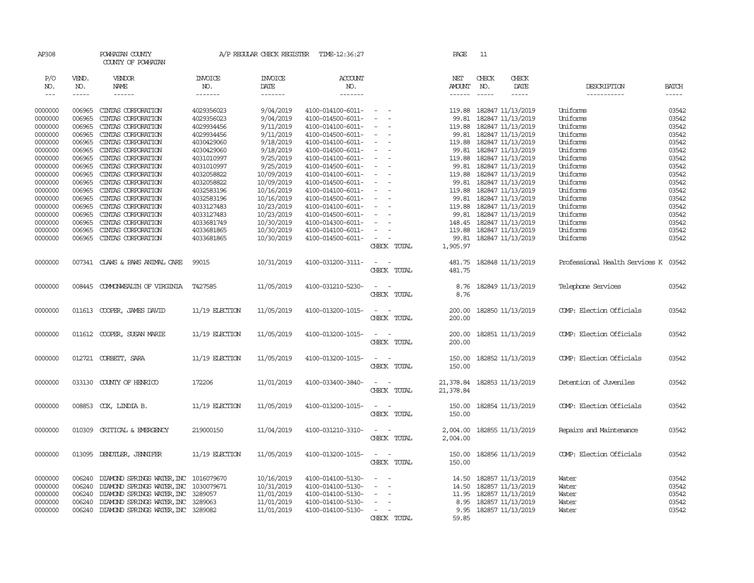AP308 POWHATAN COUNTY A/P REGULAR CHECK REGISTER TIME-12:36:27 PAGE 11

COUNTY OF POWHATAN

| P/O NO. | VEND. NO. | VENDOR NAME | INVOICE NO. | INVOICE DATE | ACCOUNT NO. | | NET AMOUNT | CHECK NO. | CHECK DATE | DESCRIPTION | BATCH |
|---|---|---|---|---|---|---|---|---|---|---|---|
| 0000000 | 006965 | CINTAS CORPORATION | 4029356023 | 9/04/2019 | 4100-014100-6011- | - - | 119.88 | 182847 | 11/13/2019 | Uniforms | 03542 |
| 0000000 | 006965 | CINTAS CORPORATION | 4029356023 | 9/04/2019 | 4100-014500-6011- | - - | 99.81 | 182847 | 11/13/2019 | Uniforms | 03542 |
| 0000000 | 006965 | CINTAS CORPORATION | 4029934456 | 9/11/2019 | 4100-014100-6011- | - - | 119.88 | 182847 | 11/13/2019 | Uniforms | 03542 |
| 0000000 | 006965 | CINTAS CORPORATION | 4029934456 | 9/11/2019 | 4100-014500-6011- | - - | 99.81 | 182847 | 11/13/2019 | Uniforms | 03542 |
| 0000000 | 006965 | CINTAS CORPORATION | 4030429060 | 9/18/2019 | 4100-014100-6011- | - - | 119.88 | 182847 | 11/13/2019 | Uniforms | 03542 |
| 0000000 | 006965 | CINTAS CORPORATION | 4030429060 | 9/18/2019 | 4100-014500-6011- | - - | 99.81 | 182847 | 11/13/2019 | Uniforms | 03542 |
| 0000000 | 006965 | CINTAS CORPORATION | 4031010997 | 9/25/2019 | 4100-014100-6011- | - - | 119.88 | 182847 | 11/13/2019 | Uniforms | 03542 |
| 0000000 | 006965 | CINTAS CORPORATION | 4031010997 | 9/25/2019 | 4100-014500-6011- | - - | 99.81 | 182847 | 11/13/2019 | Uniforms | 03542 |
| 0000000 | 006965 | CINTAS CORPORATION | 4032058822 | 10/09/2019 | 4100-014100-6011- | - - | 119.88 | 182847 | 11/13/2019 | Uniforms | 03542 |
| 0000000 | 006965 | CINTAS CORPORATION | 4032058822 | 10/09/2019 | 4100-014500-6011- | - - | 99.81 | 182847 | 11/13/2019 | Uniforms | 03542 |
| 0000000 | 006965 | CINTAS CORPORATION | 4032583196 | 10/16/2019 | 4100-014100-6011- | - - | 119.88 | 182847 | 11/13/2019 | Uniforms | 03542 |
| 0000000 | 006965 | CINTAS CORPORATION | 4032583196 | 10/16/2019 | 4100-014500-6011- | - - | 99.81 | 182847 | 11/13/2019 | Uniforms | 03542 |
| 0000000 | 006965 | CINTAS CORPORATION | 4033127483 | 10/23/2019 | 4100-014100-6011- | - - | 119.88 | 182847 | 11/13/2019 | Uniforms | 03542 |
| 0000000 | 006965 | CINTAS CORPORATION | 4033127483 | 10/23/2019 | 4100-014500-6011- | - - | 99.81 | 182847 | 11/13/2019 | Uniforms | 03542 |
| 0000000 | 006965 | CINTAS CORPORATION | 4033681749 | 10/30/2019 | 4100-014300-6011- | - - | 148.45 | 182847 | 11/13/2019 | Uniforms | 03542 |
| 0000000 | 006965 | CINTAS CORPORATION | 4033681865 | 10/30/2019 | 4100-014100-6011- | - - | 119.88 | 182847 | 11/13/2019 | Uniforms | 03542 |
| 0000000 | 006965 | CINTAS CORPORATION | 4033681865 | 10/30/2019 | 4100-014500-6011- | - - | 99.81 | 182847 | 11/13/2019 | Uniforms | 03542 |
| | | | | | | CHECK TOTAL | 1,905.97 | | | | |
| 0000000 | 007341 | CLAWS & PAWS ANIMAL CARE | 99015 | 10/31/2019 | 4100-031200-3111- | - - | 481.75 | 182848 | 11/13/2019 | Professional Health Services K | 03542 |
| | | | | | | CHECK TOTAL | 481.75 | | | | |
| 0000000 | 008445 | COMMONWEALTH OF VIRGINIA | T427585 | 11/05/2019 | 4100-031210-5230- | - - | 8.76 | 182849 | 11/13/2019 | Telephone Services | 03542 |
| | | | | | | CHECK TOTAL | 8.76 | | | | |
| 0000000 | 011613 | COOPER, JAMES DAVID | 11/19 ELECTION | 11/05/2019 | 4100-013200-1015- | - - | 200.00 | 182850 | 11/13/2019 | COMP: Election Officials | 03542 |
| | | | | | | CHECK TOTAL | 200.00 | | | | |
| 0000000 | 011612 | COOPER, SUSAN MARIE | 11/19 ELECTION | 11/05/2019 | 4100-013200-1015- | - - | 200.00 | 182851 | 11/13/2019 | COMP: Election Officials | 03542 |
| | | | | | | CHECK TOTAL | 200.00 | | | | |
| 0000000 | 012721 | CORBETT, SARA | 11/19 ELECTION | 11/05/2019 | 4100-013200-1015- | - - | 150.00 | 182852 | 11/13/2019 | COMP: Election Officials | 03542 |
| | | | | | | CHECK TOTAL | 150.00 | | | | |
| 0000000 | 033130 | COUNTY OF HENRICO | 172206 | 11/01/2019 | 4100-033400-3840- | - - | 21,378.84 | 182853 | 11/13/2019 | Detention of Juveniles | 03542 |
| | | | | | | CHECK TOTAL | 21,378.84 | | | | |
| 0000000 | 008853 | COX, LINDIA B. | 11/19 ELECTION | 11/05/2019 | 4100-013200-1015- | - - | 150.00 | 182854 | 11/13/2019 | COMP: Election Officials | 03542 |
| | | | | | | CHECK TOTAL | 150.00 | | | | |
| 0000000 | 010309 | CRITICAL & EMERGENCY | 219000150 | 11/04/2019 | 4100-031210-3310- | - - | 2,004.00 | 182855 | 11/13/2019 | Repairs and Maintenance | 03542 |
| | | | | | | CHECK TOTAL | 2,004.00 | | | | |
| 0000000 | 013095 | DENDTLER, JENNIFER | 11/19 ELECTION | 11/05/2019 | 4100-013200-1015- | - - | 150.00 | 182856 | 11/13/2019 | COMP: Election Officials | 03542 |
| | | | | | | CHECK TOTAL | 150.00 | | | | |
| 0000000 | 006240 | DIAMOND SPRINGS WATER, INC | 1016079670 | 10/16/2019 | 4100-014100-5130- | - - | 14.50 | 182857 | 11/13/2019 | Water | 03542 |
| 0000000 | 006240 | DIAMOND SPRINGS WATER, INC | 1030079671 | 10/31/2019 | 4100-014100-5130- | - - | 14.50 | 182857 | 11/13/2019 | Water | 03542 |
| 0000000 | 006240 | DIAMOND SPRINGS WATER, INC | 3289057 | 11/01/2019 | 4100-014100-5130- | - - | 11.95 | 182857 | 11/13/2019 | Water | 03542 |
| 0000000 | 006240 | DIAMOND SPRINGS WATER, INC | 3289063 | 11/01/2019 | 4100-014100-5130- | - - | 8.95 | 182857 | 11/13/2019 | Water | 03542 |
| 0000000 | 006240 | DIAMOND SPRINGS WATER, INC | 3289082 | 11/01/2019 | 4100-014100-5130- | - - | 9.95 | 182857 | 11/13/2019 | Water | 03542 |
| | | | | | | CHECK TOTAL | 59.85 | | | | |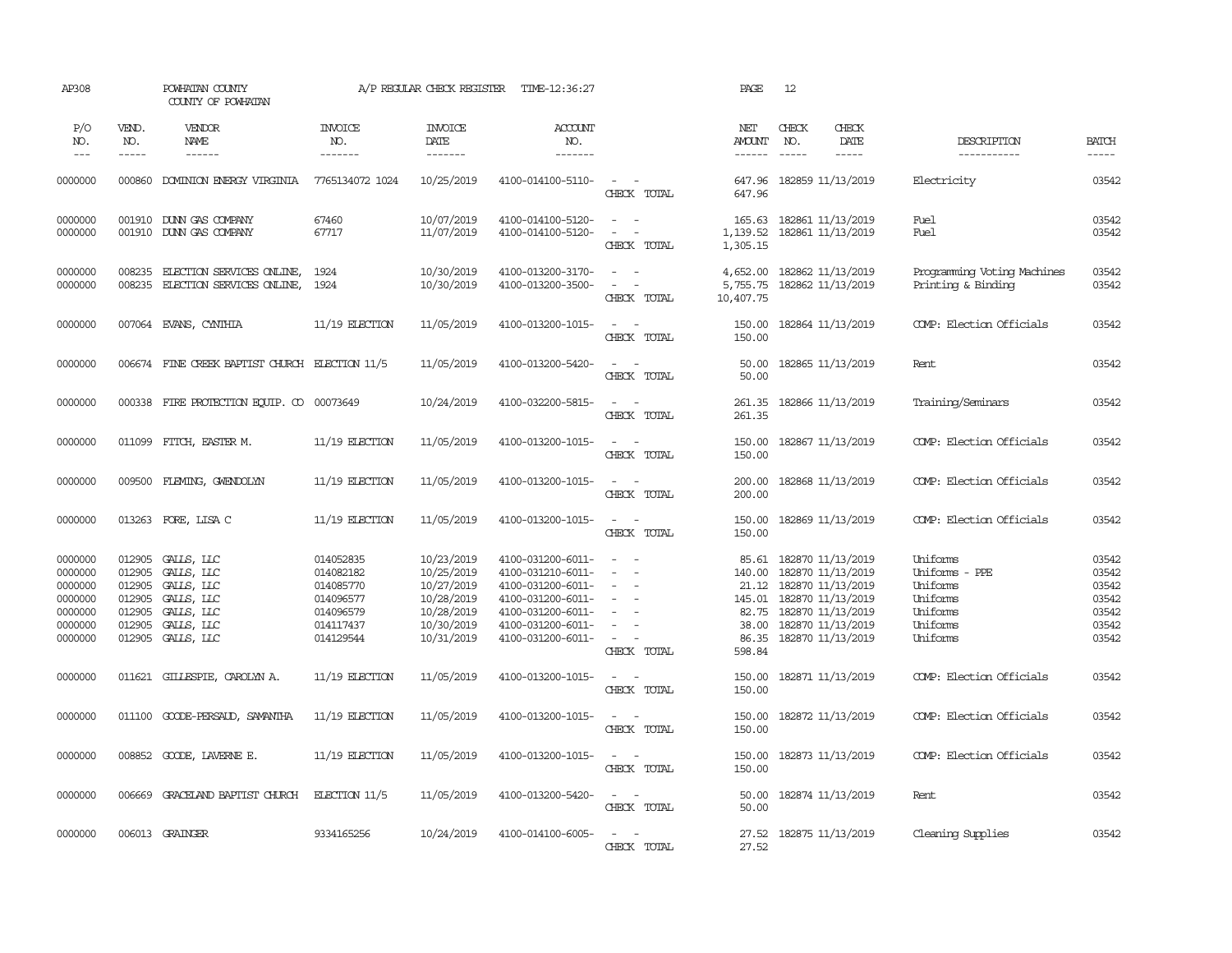AP308 POWHATAN COUNTY A/P REGULAR CHECK REGISTER TIME-12:36:27 PAGE 12

COUNTY OF POWHATAN

| P/O NO. | VEND. NO. | VENDOR NAME | INVOICE NO. | INVOICE DATE | ACCOUNT NO. | | NET AMOUNT | CHECK NO. | CHECK DATE | DESCRIPTION | BATCH |
|---|---|---|---|---|---|---|---|---|---|---|---|
| 0000000 | 000860 | DOMINION ENERGY VIRGINIA | 7765134072 1024 | 10/25/2019 | 4100-014100-5110- | - - | 647.96 | 182859 | 11/13/2019 | Electricity | 03542 |
| | | | | | | CHECK TOTAL | 647.96 | | | | |
| 0000000 | 001910 | DUNN GAS COMPANY | 67460 | 10/07/2019 | 4100-014100-5120- | - - | 165.63 | 182861 | 11/13/2019 | Fuel | 03542 |
| 0000000 | 001910 | DUNN GAS COMPANY | 67717 | 11/07/2019 | 4100-014100-5120- | - - | 1,139.52 | 182861 | 11/13/2019 | Fuel | 03542 |
| | | | | | | CHECK TOTAL | 1,305.15 | | | | |
| 0000000 | 008235 | ELECTION SERVICES ONLINE, | 1924 | 10/30/2019 | 4100-013200-3170- | - - | 4,652.00 | 182862 | 11/13/2019 | Programming Voting Machines | 03542 |
| 0000000 | 008235 | ELECTION SERVICES ONLINE, | 1924 | 10/30/2019 | 4100-013200-3500- | - - | 5,755.75 | 182862 | 11/13/2019 | Printing & Binding | 03542 |
| | | | | | | CHECK TOTAL | 10,407.75 | | | | |
| 0000000 | 007064 | EVANS, CYNTHIA | 11/19 ELECTION | 11/05/2019 | 4100-013200-1015- | - - | 150.00 | 182864 | 11/13/2019 | COMP: Election Officials | 03542 |
| | | | | | | CHECK TOTAL | 150.00 | | | | |
| 0000000 | 006674 | FINE CREEK BAPTIST CHURCH | ELECTION 11/5 | 11/05/2019 | 4100-013200-5420- | - - | 50.00 | 182865 | 11/13/2019 | Rent | 03542 |
| | | | | | | CHECK TOTAL | 50.00 | | | | |
| 0000000 | 000338 | FIRE PROTECTION EQUIP. CO | 00073649 | 10/24/2019 | 4100-032200-5815- | - - | 261.35 | 182866 | 11/13/2019 | Training/Seminars | 03542 |
| | | | | | | CHECK TOTAL | 261.35 | | | | |
| 0000000 | 011099 | FITCH, EASTER M. | 11/19 ELECTION | 11/05/2019 | 4100-013200-1015- | - - | 150.00 | 182867 | 11/13/2019 | COMP: Election Officials | 03542 |
| | | | | | | CHECK TOTAL | 150.00 | | | | |
| 0000000 | 009500 | FLEMING, GWENDOLYN | 11/19 ELECTION | 11/05/2019 | 4100-013200-1015- | - - | 200.00 | 182868 | 11/13/2019 | COMP: Election Officials | 03542 |
| | | | | | | CHECK TOTAL | 200.00 | | | | |
| 0000000 | 013263 | FORE, LISA C | 11/19 ELECTION | 11/05/2019 | 4100-013200-1015- | - - | 150.00 | 182869 | 11/13/2019 | COMP: Election Officials | 03542 |
| | | | | | | CHECK TOTAL | 150.00 | | | | |
| 0000000 | 012905 | GALLS, LLC | 014052835 | 10/23/2019 | 4100-031200-6011- | - - | 85.61 | 182870 | 11/13/2019 | Uniforms | 03542 |
| 0000000 | 012905 | GALLS, LLC | 014082182 | 10/25/2019 | 4100-031210-6011- | - - | 140.00 | 182870 | 11/13/2019 | Uniforms - PPE | 03542 |
| 0000000 | 012905 | GALLS, LLC | 014085770 | 10/27/2019 | 4100-031200-6011- | - - | 21.12 | 182870 | 11/13/2019 | Uniforms | 03542 |
| 0000000 | 012905 | GALLS, LLC | 014096577 | 10/28/2019 | 4100-031200-6011- | - - | 145.01 | 182870 | 11/13/2019 | Uniforms | 03542 |
| 0000000 | 012905 | GALLS, LLC | 014096579 | 10/28/2019 | 4100-031200-6011- | - - | 82.75 | 182870 | 11/13/2019 | Uniforms | 03542 |
| 0000000 | 012905 | GALLS, LLC | 014117437 | 10/30/2019 | 4100-031200-6011- | - - | 38.00 | 182870 | 11/13/2019 | Uniforms | 03542 |
| 0000000 | 012905 | GALLS, LLC | 014129544 | 10/31/2019 | 4100-031200-6011- | - - | 86.35 | 182870 | 11/13/2019 | Uniforms | 03542 |
| | | | | | | CHECK TOTAL | 598.84 | | | | |
| 0000000 | 011621 | GILLESPIE, CAROLYN A. | 11/19 ELECTION | 11/05/2019 | 4100-013200-1015- | - - | 150.00 | 182871 | 11/13/2019 | COMP: Election Officials | 03542 |
| | | | | | | CHECK TOTAL | 150.00 | | | | |
| 0000000 | 011100 | GOODE-PERSAUD, SAMANTHA | 11/19 ELECTION | 11/05/2019 | 4100-013200-1015- | - - | 150.00 | 182872 | 11/13/2019 | COMP: Election Officials | 03542 |
| | | | | | | CHECK TOTAL | 150.00 | | | | |
| 0000000 | 008852 | GOODE, LAVERNE E. | 11/19 ELECTION | 11/05/2019 | 4100-013200-1015- | - - | 150.00 | 182873 | 11/13/2019 | COMP: Election Officials | 03542 |
| | | | | | | CHECK TOTAL | 150.00 | | | | |
| 0000000 | 006669 | GRACELAND BAPTIST CHURCH | ELECTION 11/5 | 11/05/2019 | 4100-013200-5420- | - - | 50.00 | 182874 | 11/13/2019 | Rent | 03542 |
| | | | | | | CHECK TOTAL | 50.00 | | | | |
| 0000000 | 006013 | GRAINGER | 9334165256 | 10/24/2019 | 4100-014100-6005- | - - | 27.52 | 182875 | 11/13/2019 | Cleaning Supplies | 03542 |
| | | | | | | CHECK TOTAL | 27.52 | | | | |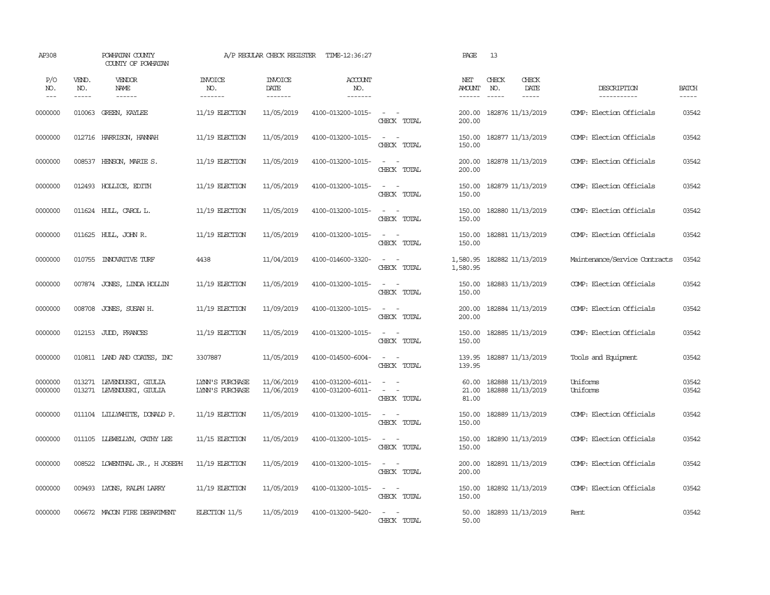AP308 POWHATAN COUNTY A/P REGULAR CHECK REGISTER TIME-12:36:27 PAGE 13
COUNTY OF POWHATAN

| P/O NO. | VEND. NO. | VENDOR NAME | INVOICE NO. | INVOICE DATE | ACCOUNT NO. | | NET AMOUNT | CHECK NO. | CHECK DATE | DESCRIPTION | BATCH |
|---|---|---|---|---|---|---|---|---|---|---|---|
| 0000000 | 010063 | GREEN, KAYLEE | 11/19 ELECTION | 11/05/2019 | 4100-013200-1015- | - - | 200.00 | 182876 | 11/13/2019 | COMP: Election Officials | 03542 |
| | | | | | | CHECK TOTAL | 200.00 | | | | |
| 0000000 | 012716 | HARRISON, HANNAH | 11/19 ELECTION | 11/05/2019 | 4100-013200-1015- | - - | 150.00 | 182877 | 11/13/2019 | COMP: Election Officials | 03542 |
| | | | | | | CHECK TOTAL | 150.00 | | | | |
| 0000000 | 008537 | HENSON, MARIE S. | 11/19 ELECTION | 11/05/2019 | 4100-013200-1015- | - - | 200.00 | 182878 | 11/13/2019 | COMP: Election Officials | 03542 |
| | | | | | | CHECK TOTAL | 200.00 | | | | |
| 0000000 | 012493 | HOLLICE, EDITH | 11/19 ELECTION | 11/05/2019 | 4100-013200-1015- | - - | 150.00 | 182879 | 11/13/2019 | COMP: Election Officials | 03542 |
| | | | | | | CHECK TOTAL | 150.00 | | | | |
| 0000000 | 011624 | HULL, CAROL L. | 11/19 ELECTION | 11/05/2019 | 4100-013200-1015- | - - | 150.00 | 182880 | 11/13/2019 | COMP: Election Officials | 03542 |
| | | | | | | CHECK TOTAL | 150.00 | | | | |
| 0000000 | 011625 | HULL, JOHN R. | 11/19 ELECTION | 11/05/2019 | 4100-013200-1015- | - - | 150.00 | 182881 | 11/13/2019 | COMP: Election Officials | 03542 |
| | | | | | | CHECK TOTAL | 150.00 | | | | |
| 0000000 | 010755 | INNOVATIVE TURF | 4438 | 11/04/2019 | 4100-014600-3320- | - - | 1,580.95 | 182882 | 11/13/2019 | Maintenance/Service Contracts | 03542 |
| | | | | | | CHECK TOTAL | 1,580.95 | | | | |
| 0000000 | 007874 | JONES, LINDA HOLLIN | 11/19 ELECTION | 11/05/2019 | 4100-013200-1015- | - - | 150.00 | 182883 | 11/13/2019 | COMP: Election Officials | 03542 |
| | | | | | | CHECK TOTAL | 150.00 | | | | |
| 0000000 | 008708 | JONES, SUSAN H. | 11/19 ELECTION | 11/09/2019 | 4100-013200-1015- | - - | 200.00 | 182884 | 11/13/2019 | COMP: Election Officials | 03542 |
| | | | | | | CHECK TOTAL | 200.00 | | | | |
| 0000000 | 012153 | JUDD, FRANCES | 11/19 ELECTION | 11/05/2019 | 4100-013200-1015- | - - | 150.00 | 182885 | 11/13/2019 | COMP: Election Officials | 03542 |
| | | | | | | CHECK TOTAL | 150.00 | | | | |
| 0000000 | 010811 | LAND AND COATES, INC | 3307887 | 11/05/2019 | 4100-014500-6004- | - - | 139.95 | 182887 | 11/13/2019 | Tools and Equipment | 03542 |
| | | | | | | CHECK TOTAL | 139.95 | | | | |
| 0000000 | 013271 | LEVENDUSKI, GIULIA | LYNN'S PURCHASE | 11/06/2019 | 4100-031200-6011- | - - | 60.00 | 182888 | 11/13/2019 | Uniforms | 03542 |
| 0000000 | 013271 | LEVENDUSKI, GIULIA | LYNN'S PURCHASE | 11/06/2019 | 4100-031200-6011- | - - | 21.00 | 182888 | 11/13/2019 | Uniforms | 03542 |
| | | | | | | CHECK TOTAL | 81.00 | | | | |
| 0000000 | 011104 | LILLYWHITE, DONALD P. | 11/19 ELECTION | 11/05/2019 | 4100-013200-1015- | - - | 150.00 | 182889 | 11/13/2019 | COMP: Election Officials | 03542 |
| | | | | | | CHECK TOTAL | 150.00 | | | | |
| 0000000 | 011105 | LLEWELLYN, CATHY LEE | 11/15 ELECTION | 11/05/2019 | 4100-013200-1015- | - - | 150.00 | 182890 | 11/13/2019 | COMP: Election Officials | 03542 |
| | | | | | | CHECK TOTAL | 150.00 | | | | |
| 0000000 | 008522 | LOWENTHAL JR., H JOSEPH | 11/19 ELECTION | 11/05/2019 | 4100-013200-1015- | - - | 200.00 | 182891 | 11/13/2019 | COMP: Election Officials | 03542 |
| | | | | | | CHECK TOTAL | 200.00 | | | | |
| 0000000 | 009493 | LYONS, RALPH LARRY | 11/19 ELECTION | 11/05/2019 | 4100-013200-1015- | - - | 150.00 | 182892 | 11/13/2019 | COMP: Election Officials | 03542 |
| | | | | | | CHECK TOTAL | 150.00 | | | | |
| 0000000 | 006672 | MACON FIRE DEPARTMENT | ELECTION 11/5 | 11/05/2019 | 4100-013200-5420- | - - | 50.00 | 182893 | 11/13/2019 | Rent | 03542 |
| | | | | | | CHECK TOTAL | 50.00 | | | | |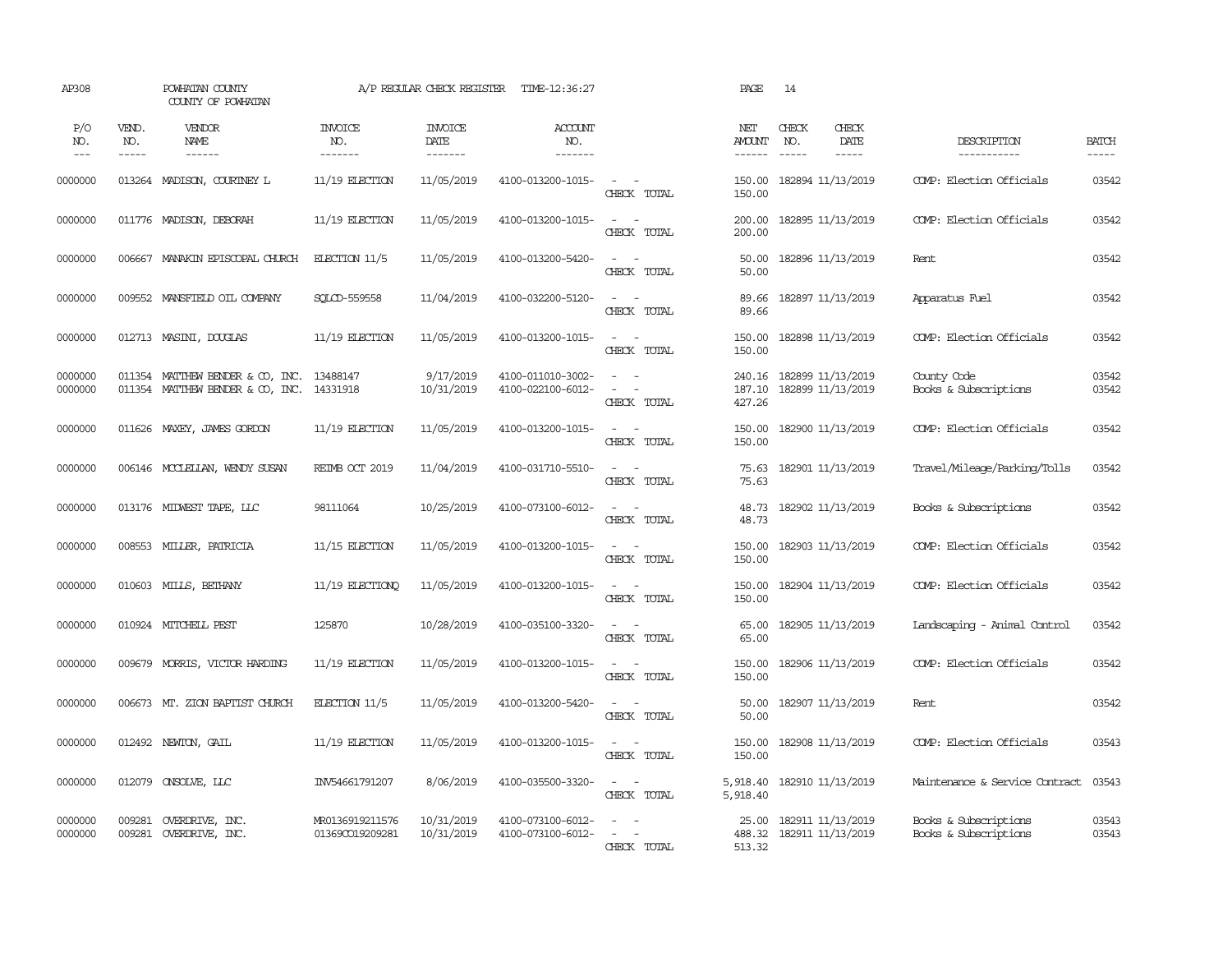AP308 POWHATAN COUNTY COUNTY OF POWHATAN A/P REGULAR CHECK REGISTER TIME-12:36:27 PAGE 14

| P/O NO. | VEND. NO. | VENDOR NAME | INVOICE NO. | INVOICE DATE | ACCOUNT NO. | | NET AMOUNT | CHECK NO. | CHECK DATE | DESCRIPTION | BATCH |
|---|---|---|---|---|---|---|---|---|---|---|---|
| 0000000 | 013264 | MADISON, COURTNEY L | 11/19 ELECTION | 11/05/2019 | 4100-013200-1015- | - - | 150.00 | 182894 | 11/13/2019 | COMP: Election Officials | 03542 |
| | | | | | | CHECK TOTAL | 150.00 | | | | |
| 0000000 | 011776 | MADISON, DEBORAH | 11/19 ELECTION | 11/05/2019 | 4100-013200-1015- | - - | 200.00 | 182895 | 11/13/2019 | COMP: Election Officials | 03542 |
| | | | | | | CHECK TOTAL | 200.00 | | | | |
| 0000000 | 006667 | MANAKIN EPISCOPAL CHURCH | ELECTION 11/5 | 11/05/2019 | 4100-013200-5420- | - - | 50.00 | 182896 | 11/13/2019 | Rent | 03542 |
| | | | | | | CHECK TOTAL | 50.00 | | | | |
| 0000000 | 009552 | MANSFIELD OIL COMPANY | SQLCD-559558 | 11/04/2019 | 4100-032200-5120- | - - | 89.66 | 182897 | 11/13/2019 | Apparatus Fuel | 03542 |
| | | | | | | CHECK TOTAL | 89.66 | | | | |
| 0000000 | 012713 | MASINI, DOUGLAS | 11/19 ELECTION | 11/05/2019 | 4100-013200-1015- | - - | 150.00 | 182898 | 11/13/2019 | COMP: Election Officials | 03542 |
| | | | | | | CHECK TOTAL | 150.00 | | | | |
| 0000000 | 011354 | MATTHEW BENDER & CO, INC. | 13488147 | 9/17/2019 | 4100-011010-3002- | - - | 240.16 | 182899 | 11/13/2019 | County Code | 03542 |
| 0000000 | 011354 | MATTHEW BENDER & CO, INC. | 14331918 | 10/31/2019 | 4100-022100-6012- | - - | 187.10 | 182899 | 11/13/2019 | Books & Subscriptions | 03542 |
| | | | | | | CHECK TOTAL | 427.26 | | | | |
| 0000000 | 011626 | MAXEY, JAMES GORDON | 11/19 ELECTION | 11/05/2019 | 4100-013200-1015- | - - | 150.00 | 182900 | 11/13/2019 | COMP: Election Officials | 03542 |
| | | | | | | CHECK TOTAL | 150.00 | | | | |
| 0000000 | 006146 | MCCLELLAN, WENDY SUSAN | REIMB OCT 2019 | 11/04/2019 | 4100-031710-5510- | - - | 75.63 | 182901 | 11/13/2019 | Travel/Mileage/Parking/Tolls | 03542 |
| | | | | | | CHECK TOTAL | 75.63 | | | | |
| 0000000 | 013176 | MIDWEST TAPE, LLC | 98111064 | 10/25/2019 | 4100-073100-6012- | - - | 48.73 | 182902 | 11/13/2019 | Books & Subscriptions | 03542 |
| | | | | | | CHECK TOTAL | 48.73 | | | | |
| 0000000 | 008553 | MILLER, PATRICIA | 11/15 ELECTION | 11/05/2019 | 4100-013200-1015- | - - | 150.00 | 182903 | 11/13/2019 | COMP: Election Officials | 03542 |
| | | | | | | CHECK TOTAL | 150.00 | | | | |
| 0000000 | 010603 | MILLS, BETHANY | 11/19 ELECTIONQ | 11/05/2019 | 4100-013200-1015- | - - | 150.00 | 182904 | 11/13/2019 | COMP: Election Officials | 03542 |
| | | | | | | CHECK TOTAL | 150.00 | | | | |
| 0000000 | 010924 | MITCHELL PEST | 125870 | 10/28/2019 | 4100-035100-3320- | - - | 65.00 | 182905 | 11/13/2019 | Landscaping - Animal Control | 03542 |
| | | | | | | CHECK TOTAL | 65.00 | | | | |
| 0000000 | 009679 | MORRIS, VICTOR HARDING | 11/19 ELECTION | 11/05/2019 | 4100-013200-1015- | - - | 150.00 | 182906 | 11/13/2019 | COMP: Election Officials | 03542 |
| | | | | | | CHECK TOTAL | 150.00 | | | | |
| 0000000 | 006673 | MT. ZION BAPTIST CHURCH | ELECTION 11/5 | 11/05/2019 | 4100-013200-5420- | - - | 50.00 | 182907 | 11/13/2019 | Rent | 03542 |
| | | | | | | CHECK TOTAL | 50.00 | | | | |
| 0000000 | 012492 | NEWTON, GAIL | 11/19 ELECTION | 11/05/2019 | 4100-013200-1015- | - - | 150.00 | 182908 | 11/13/2019 | COMP: Election Officials | 03543 |
| | | | | | | CHECK TOTAL | 150.00 | | | | |
| 0000000 | 012079 | ONSOLVE, LLC | INV54661791207 | 8/06/2019 | 4100-035500-3320- | - - | 5,918.40 | 182910 | 11/13/2019 | Maintenance & Service Contract | 03543 |
| | | | | | | CHECK TOTAL | 5,918.40 | | | | |
| 0000000 | 009281 | OVERDRIVE, INC. | MR0136919211576 | 10/31/2019 | 4100-073100-6012- | - - | 25.00 | 182911 | 11/13/2019 | Books & Subscriptions | 03543 |
| 0000000 | 009281 | OVERDRIVE, INC. | 01369CO19209281 | 10/31/2019 | 4100-073100-6012- | - - | 488.32 | 182911 | 11/13/2019 | Books & Subscriptions | 03543 |
| | | | | | | CHECK TOTAL | 513.32 | | | | |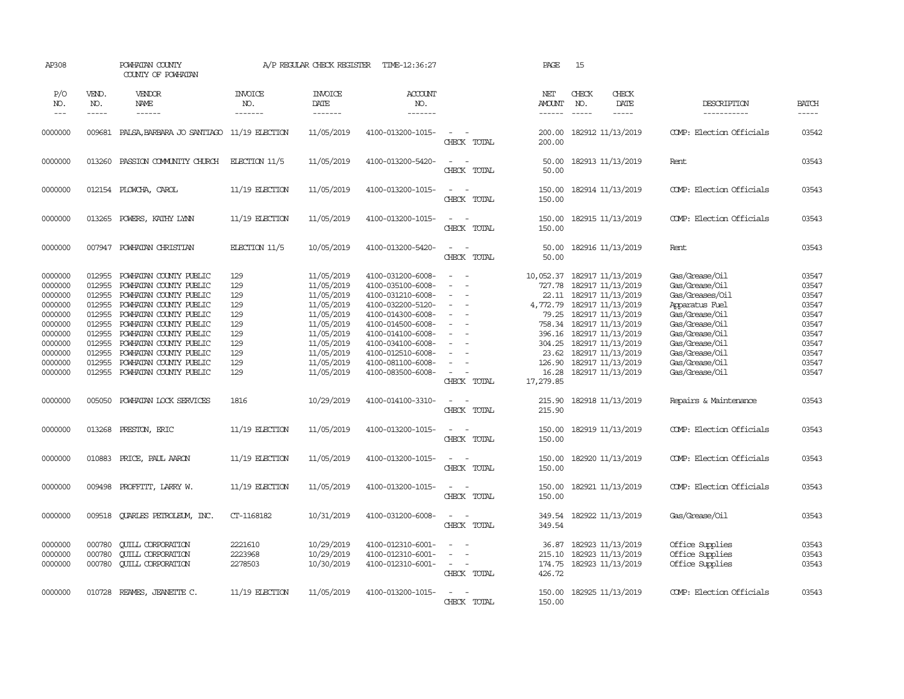AP308 POWHATAN COUNTY COUNTY OF POWHATAN A/P REGULAR CHECK REGISTER TIME-12:36:27 PAGE 15

| P/O NO. | VEND. NO. | VENDOR NAME | INVOICE NO. | INVOICE DATE | ACCOUNT NO. | | NET AMOUNT | CHECK NO. | CHECK DATE | DESCRIPTION | BATCH |
|---|---|---|---|---|---|---|---|---|---|---|---|
| 0000000 | 009681 | PALSA,BARBARA JO SANTIAGO | 11/19 ELECTION | 11/05/2019 | 4100-013200-1015- | - - | 200.00 | 182912 | 11/13/2019 | COMP: Election Officials | 03542 |
| | | | | | | CHECK TOTAL | 200.00 | | | | |
| 0000000 | 013260 | PASSION COMMUNITY CHURCH | ELECTION 11/5 | 11/05/2019 | 4100-013200-5420- | - - | 50.00 | 182913 | 11/13/2019 | Rent | 03543 |
| | | | | | | CHECK TOTAL | 50.00 | | | | |
| 0000000 | 012154 | PLOWCHA, CAROL | 11/19 ELECTION | 11/05/2019 | 4100-013200-1015- | - - | 150.00 | 182914 | 11/13/2019 | COMP: Election Officials | 03543 |
| | | | | | | CHECK TOTAL | 150.00 | | | | |
| 0000000 | 013265 | POWERS, KATHY LYNN | 11/19 ELECTION | 11/05/2019 | 4100-013200-1015- | - - | 150.00 | 182915 | 11/13/2019 | COMP: Election Officials | 03543 |
| | | | | | | CHECK TOTAL | 150.00 | | | | |
| 0000000 | 007947 | POWHATAN CHRISTIAN | ELECTION 11/5 | 10/05/2019 | 4100-013200-5420- | - - | 50.00 | 182916 | 11/13/2019 | Rent | 03543 |
| | | | | | | CHECK TOTAL | 50.00 | | | | |
| 0000000 | 012955 | POWHATAN COUNTY PUBLIC | 129 | 11/05/2019 | 4100-031200-6008- | - - | 10,052.37 | 182917 | 11/13/2019 | Gas/Grease/Oil | 03547 |
| 0000000 | 012955 | POWHATAN COUNTY PUBLIC | 129 | 11/05/2019 | 4100-035100-6008- | - - | 727.78 | 182917 | 11/13/2019 | Gas/Grease/Oil | 03547 |
| 0000000 | 012955 | POWHATAN COUNTY PUBLIC | 129 | 11/05/2019 | 4100-031210-6008- | - - | 22.11 | 182917 | 11/13/2019 | Gas/Greases/Oil | 03547 |
| 0000000 | 012955 | POWHATAN COUNTY PUBLIC | 129 | 11/05/2019 | 4100-032200-5120- | - - | 4,772.79 | 182917 | 11/13/2019 | Apparatus Fuel | 03547 |
| 0000000 | 012955 | POWHATAN COUNTY PUBLIC | 129 | 11/05/2019 | 4100-014300-6008- | - - | 79.25 | 182917 | 11/13/2019 | Gas/Grease/Oil | 03547 |
| 0000000 | 012955 | POWHATAN COUNTY PUBLIC | 129 | 11/05/2019 | 4100-014500-6008- | - - | 758.34 | 182917 | 11/13/2019 | Gas/Grease/Oil | 03547 |
| 0000000 | 012955 | POWHATAN COUNTY PUBLIC | 129 | 11/05/2019 | 4100-014100-6008- | - - | 396.16 | 182917 | 11/13/2019 | Gas/Grease/Oil | 03547 |
| 0000000 | 012955 | POWHATAN COUNTY PUBLIC | 129 | 11/05/2019 | 4100-034100-6008- | - - | 304.25 | 182917 | 11/13/2019 | Gas/Grease/Oil | 03547 |
| 0000000 | 012955 | POWHATAN COUNTY PUBLIC | 129 | 11/05/2019 | 4100-012510-6008- | - - | 23.62 | 182917 | 11/13/2019 | Gas/Grease/Oil | 03547 |
| 0000000 | 012955 | POWHATAN COUNTY PUBLIC | 129 | 11/05/2019 | 4100-081100-6008- | - - | 126.90 | 182917 | 11/13/2019 | Gas/Grease/Oil | 03547 |
| 0000000 | 012955 | POWHATAN COUNTY PUBLIC | 129 | 11/05/2019 | 4100-083500-6008- | - - | 16.28 | 182917 | 11/13/2019 | Gas/Grease/Oil | 03547 |
| | | | | | | CHECK TOTAL | 17,279.85 | | | | |
| 0000000 | 005050 | POWHATAN LOCK SERVICES | 1816 | 10/29/2019 | 4100-014100-3310- | - - | 215.90 | 182918 | 11/13/2019 | Repairs & Maintenance | 03543 |
| | | | | | | CHECK TOTAL | 215.90 | | | | |
| 0000000 | 013268 | PRESTON, ERIC | 11/19 ELECTION | 11/05/2019 | 4100-013200-1015- | - - | 150.00 | 182919 | 11/13/2019 | COMP: Election Officials | 03543 |
| | | | | | | CHECK TOTAL | 150.00 | | | | |
| 0000000 | 010883 | PRICE, PAUL AARON | 11/19 ELECTION | 11/05/2019 | 4100-013200-1015- | - - | 150.00 | 182920 | 11/13/2019 | COMP: Election Officials | 03543 |
| | | | | | | CHECK TOTAL | 150.00 | | | | |
| 0000000 | 009498 | PROFFITT, LARRY W. | 11/19 ELECTION | 11/05/2019 | 4100-013200-1015- | - - | 150.00 | 182921 | 11/13/2019 | COMP: Election Officials | 03543 |
| | | | | | | CHECK TOTAL | 150.00 | | | | |
| 0000000 | 009518 | QUARLES PETROLEUM, INC. | CT-1168182 | 10/31/2019 | 4100-031200-6008- | - - | 349.54 | 182922 | 11/13/2019 | Gas/Grease/Oil | 03543 |
| | | | | | | CHECK TOTAL | 349.54 | | | | |
| 0000000 | 000780 | QUILL CORPORATION | 2221610 | 10/29/2019 | 4100-012310-6001- | - - | 36.87 | 182923 | 11/13/2019 | Office Supplies | 03543 |
| 0000000 | 000780 | QUILL CORPORATION | 2223968 | 10/29/2019 | 4100-012310-6001- | - - | 215.10 | 182923 | 11/13/2019 | Office Supplies | 03543 |
| 0000000 | 000780 | QUILL CORPORATION | 2278503 | 10/30/2019 | 4100-012310-6001- | - - | 174.75 | 182923 | 11/13/2019 | Office Supplies | 03543 |
| | | | | | | CHECK TOTAL | 426.72 | | | | |
| 0000000 | 010728 | REAMES, JEANETTE C. | 11/19 ELECTION | 11/05/2019 | 4100-013200-1015- | - - | 150.00 | 182925 | 11/13/2019 | COMP: Election Officials | 03543 |
| | | | | | | CHECK TOTAL | 150.00 | | | | |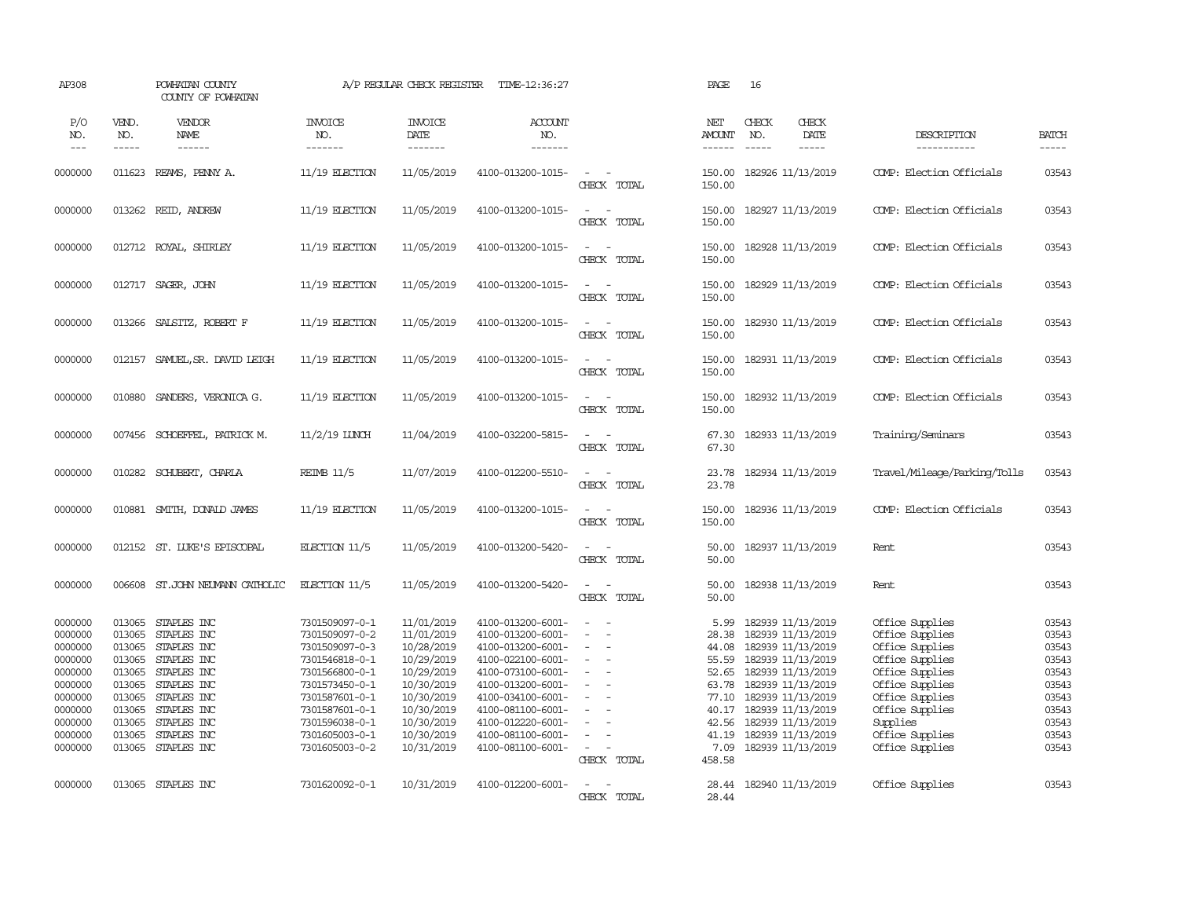AP308 POWHATAN COUNTY A/P REGULAR CHECK REGISTER TIME-12:36:27

COUNTY OF POWHATAN

| P/O NO. | VEND. NO. | VENDOR NAME | INVOICE NO. | INVOICE DATE | ACCOUNT NO. | | NET AMOUNT | CHECK NO. | CHECK DATE | DESCRIPTION | BATCH |
|---|---|---|---|---|---|---|---|---|---|---|---|
| 0000000 | 011623 | REAMS, PENNY A. | 11/19 ELECTION | 11/05/2019 | 4100-013200-1015- | - - | 150.00 | 182926 | 11/13/2019 | COMP: Election Officials | 03543 |
| | | | | | | CHECK TOTAL | 150.00 | | | | |
| 0000000 | 013262 | REID, ANDREW | 11/19 ELECTION | 11/05/2019 | 4100-013200-1015- | - - | 150.00 | 182927 | 11/13/2019 | COMP: Election Officials | 03543 |
| | | | | | | CHECK TOTAL | 150.00 | | | | |
| 0000000 | 012712 | ROYAL, SHIRLEY | 11/19 ELECTION | 11/05/2019 | 4100-013200-1015- | - - | 150.00 | 182928 | 11/13/2019 | COMP: Election Officials | 03543 |
| | | | | | | CHECK TOTAL | 150.00 | | | | |
| 0000000 | 012717 | SAGER, JOHN | 11/19 ELECTION | 11/05/2019 | 4100-013200-1015- | - - | 150.00 | 182929 | 11/13/2019 | COMP: Election Officials | 03543 |
| | | | | | | CHECK TOTAL | 150.00 | | | | |
| 0000000 | 013266 | SALSITZ, ROBERT F | 11/19 ELECTION | 11/05/2019 | 4100-013200-1015- | - - | 150.00 | 182930 | 11/13/2019 | COMP: Election Officials | 03543 |
| | | | | | | CHECK TOTAL | 150.00 | | | | |
| 0000000 | 012157 | SAMUEL,SR. DAVID LEIGH | 11/19 ELECTION | 11/05/2019 | 4100-013200-1015- | - - | 150.00 | 182931 | 11/13/2019 | COMP: Election Officials | 03543 |
| | | | | | | CHECK TOTAL | 150.00 | | | | |
| 0000000 | 010880 | SANDERS, VERONICA G. | 11/19 ELECTION | 11/05/2019 | 4100-013200-1015- | - - | 150.00 | 182932 | 11/13/2019 | COMP: Election Officials | 03543 |
| | | | | | | CHECK TOTAL | 150.00 | | | | |
| 0000000 | 007456 | SCHOEFFEL, PATRICK M. | 11/2/19 LUNCH | 11/04/2019 | 4100-032200-5815- | - - | 67.30 | 182933 | 11/13/2019 | Training/Seminars | 03543 |
| | | | | | | CHECK TOTAL | 67.30 | | | | |
| 0000000 | 010282 | SCHUBERT, CHARLA | REIMB 11/5 | 11/07/2019 | 4100-012200-5510- | - - | 23.78 | 182934 | 11/13/2019 | Travel/Mileage/Parking/Tolls | 03543 |
| | | | | | | CHECK TOTAL | 23.78 | | | | |
| 0000000 | 010881 | SMITH, DONALD JAMES | 11/19 ELECTION | 11/05/2019 | 4100-013200-1015- | - - | 150.00 | 182936 | 11/13/2019 | COMP: Election Officials | 03543 |
| | | | | | | CHECK TOTAL | 150.00 | | | | |
| 0000000 | 012152 | ST. LUKE'S EPISCOPAL | ELECTION 11/5 | 11/05/2019 | 4100-013200-5420- | - - | 50.00 | 182937 | 11/13/2019 | Rent | 03543 |
| | | | | | | CHECK TOTAL | 50.00 | | | | |
| 0000000 | 006608 | ST.JOHN NEUMANN CATHOLIC | ELECTION 11/5 | 11/05/2019 | 4100-013200-5420- | - - | 50.00 | 182938 | 11/13/2019 | Rent | 03543 |
| | | | | | | CHECK TOTAL | 50.00 | | | | |
| 0000000 | 013065 | STAPLES INC | 7301509097-0-1 | 11/01/2019 | 4100-013200-6001- | - - | 5.99 | 182939 | 11/13/2019 | Office Supplies | 03543 |
| 0000000 | 013065 | STAPLES INC | 7301509097-0-2 | 11/01/2019 | 4100-013200-6001- | - - | 28.38 | 182939 | 11/13/2019 | Office Supplies | 03543 |
| 0000000 | 013065 | STAPLES INC | 7301509097-0-3 | 10/28/2019 | 4100-013200-6001- | - - | 44.08 | 182939 | 11/13/2019 | Office Supplies | 03543 |
| 0000000 | 013065 | STAPLES INC | 7301546818-0-1 | 10/29/2019 | 4100-022100-6001- | - - | 55.59 | 182939 | 11/13/2019 | Office Supplies | 03543 |
| 0000000 | 013065 | STAPLES INC | 7301566800-0-1 | 10/29/2019 | 4100-073100-6001- | - - | 52.65 | 182939 | 11/13/2019 | Office Supplies | 03543 |
| 0000000 | 013065 | STAPLES INC | 7301573450-0-1 | 10/30/2019 | 4100-013200-6001- | - - | 63.78 | 182939 | 11/13/2019 | Office Supplies | 03543 |
| 0000000 | 013065 | STAPLES INC | 7301587601-0-1 | 10/30/2019 | 4100-034100-6001- | - - | 77.10 | 182939 | 11/13/2019 | Office Supplies | 03543 |
| 0000000 | 013065 | STAPLES INC | 7301587601-0-1 | 10/30/2019 | 4100-081100-6001- | - - | 40.17 | 182939 | 11/13/2019 | Office Supplies | 03543 |
| 0000000 | 013065 | STAPLES INC | 7301596038-0-1 | 10/30/2019 | 4100-012220-6001- | - - | 42.56 | 182939 | 11/13/2019 | Supplies | 03543 |
| 0000000 | 013065 | STAPLES INC | 7301605003-0-1 | 10/30/2019 | 4100-081100-6001- | - - | 41.19 | 182939 | 11/13/2019 | Office Supplies | 03543 |
| 0000000 | 013065 | STAPLES INC | 7301605003-0-2 | 10/31/2019 | 4100-081100-6001- | - - | 7.09 | 182939 | 11/13/2019 | Office Supplies | 03543 |
| | | | | | | CHECK TOTAL | 458.58 | | | | |
| 0000000 | 013065 | STAPLES INC | 7301620092-0-1 | 10/31/2019 | 4100-012200-6001- | - - | 28.44 | 182940 | 11/13/2019 | Office Supplies | 03543 |
| | | | | | | CHECK TOTAL | 28.44 | | | | |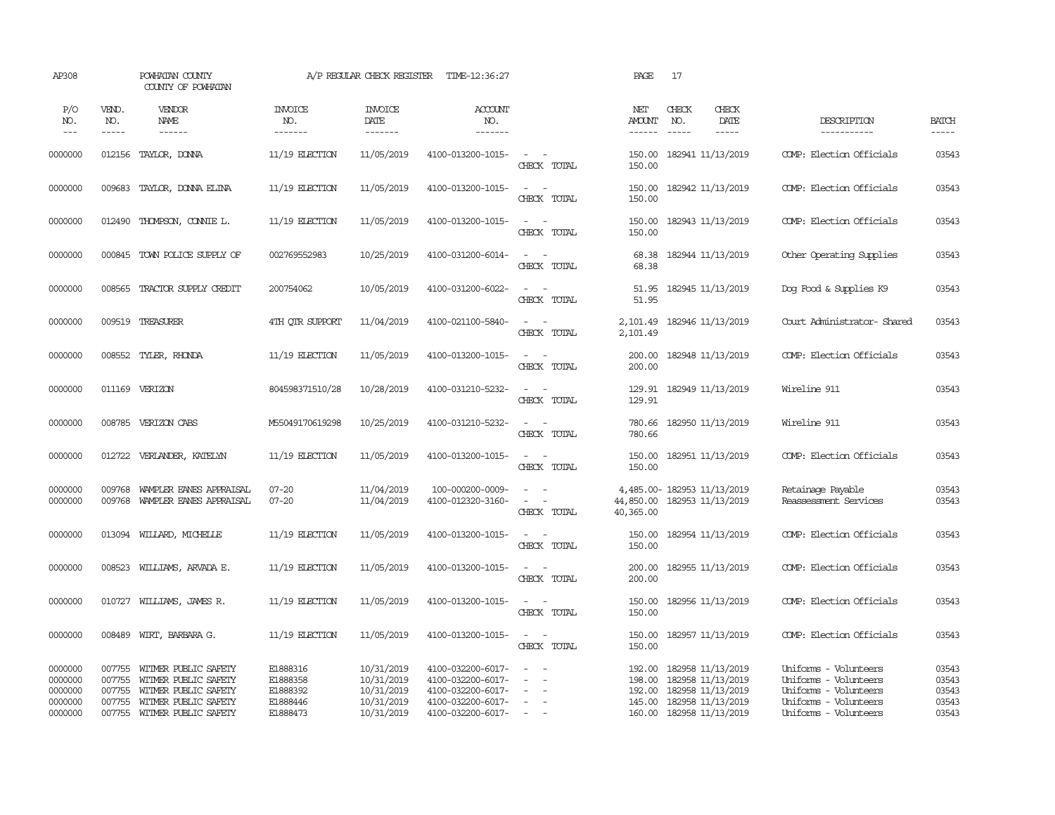AP308 POWHATAN COUNTY A/P REGULAR CHECK REGISTER TIME-12:36:27
COUNTY OF POWHATAN

| P/O NO. | VEND. NO. | VENDOR NAME | INVOICE NO. | INVOICE DATE | ACCOUNT NO. | | NET AMOUNT | CHECK NO. | CHECK DATE | DESCRIPTION | BATCH |
|---|---|---|---|---|---|---|---|---|---|---|---|
| 0000000 | 012156 | TAYLOR, DONNA | 11/19 ELECTION | 11/05/2019 | 4100-013200-1015- | - - | 150.00 | 182941 | 11/13/2019 | COMP: Election Officials | 03543 |
| | | | | | | CHECK TOTAL | 150.00 | | | | |
| 0000000 | 009683 | TAYLOR, DONNA ELINA | 11/19 ELECTION | 11/05/2019 | 4100-013200-1015- | - - | 150.00 | 182942 | 11/13/2019 | COMP: Election Officials | 03543 |
| | | | | | | CHECK TOTAL | 150.00 | | | | |
| 0000000 | 012490 | THOMPSON, CONNIE L. | 11/19 ELECTION | 11/05/2019 | 4100-013200-1015- | - - | 150.00 | 182943 | 11/13/2019 | COMP: Election Officials | 03543 |
| | | | | | | CHECK TOTAL | 150.00 | | | | |
| 0000000 | 000845 | TOWN POLICE SUPPLY OF | 002769552983 | 10/25/2019 | 4100-031200-6014- | - - | 68.38 | 182944 | 11/13/2019 | Other Operating Supplies | 03543 |
| | | | | | | CHECK TOTAL | 68.38 | | | | |
| 0000000 | 008565 | TRACTOR SUPPLY CREDIT | 200754062 | 10/05/2019 | 4100-031200-6022- | - - | 51.95 | 182945 | 11/13/2019 | Dog Food & Supplies K9 | 03543 |
| | | | | | | CHECK TOTAL | 51.95 | | | | |
| 0000000 | 009519 | TREASURER | 4TH QTR SUPPORT | 11/04/2019 | 4100-021100-5840- | - - | 2,101.49 | 182946 | 11/13/2019 | Court Administrator- Shared | 03543 |
| | | | | | | CHECK TOTAL | 2,101.49 | | | | |
| 0000000 | 008552 | TYLER, RHONDA | 11/19 ELECTION | 11/05/2019 | 4100-013200-1015- | - - | 200.00 | 182948 | 11/13/2019 | COMP: Election Officials | 03543 |
| | | | | | | CHECK TOTAL | 200.00 | | | | |
| 0000000 | 011169 | VERIZON | 804598371510/28 | 10/28/2019 | 4100-031210-5232- | - - | 129.91 | 182949 | 11/13/2019 | Wireline 911 | 03543 |
| | | | | | | CHECK TOTAL | 129.91 | | | | |
| 0000000 | 008785 | VERIZON CABS | M55049170619298 | 10/25/2019 | 4100-031210-5232- | - - | 780.66 | 182950 | 11/13/2019 | Wireline 911 | 03543 |
| | | | | | | CHECK TOTAL | 780.66 | | | | |
| 0000000 | 012722 | VERLANDER, KATELYN | 11/19 ELECTION | 11/05/2019 | 4100-013200-1015- | - - | 150.00 | 182951 | 11/13/2019 | COMP: Election Officials | 03543 |
| | | | | | | CHECK TOTAL | 150.00 | | | | |
| 0000000 | 009768 | WAMPLER EANES APPRAISAL | 07-20 | 11/04/2019 | 100-000200-0009- | - - | 4,485.00- | 182953 | 11/13/2019 | Retainage Payable | 03543 |
| 0000000 | 009768 | WAMPLER EANES APPRAISAL | 07-20 | 11/04/2019 | 4100-012320-3160- | - - | 44,850.00 | 182953 | 11/13/2019 | Reassessment Services | 03543 |
| | | | | | | CHECK TOTAL | 40,365.00 | | | | |
| 0000000 | 013094 | WILLARD, MICHELLE | 11/19 ELECTION | 11/05/2019 | 4100-013200-1015- | - - | 150.00 | 182954 | 11/13/2019 | COMP: Election Officials | 03543 |
| | | | | | | CHECK TOTAL | 150.00 | | | | |
| 0000000 | 008523 | WILLIAMS, ARVADA E. | 11/19 ELECTION | 11/05/2019 | 4100-013200-1015- | - - | 200.00 | 182955 | 11/13/2019 | COMP: Election Officials | 03543 |
| | | | | | | CHECK TOTAL | 200.00 | | | | |
| 0000000 | 010727 | WILLIAMS, JAMES R. | 11/19 ELECTION | 11/05/2019 | 4100-013200-1015- | - - | 150.00 | 182956 | 11/13/2019 | COMP: Election Officials | 03543 |
| | | | | | | CHECK TOTAL | 150.00 | | | | |
| 0000000 | 008489 | WIRT, BARBARA G. | 11/19 ELECTION | 11/05/2019 | 4100-013200-1015- | - - | 150.00 | 182957 | 11/13/2019 | COMP: Election Officials | 03543 |
| | | | | | | CHECK TOTAL | 150.00 | | | | |
| 0000000 | 007755 | WITMER PUBLIC SAFETY | E1888316 | 10/31/2019 | 4100-032200-6017- | - - | 192.00 | 182958 | 11/13/2019 | Uniforms - Volunteers | 03543 |
| 0000000 | 007755 | WITMER PUBLIC SAFETY | E1888358 | 10/31/2019 | 4100-032200-6017- | - - | 198.00 | 182958 | 11/13/2019 | Uniforms - Volunteers | 03543 |
| 0000000 | 007755 | WITMER PUBLIC SAFETY | E1888392 | 10/31/2019 | 4100-032200-6017- | - - | 192.00 | 182958 | 11/13/2019 | Uniforms - Volunteers | 03543 |
| 0000000 | 007755 | WITMER PUBLIC SAFETY | E1888446 | 10/31/2019 | 4100-032200-6017- | - - | 145.00 | 182958 | 11/13/2019 | Uniforms - Volunteers | 03543 |
| 0000000 | 007755 | WITMER PUBLIC SAFETY | E1888473 | 10/31/2019 | 4100-032200-6017- | - - | 160.00 | 182958 | 11/13/2019 | Uniforms - Volunteers | 03543 |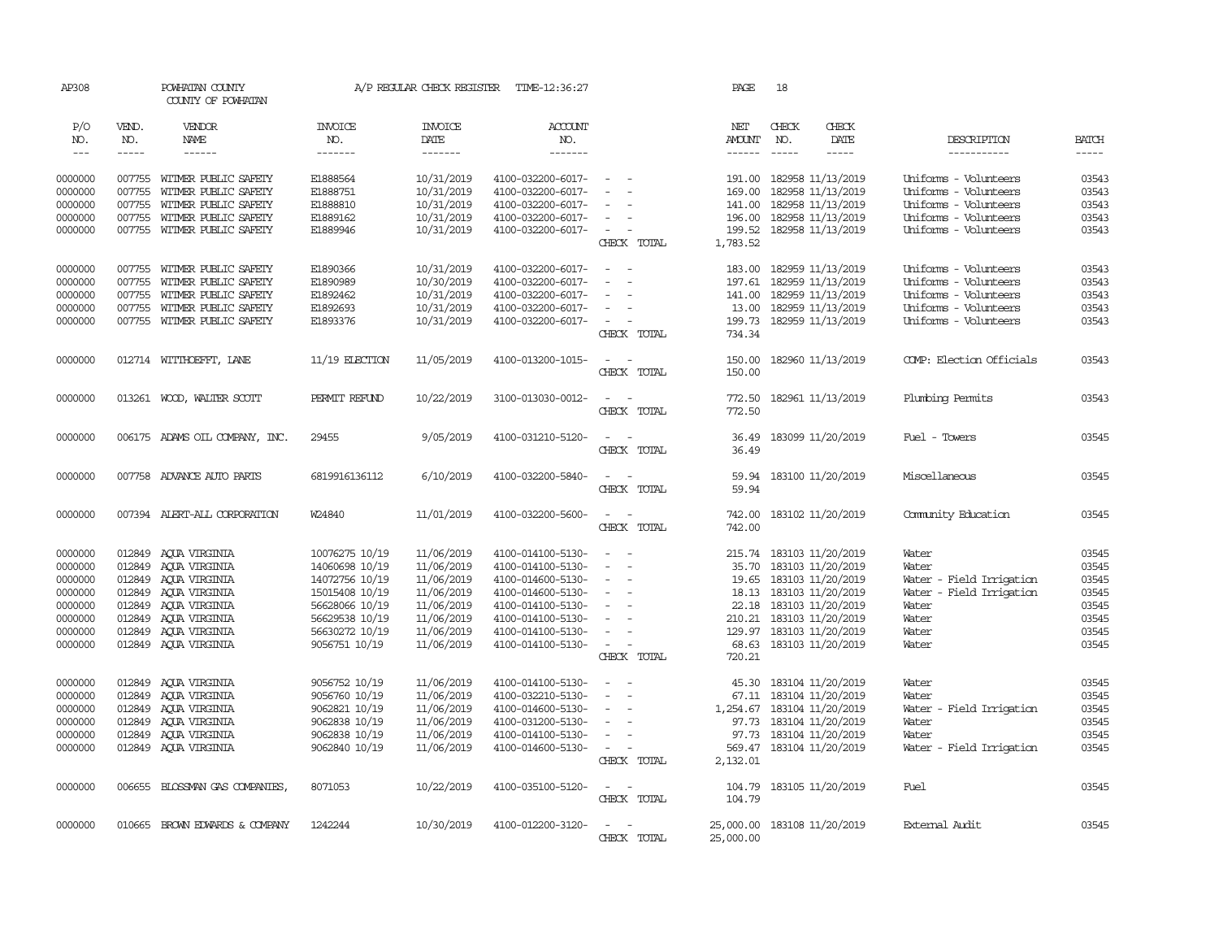AP308 POWHATAN COUNTY A/P REGULAR CHECK REGISTER TIME-12:36:27 PAGE 18

COUNTY OF POWHATAN

| P/O NO. | VEND. NO. | VENDOR NAME | INVOICE NO. | INVOICE DATE | ACCOUNT NO. | | NET AMOUNT | CHECK NO. | CHECK DATE | DESCRIPTION | BATCH |
|---|---|---|---|---|---|---|---|---|---|---|---|
| 0000000 | 007755 | WITMER PUBLIC SAFETY | E1888564 | 10/31/2019 | 4100-032200-6017- | - - | 191.00 | 182958 | 11/13/2019 | Uniforms - Volunteers | 03543 |
| 0000000 | 007755 | WITMER PUBLIC SAFETY | E1888751 | 10/31/2019 | 4100-032200-6017- | - - | 169.00 | 182958 | 11/13/2019 | Uniforms - Volunteers | 03543 |
| 0000000 | 007755 | WITMER PUBLIC SAFETY | E1888810 | 10/31/2019 | 4100-032200-6017- | - - | 141.00 | 182958 | 11/13/2019 | Uniforms - Volunteers | 03543 |
| 0000000 | 007755 | WITMER PUBLIC SAFETY | E1889162 | 10/31/2019 | 4100-032200-6017- | - - | 196.00 | 182958 | 11/13/2019 | Uniforms - Volunteers | 03543 |
| 0000000 | 007755 | WITMER PUBLIC SAFETY | E1889946 | 10/31/2019 | 4100-032200-6017- | - - | 199.52 | 182958 | 11/13/2019 | Uniforms - Volunteers | 03543 |
| | | | | | | CHECK TOTAL | 1,783.52 | | | | |
| 0000000 | 007755 | WITMER PUBLIC SAFETY | E1890366 | 10/31/2019 | 4100-032200-6017- | - - | 183.00 | 182959 | 11/13/2019 | Uniforms - Volunteers | 03543 |
| 0000000 | 007755 | WITMER PUBLIC SAFETY | E1890989 | 10/30/2019 | 4100-032200-6017- | - - | 197.61 | 182959 | 11/13/2019 | Uniforms - Volunteers | 03543 |
| 0000000 | 007755 | WITMER PUBLIC SAFETY | E1892462 | 10/31/2019 | 4100-032200-6017- | - - | 141.00 | 182959 | 11/13/2019 | Uniforms - Volunteers | 03543 |
| 0000000 | 007755 | WITMER PUBLIC SAFETY | E1892693 | 10/31/2019 | 4100-032200-6017- | - - | 13.00 | 182959 | 11/13/2019 | Uniforms - Volunteers | 03543 |
| 0000000 | 007755 | WITMER PUBLIC SAFETY | E1893376 | 10/31/2019 | 4100-032200-6017- | - - | 199.73 | 182959 | 11/13/2019 | Uniforms - Volunteers | 03543 |
| | | | | | | CHECK TOTAL | 734.34 | | | | |
| 0000000 | 012714 | WITTHOEFFT, LANE | 11/19 ELECTION | 11/05/2019 | 4100-013200-1015- | - - | 150.00 | 182960 | 11/13/2019 | COMP: Election Officials | 03543 |
| | | | | | | CHECK TOTAL | 150.00 | | | | |
| 0000000 | 013261 | WOOD, WALTER SCOTT | PERMIT REFUND | 10/22/2019 | 3100-013030-0012- | - - | 772.50 | 182961 | 11/13/2019 | Plumbing Permits | 03543 |
| | | | | | | CHECK TOTAL | 772.50 | | | | |
| 0000000 | 006175 | ADAMS OIL COMPANY, INC. | 29455 | 9/05/2019 | 4100-031210-5120- | - - | 36.49 | 183099 | 11/20/2019 | Fuel - Towers | 03545 |
| | | | | | | CHECK TOTAL | 36.49 | | | | |
| 0000000 | 007758 | ADVANCE AUTO PARTS | 6819916136112 | 6/10/2019 | 4100-032200-5840- | - - | 59.94 | 183100 | 11/20/2019 | Miscellaneous | 03545 |
| | | | | | | CHECK TOTAL | 59.94 | | | | |
| 0000000 | 007394 | ALERT-ALL CORPORATION | W24840 | 11/01/2019 | 4100-032200-5600- | - - | 742.00 | 183102 | 11/20/2019 | Community Education | 03545 |
| | | | | | | CHECK TOTAL | 742.00 | | | | |
| 0000000 | 012849 | AQUA VIRGINIA | 10076275 10/19 | 11/06/2019 | 4100-014100-5130- | - - | 215.74 | 183103 | 11/20/2019 | Water | 03545 |
| 0000000 | 012849 | AQUA VIRGINIA | 14060698 10/19 | 11/06/2019 | 4100-014100-5130- | - - | 35.70 | 183103 | 11/20/2019 | Water | 03545 |
| 0000000 | 012849 | AQUA VIRGINIA | 14072756 10/19 | 11/06/2019 | 4100-014600-5130- | - - | 19.65 | 183103 | 11/20/2019 | Water - Field Irrigation | 03545 |
| 0000000 | 012849 | AQUA VIRGINIA | 15015408 10/19 | 11/06/2019 | 4100-014600-5130- | - - | 18.13 | 183103 | 11/20/2019 | Water - Field Irrigation | 03545 |
| 0000000 | 012849 | AQUA VIRGINIA | 56628066 10/19 | 11/06/2019 | 4100-014100-5130- | - - | 22.18 | 183103 | 11/20/2019 | Water | 03545 |
| 0000000 | 012849 | AQUA VIRGINIA | 56629538 10/19 | 11/06/2019 | 4100-014100-5130- | - - | 210.21 | 183103 | 11/20/2019 | Water | 03545 |
| 0000000 | 012849 | AQUA VIRGINIA | 56630272 10/19 | 11/06/2019 | 4100-014100-5130- | - - | 129.97 | 183103 | 11/20/2019 | Water | 03545 |
| 0000000 | 012849 | AQUA VIRGINIA | 9056751 10/19 | 11/06/2019 | 4100-014100-5130- | - - | 68.63 | 183103 | 11/20/2019 | Water | 03545 |
| | | | | | | CHECK TOTAL | 720.21 | | | | |
| 0000000 | 012849 | AQUA VIRGINIA | 9056752 10/19 | 11/06/2019 | 4100-014100-5130- | - - | 45.30 | 183104 | 11/20/2019 | Water | 03545 |
| 0000000 | 012849 | AQUA VIRGINIA | 9056760 10/19 | 11/06/2019 | 4100-032210-5130- | - - | 67.11 | 183104 | 11/20/2019 | Water | 03545 |
| 0000000 | 012849 | AQUA VIRGINIA | 9062821 10/19 | 11/06/2019 | 4100-014600-5130- | - - | 1,254.67 | 183104 | 11/20/2019 | Water - Field Irrigation | 03545 |
| 0000000 | 012849 | AQUA VIRGINIA | 9062838 10/19 | 11/06/2019 | 4100-031200-5130- | - - | 97.73 | 183104 | 11/20/2019 | Water | 03545 |
| 0000000 | 012849 | AQUA VIRGINIA | 9062838 10/19 | 11/06/2019 | 4100-014100-5130- | - - | 97.73 | 183104 | 11/20/2019 | Water | 03545 |
| 0000000 | 012849 | AQUA VIRGINIA | 9062840 10/19 | 11/06/2019 | 4100-014600-5130- | - - | 569.47 | 183104 | 11/20/2019 | Water - Field Irrigation | 03545 |
| | | | | | | CHECK TOTAL | 2,132.01 | | | | |
| 0000000 | 006655 | BLOSSMAN GAS COMPANIES, | 8071053 | 10/22/2019 | 4100-035100-5120- | - - | 104.79 | 183105 | 11/20/2019 | Fuel | 03545 |
| | | | | | | CHECK TOTAL | 104.79 | | | | |
| 0000000 | 010665 | BROWN EDWARDS & COMPANY | 1242244 | 10/30/2019 | 4100-012200-3120- | - - | 25,000.00 | 183108 | 11/20/2019 | External Audit | 03545 |
| | | | | | | CHECK TOTAL | 25,000.00 | | | | |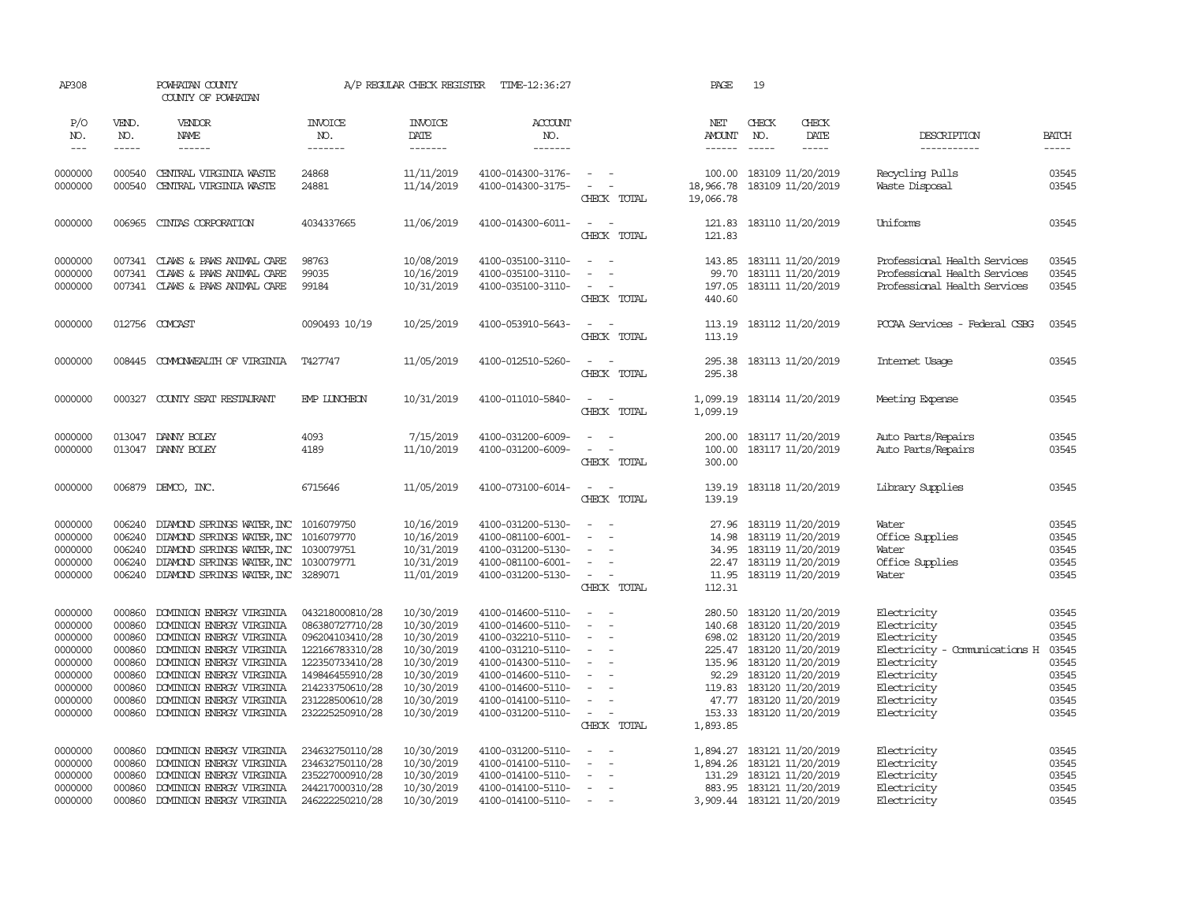AP308 POWHATAN COUNTY A/P REGULAR CHECK REGISTER TIME-12:36:27 PAGE 19

COUNTY OF POWHATAN

| P/O NO. | VEND. NO. | VENDOR NAME | INVOICE NO. | INVOICE DATE | ACCOUNT NO. | | NET AMOUNT | CHECK NO. | CHECK DATE | DESCRIPTION | BATCH |
|---|---|---|---|---|---|---|---|---|---|---|---|
| 0000000 | 000540 | CENTRAL VIRGINIA WASTE | 24868 | 11/11/2019 | 4100-014300-3176- | - - | 100.00 | 183109 | 11/20/2019 | Recycling Pulls | 03545 |
| 0000000 | 000540 | CENTRAL VIRGINIA WASTE | 24881 | 11/14/2019 | 4100-014300-3175- | - - | 18,966.78 | 183109 | 11/20/2019 | Waste Disposal | 03545 |
| | | | | | | CHECK TOTAL | 19,066.78 | | | | |
| 0000000 | 006965 | CINTAS CORPORATION | 4034337665 | 11/06/2019 | 4100-014300-6011- | - - | 121.83 | 183110 | 11/20/2019 | Uniforms | 03545 |
| | | | | | | CHECK TOTAL | 121.83 | | | | |
| 0000000 | 007341 | CLAWS & PAWS ANIMAL CARE | 98763 | 10/08/2019 | 4100-035100-3110- | - - | 143.85 | 183111 | 11/20/2019 | Professional Health Services | 03545 |
| 0000000 | 007341 | CLAWS & PAWS ANIMAL CARE | 99035 | 10/16/2019 | 4100-035100-3110- | - - | 99.70 | 183111 | 11/20/2019 | Professional Health Services | 03545 |
| 0000000 | 007341 | CLAWS & PAWS ANIMAL CARE | 99184 | 10/31/2019 | 4100-035100-3110- | - - | 197.05 | 183111 | 11/20/2019 | Professional Health Services | 03545 |
| | | | | | | CHECK TOTAL | 440.60 | | | | |
| 0000000 | 012756 | COMCAST | 0090493 10/19 | 10/25/2019 | 4100-053910-5643- | - - | 113.19 | 183112 | 11/20/2019 | PCCAA Services - Federal CSBG | 03545 |
| | | | | | | CHECK TOTAL | 113.19 | | | | |
| 0000000 | 008445 | COMMONWEALTH OF VIRGINIA | T427747 | 11/05/2019 | 4100-012510-5260- | - - | 295.38 | 183113 | 11/20/2019 | Internet Usage | 03545 |
| | | | | | | CHECK TOTAL | 295.38 | | | | |
| 0000000 | 000327 | COUNTY SEAT RESTAURANT | EMP LUNCHEON | 10/31/2019 | 4100-011010-5840- | - - | 1,099.19 | 183114 | 11/20/2019 | Meeting Expense | 03545 |
| | | | | | | CHECK TOTAL | 1,099.19 | | | | |
| 0000000 | 013047 | DANNY BOLEY | 4093 | 7/15/2019 | 4100-031200-6009- | - - | 200.00 | 183117 | 11/20/2019 | Auto Parts/Repairs | 03545 |
| 0000000 | 013047 | DANNY BOLEY | 4189 | 11/10/2019 | 4100-031200-6009- | - - | 100.00 | 183117 | 11/20/2019 | Auto Parts/Repairs | 03545 |
| | | | | | | CHECK TOTAL | 300.00 | | | | |
| 0000000 | 006879 | DEMCO, INC. | 6715646 | 11/05/2019 | 4100-073100-6014- | - - | 139.19 | 183118 | 11/20/2019 | Library Supplies | 03545 |
| | | | | | | CHECK TOTAL | 139.19 | | | | |
| 0000000 | 006240 | DIAMOND SPRINGS WATER,INC | 1016079750 | 10/16/2019 | 4100-031200-5130- | - - | 27.96 | 183119 | 11/20/2019 | Water | 03545 |
| 0000000 | 006240 | DIAMOND SPRINGS WATER,INC | 1016079770 | 10/16/2019 | 4100-081100-6001- | - - | 14.98 | 183119 | 11/20/2019 | Office Supplies | 03545 |
| 0000000 | 006240 | DIAMOND SPRINGS WATER,INC | 1030079751 | 10/31/2019 | 4100-031200-5130- | - - | 34.95 | 183119 | 11/20/2019 | Water | 03545 |
| 0000000 | 006240 | DIAMOND SPRINGS WATER,INC | 1030079771 | 10/31/2019 | 4100-081100-6001- | - - | 22.47 | 183119 | 11/20/2019 | Office Supplies | 03545 |
| 0000000 | 006240 | DIAMOND SPRINGS WATER,INC | 3289071 | 11/01/2019 | 4100-031200-5130- | - - | 11.95 | 183119 | 11/20/2019 | Water | 03545 |
| | | | | | | CHECK TOTAL | 112.31 | | | | |
| 0000000 | 000860 | DOMINION ENERGY VIRGINIA | 043218000810/28 | 10/30/2019 | 4100-014600-5110- | - - | 280.50 | 183120 | 11/20/2019 | Electricity | 03545 |
| 0000000 | 000860 | DOMINION ENERGY VIRGINIA | 086380727710/28 | 10/30/2019 | 4100-014600-5110- | - - | 140.68 | 183120 | 11/20/2019 | Electricity | 03545 |
| 0000000 | 000860 | DOMINION ENERGY VIRGINIA | 096204103410/28 | 10/30/2019 | 4100-032210-5110- | - - | 698.02 | 183120 | 11/20/2019 | Electricity | 03545 |
| 0000000 | 000860 | DOMINION ENERGY VIRGINIA | 122166783310/28 | 10/30/2019 | 4100-031210-5110- | - - | 225.47 | 183120 | 11/20/2019 | Electricity - Communications H | 03545 |
| 0000000 | 000860 | DOMINION ENERGY VIRGINIA | 122350733410/28 | 10/30/2019 | 4100-014300-5110- | - - | 135.96 | 183120 | 11/20/2019 | Electricity | 03545 |
| 0000000 | 000860 | DOMINION ENERGY VIRGINIA | 149846455910/28 | 10/30/2019 | 4100-014600-5110- | - - | 92.29 | 183120 | 11/20/2019 | Electricity | 03545 |
| 0000000 | 000860 | DOMINION ENERGY VIRGINIA | 214233750610/28 | 10/30/2019 | 4100-014600-5110- | - - | 119.83 | 183120 | 11/20/2019 | Electricity | 03545 |
| 0000000 | 000860 | DOMINION ENERGY VIRGINIA | 231228500610/28 | 10/30/2019 | 4100-014100-5110- | - - | 47.77 | 183120 | 11/20/2019 | Electricity | 03545 |
| 0000000 | 000860 | DOMINION ENERGY VIRGINIA | 232225250910/28 | 10/30/2019 | 4100-031200-5110- | - - | 153.33 | 183120 | 11/20/2019 | Electricity | 03545 |
| | | | | | | CHECK TOTAL | 1,893.85 | | | | |
| 0000000 | 000860 | DOMINION ENERGY VIRGINIA | 234632750110/28 | 10/30/2019 | 4100-031200-5110- | - - | 1,894.27 | 183121 | 11/20/2019 | Electricity | 03545 |
| 0000000 | 000860 | DOMINION ENERGY VIRGINIA | 234632750110/28 | 10/30/2019 | 4100-014100-5110- | - - | 1,894.26 | 183121 | 11/20/2019 | Electricity | 03545 |
| 0000000 | 000860 | DOMINION ENERGY VIRGINIA | 235227000910/28 | 10/30/2019 | 4100-014100-5110- | - - | 131.29 | 183121 | 11/20/2019 | Electricity | 03545 |
| 0000000 | 000860 | DOMINION ENERGY VIRGINIA | 244217000310/28 | 10/30/2019 | 4100-014100-5110- | - - | 883.95 | 183121 | 11/20/2019 | Electricity | 03545 |
| 0000000 | 000860 | DOMINION ENERGY VIRGINIA | 246222250210/28 | 10/30/2019 | 4100-014100-5110- | - - | 3,909.44 | 183121 | 11/20/2019 | Electricity | 03545 |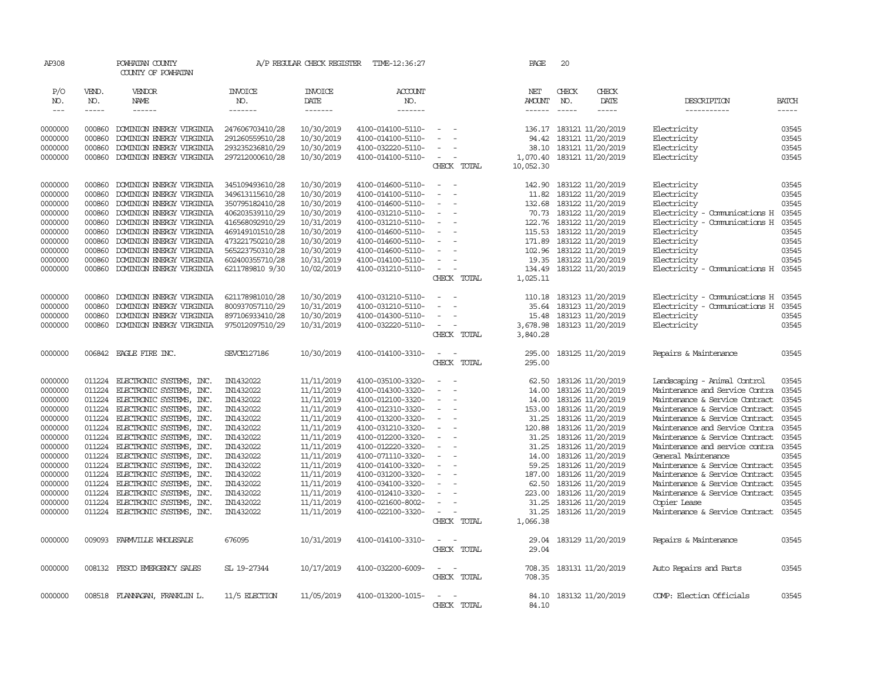AP308 POWHATAN COUNTY A/P REGULAR CHECK REGISTER TIME-12:36:27 PAGE 20

COUNTY OF POWHATAN

| P/O NO. | VEND. NO. | VENDOR NAME | INVOICE NO. | INVOICE DATE | ACCOUNT NO. | | NET AMOUNT | CHECK NO. | CHECK DATE | DESCRIPTION | BATCH |
|---|---|---|---|---|---|---|---|---|---|---|---|
| --- | ----- | ------ | ------- | ------- | ------- | | ------ | ----- | ----- | ----------- | ----- |
| 0000000 | 000860 | DOMINION ENERGY VIRGINIA | 247606703410/28 | 10/30/2019 | 4100-014100-5110- | - - | 136.17 | 183121 | 11/20/2019 | Electricity | 03545 |
| 0000000 | 000860 | DOMINION ENERGY VIRGINIA | 291260559510/28 | 10/30/2019 | 4100-014100-5110- | - - | 94.42 | 183121 | 11/20/2019 | Electricity | 03545 |
| 0000000 | 000860 | DOMINION ENERGY VIRGINIA | 293235236810/29 | 10/30/2019 | 4100-032220-5110- | - - | 38.10 | 183121 | 11/20/2019 | Electricity | 03545 |
| 0000000 | 000860 | DOMINION ENERGY VIRGINIA | 297212000610/28 | 10/30/2019 | 4100-014100-5110- | - - | 1,070.40 | 183121 | 11/20/2019 | Electricity | 03545 |
| | | | | | | CHECK TOTAL | 10,052.30 | | | | |
| 0000000 | 000860 | DOMINION ENERGY VIRGINIA | 345109493610/28 | 10/30/2019 | 4100-014600-5110- | - - | 142.90 | 183122 | 11/20/2019 | Electricity | 03545 |
| 0000000 | 000860 | DOMINION ENERGY VIRGINIA | 349613115610/28 | 10/30/2019 | 4100-014100-5110- | - - | 11.82 | 183122 | 11/20/2019 | Electricity | 03545 |
| 0000000 | 000860 | DOMINION ENERGY VIRGINIA | 350795182410/28 | 10/30/2019 | 4100-014600-5110- | - - | 132.68 | 183122 | 11/20/2019 | Electricity | 03545 |
| 0000000 | 000860 | DOMINION ENERGY VIRGINIA | 406203539110/29 | 10/30/2019 | 4100-031210-5110- | - - | 70.73 | 183122 | 11/20/2019 | Electricity - Communications H | 03545 |
| 0000000 | 000860 | DOMINION ENERGY VIRGINIA | 416568092910/29 | 10/31/2019 | 4100-031210-5110- | - - | 122.76 | 183122 | 11/20/2019 | Electricity - Communications H | 03545 |
| 0000000 | 000860 | DOMINION ENERGY VIRGINIA | 469149101510/28 | 10/30/2019 | 4100-014600-5110- | - - | 115.53 | 183122 | 11/20/2019 | Electricity | 03545 |
| 0000000 | 000860 | DOMINION ENERGY VIRGINIA | 473221750210/28 | 10/30/2019 | 4100-014600-5110- | - - | 171.89 | 183122 | 11/20/2019 | Electricity | 03545 |
| 0000000 | 000860 | DOMINION ENERGY VIRGINIA | 565223750310/28 | 10/30/2019 | 4100-014600-5110- | - - | 102.96 | 183122 | 11/20/2019 | Electricity | 03545 |
| 0000000 | 000860 | DOMINION ENERGY VIRGINIA | 602400355710/28 | 10/31/2019 | 4100-014100-5110- | - - | 19.35 | 183122 | 11/20/2019 | Electricity | 03545 |
| 0000000 | 000860 | DOMINION ENERGY VIRGINIA | 6211789810 9/30 | 10/02/2019 | 4100-031210-5110- | - - | 134.49 | 183122 | 11/20/2019 | Electricity - Communications H | 03545 |
| | | | | | | CHECK TOTAL | 1,025.11 | | | | |
| 0000000 | 000860 | DOMINION ENERGY VIRGINIA | 621178981010/28 | 10/30/2019 | 4100-031210-5110- | - - | 110.18 | 183123 | 11/20/2019 | Electricity - Communications H | 03545 |
| 0000000 | 000860 | DOMINION ENERGY VIRGINIA | 800937057110/29 | 10/31/2019 | 4100-031210-5110- | - - | 35.64 | 183123 | 11/20/2019 | Electricity - Communications H | 03545 |
| 0000000 | 000860 | DOMINION ENERGY VIRGINIA | 897106933410/28 | 10/30/2019 | 4100-014300-5110- | - - | 15.48 | 183123 | 11/20/2019 | Electricity | 03545 |
| 0000000 | 000860 | DOMINION ENERGY VIRGINIA | 975012097510/29 | 10/31/2019 | 4100-032220-5110- | - - | 3,678.98 | 183123 | 11/20/2019 | Electricity | 03545 |
| | | | | | | CHECK TOTAL | 3,840.28 | | | | |
| 0000000 | 006842 | EAGLE FIRE INC. | SEVCE127186 | 10/30/2019 | 4100-014100-3310- | - - | 295.00 | 183125 | 11/20/2019 | Repairs & Maintenance | 03545 |
| | | | | | | CHECK TOTAL | 295.00 | | | | |
| 0000000 | 011224 | ELECTRONIC SYSTEMS, INC. | IN1432022 | 11/11/2019 | 4100-035100-3320- | - - | 62.50 | 183126 | 11/20/2019 | Landscaping - Animal Control | 03545 |
| 0000000 | 011224 | ELECTRONIC SYSTEMS, INC. | IN1432022 | 11/11/2019 | 4100-014300-3320- | - - | 14.00 | 183126 | 11/20/2019 | Maintenance and Service Contra | 03545 |
| 0000000 | 011224 | ELECTRONIC SYSTEMS, INC. | IN1432022 | 11/11/2019 | 4100-012100-3320- | - - | 14.00 | 183126 | 11/20/2019 | Maintenance & Service Contract | 03545 |
| 0000000 | 011224 | ELECTRONIC SYSTEMS, INC. | IN1432022 | 11/11/2019 | 4100-012310-3320- | - - | 153.00 | 183126 | 11/20/2019 | Maintenance & Service Contract | 03545 |
| 0000000 | 011224 | ELECTRONIC SYSTEMS, INC. | IN1432022 | 11/11/2019 | 4100-013200-3320- | - - | 31.25 | 183126 | 11/20/2019 | Maintenance & Service Contract | 03545 |
| 0000000 | 011224 | ELECTRONIC SYSTEMS, INC. | IN1432022 | 11/11/2019 | 4100-031210-3320- | - - | 120.88 | 183126 | 11/20/2019 | Maintenance and Service Contra | 03545 |
| 0000000 | 011224 | ELECTRONIC SYSTEMS, INC. | IN1432022 | 11/11/2019 | 4100-012200-3320- | - - | 31.25 | 183126 | 11/20/2019 | Maintenance & Service Contract | 03545 |
| 0000000 | 011224 | ELECTRONIC SYSTEMS, INC. | IN1432022 | 11/11/2019 | 4100-012220-3320- | - - | 31.25 | 183126 | 11/20/2019 | Maintenance and service contra | 03545 |
| 0000000 | 011224 | ELECTRONIC SYSTEMS, INC. | IN1432022 | 11/11/2019 | 4100-071110-3320- | - - | 14.00 | 183126 | 11/20/2019 | General Maintenance | 03545 |
| 0000000 | 011224 | ELECTRONIC SYSTEMS, INC. | IN1432022 | 11/11/2019 | 4100-014100-3320- | - - | 59.25 | 183126 | 11/20/2019 | Maintenance & Service Contract | 03545 |
| 0000000 | 011224 | ELECTRONIC SYSTEMS, INC. | IN1432022 | 11/11/2019 | 4100-031200-3320- | - - | 187.00 | 183126 | 11/20/2019 | Maintenance & Service Contract | 03545 |
| 0000000 | 011224 | ELECTRONIC SYSTEMS, INC. | IN1432022 | 11/11/2019 | 4100-034100-3320- | - - | 62.50 | 183126 | 11/20/2019 | Maintenance & Service Contract | 03545 |
| 0000000 | 011224 | ELECTRONIC SYSTEMS, INC. | IN1432022 | 11/11/2019 | 4100-012410-3320- | - - | 223.00 | 183126 | 11/20/2019 | Maintenance & Service Contract | 03545 |
| 0000000 | 011224 | ELECTRONIC SYSTEMS, INC. | IN1432022 | 11/11/2019 | 4100-021600-8002- | - - | 31.25 | 183126 | 11/20/2019 | Copier Lease | 03545 |
| 0000000 | 011224 | ELECTRONIC SYSTEMS, INC. | IN1432022 | 11/11/2019 | 4100-022100-3320- | - - | 31.25 | 183126 | 11/20/2019 | Maintenance & Service Contract | 03545 |
| | | | | | | CHECK TOTAL | 1,066.38 | | | | |
| 0000000 | 009093 | FARMVILLE WHOLESALE | 676095 | 10/31/2019 | 4100-014100-3310- | - - | 29.04 | 183129 | 11/20/2019 | Repairs & Maintenance | 03545 |
| | | | | | | CHECK TOTAL | 29.04 | | | | |
| 0000000 | 008132 | FESCO EMERGENCY SALES | SL 19-27344 | 10/17/2019 | 4100-032200-6009- | - - | 708.35 | 183131 | 11/20/2019 | Auto Repairs and Parts | 03545 |
| | | | | | | CHECK TOTAL | 708.35 | | | | |
| 0000000 | 008518 | FLANNAGAN, FRANKLIN L. | 11/5 ELECTION | 11/05/2019 | 4100-013200-1015- | - - | 84.10 | 183132 | 11/20/2019 | COMP: Election Officials | 03545 |
| | | | | | | CHECK TOTAL | 84.10 | | | | |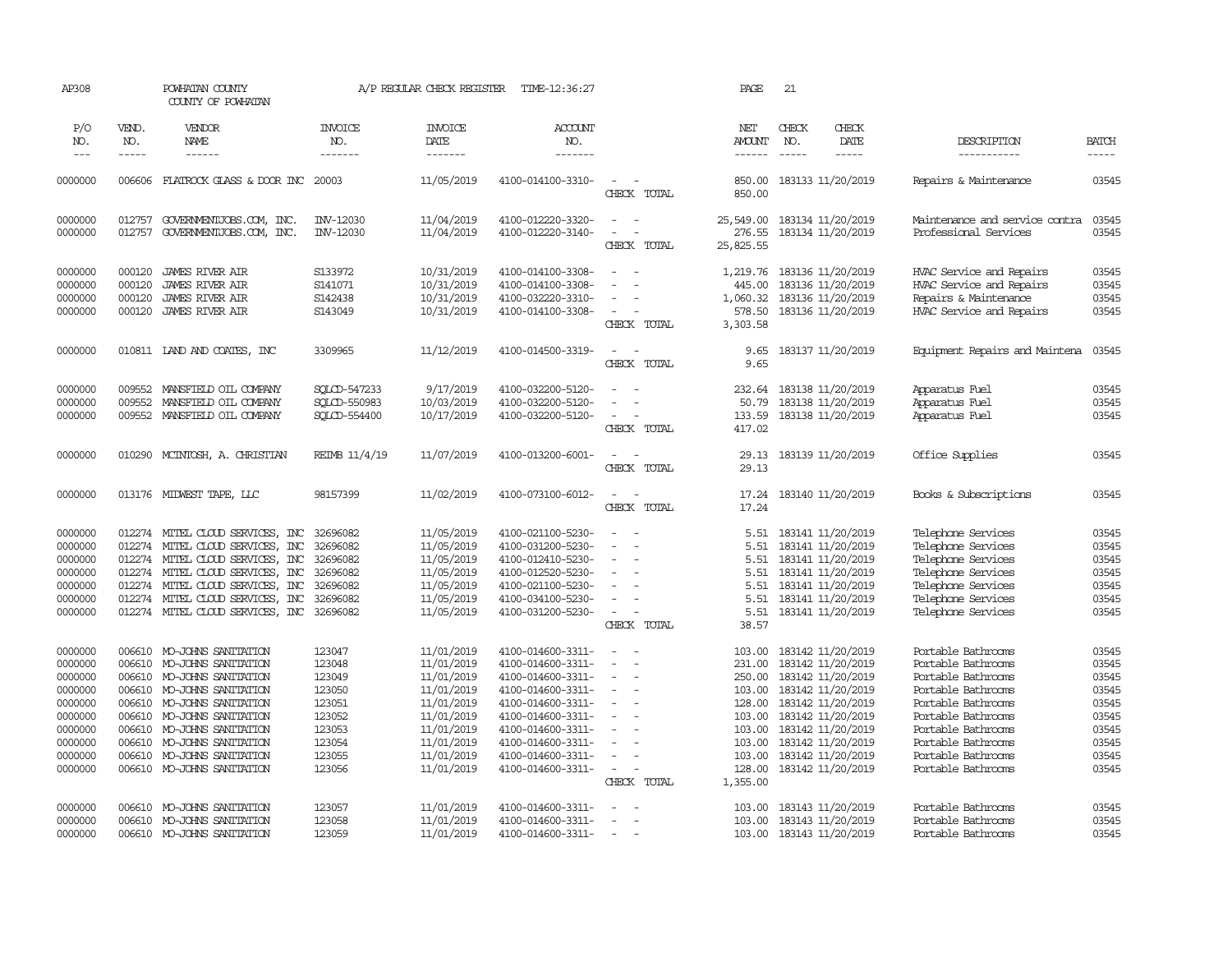AP308 POWHATAN COUNTY A/P REGULAR CHECK REGISTER TIME-12:36:27 PAGE 21

COUNTY OF POWHATAN

| P/O NO. | VEND. NO. | VENDOR NAME | INVOICE NO. | INVOICE DATE | ACCOUNT NO. | | NET AMOUNT | CHECK NO. | CHECK DATE | DESCRIPTION | BATCH |
|---|---|---|---|---|---|---|---|---|---|---|---|
| 0000000 | 006606 | FLATROCK GLASS & DOOR INC | 20003 | 11/05/2019 | 4100-014100-3310- | - - | 850.00 | 183133 | 11/20/2019 | Repairs & Maintenance | 03545 |
| | | | | | | CHECK TOTAL | 850.00 | | | | |
| 0000000 | 012757 | GOVERNMENTJOBS.COM, INC. | INV-12030 | 11/04/2019 | 4100-012220-3320- | - - | 25,549.00 | 183134 | 11/20/2019 | Maintenance and service contra | 03545 |
| 0000000 | 012757 | GOVERNMENTJOBS.COM, INC. | INV-12030 | 11/04/2019 | 4100-012220-3140- | - - | 276.55 | 183134 | 11/20/2019 | Professional Services | 03545 |
| | | | | | | CHECK TOTAL | 25,825.55 | | | | |
| 0000000 | 000120 | JAMES RIVER AIR | S133972 | 10/31/2019 | 4100-014100-3308- | - - | 1,219.76 | 183136 | 11/20/2019 | HVAC Service and Repairs | 03545 |
| 0000000 | 000120 | JAMES RIVER AIR | S141071 | 10/31/2019 | 4100-014100-3308- | - - | 445.00 | 183136 | 11/20/2019 | HVAC Service and Repairs | 03545 |
| 0000000 | 000120 | JAMES RIVER AIR | S142438 | 10/31/2019 | 4100-032220-3310- | - - | 1,060.32 | 183136 | 11/20/2019 | Repairs & Maintenance | 03545 |
| 0000000 | 000120 | JAMES RIVER AIR | S143049 | 10/31/2019 | 4100-014100-3308- | - - | 578.50 | 183136 | 11/20/2019 | HVAC Service and Repairs | 03545 |
| | | | | | | CHECK TOTAL | 3,303.58 | | | | |
| 0000000 | 010811 | LAND AND COATES, INC | 3309965 | 11/12/2019 | 4100-014500-3319- | - - | 9.65 | 183137 | 11/20/2019 | Equipment Repairs and Maintena | 03545 |
| | | | | | | CHECK TOTAL | 9.65 | | | | |
| 0000000 | 009552 | MANSFIELD OIL COMPANY | SQLCD-547233 | 9/17/2019 | 4100-032200-5120- | - - | 232.64 | 183138 | 11/20/2019 | Apparatus Fuel | 03545 |
| 0000000 | 009552 | MANSFIELD OIL COMPANY | SQLCD-550983 | 10/03/2019 | 4100-032200-5120- | - - | 50.79 | 183138 | 11/20/2019 | Apparatus Fuel | 03545 |
| 0000000 | 009552 | MANSFIELD OIL COMPANY | SQLCD-554400 | 10/17/2019 | 4100-032200-5120- | - - | 133.59 | 183138 | 11/20/2019 | Apparatus Fuel | 03545 |
| | | | | | | CHECK TOTAL | 417.02 | | | | |
| 0000000 | 010290 | MCINTOSH, A. CHRISTIAN | REIMB 11/4/19 | 11/07/2019 | 4100-013200-6001- | - - | 29.13 | 183139 | 11/20/2019 | Office Supplies | 03545 |
| | | | | | | CHECK TOTAL | 29.13 | | | | |
| 0000000 | 013176 | MIDWEST TAPE, LLC | 98157399 | 11/02/2019 | 4100-073100-6012- | - - | 17.24 | 183140 | 11/20/2019 | Books & Subscriptions | 03545 |
| | | | | | | CHECK TOTAL | 17.24 | | | | |
| 0000000 | 012274 | MITEL CLOUD SERVICES, INC | 32696082 | 11/05/2019 | 4100-021100-5230- | - - | 5.51 | 183141 | 11/20/2019 | Telephone Services | 03545 |
| 0000000 | 012274 | MITEL CLOUD SERVICES, INC | 32696082 | 11/05/2019 | 4100-031200-5230- | - - | 5.51 | 183141 | 11/20/2019 | Telephone Services | 03545 |
| 0000000 | 012274 | MITEL CLOUD SERVICES, INC | 32696082 | 11/05/2019 | 4100-012410-5230- | - - | 5.51 | 183141 | 11/20/2019 | Telephone Services | 03545 |
| 0000000 | 012274 | MITEL CLOUD SERVICES, INC | 32696082 | 11/05/2019 | 4100-012520-5230- | - - | 5.51 | 183141 | 11/20/2019 | Telephone Services | 03545 |
| 0000000 | 012274 | MITEL CLOUD SERVICES, INC | 32696082 | 11/05/2019 | 4100-021100-5230- | - - | 5.51 | 183141 | 11/20/2019 | Telephone Services | 03545 |
| 0000000 | 012274 | MITEL CLOUD SERVICES, INC | 32696082 | 11/05/2019 | 4100-034100-5230- | - - | 5.51 | 183141 | 11/20/2019 | Telephone Services | 03545 |
| 0000000 | 012274 | MITEL CLOUD SERVICES, INC | 32696082 | 11/05/2019 | 4100-031200-5230- | - - | 5.51 | 183141 | 11/20/2019 | Telephone Services | 03545 |
| | | | | | | CHECK TOTAL | 38.57 | | | | |
| 0000000 | 006610 | MO-JOHNS SANITATION | 123047 | 11/01/2019 | 4100-014600-3311- | - - | 103.00 | 183142 | 11/20/2019 | Portable Bathrooms | 03545 |
| 0000000 | 006610 | MO-JOHNS SANITATION | 123048 | 11/01/2019 | 4100-014600-3311- | - - | 231.00 | 183142 | 11/20/2019 | Portable Bathrooms | 03545 |
| 0000000 | 006610 | MO-JOHNS SANITATION | 123049 | 11/01/2019 | 4100-014600-3311- | - - | 250.00 | 183142 | 11/20/2019 | Portable Bathrooms | 03545 |
| 0000000 | 006610 | MO-JOHNS SANITATION | 123050 | 11/01/2019 | 4100-014600-3311- | - - | 103.00 | 183142 | 11/20/2019 | Portable Bathrooms | 03545 |
| 0000000 | 006610 | MO-JOHNS SANITATION | 123051 | 11/01/2019 | 4100-014600-3311- | - - | 128.00 | 183142 | 11/20/2019 | Portable Bathrooms | 03545 |
| 0000000 | 006610 | MO-JOHNS SANITATION | 123052 | 11/01/2019 | 4100-014600-3311- | - - | 103.00 | 183142 | 11/20/2019 | Portable Bathrooms | 03545 |
| 0000000 | 006610 | MO-JOHNS SANITATION | 123053 | 11/01/2019 | 4100-014600-3311- | - - | 103.00 | 183142 | 11/20/2019 | Portable Bathrooms | 03545 |
| 0000000 | 006610 | MO-JOHNS SANITATION | 123054 | 11/01/2019 | 4100-014600-3311- | - - | 103.00 | 183142 | 11/20/2019 | Portable Bathrooms | 03545 |
| 0000000 | 006610 | MO-JOHNS SANITATION | 123055 | 11/01/2019 | 4100-014600-3311- | - - | 103.00 | 183142 | 11/20/2019 | Portable Bathrooms | 03545 |
| 0000000 | 006610 | MO-JOHNS SANITATION | 123056 | 11/01/2019 | 4100-014600-3311- | - - | 128.00 | 183142 | 11/20/2019 | Portable Bathrooms | 03545 |
| | | | | | | CHECK TOTAL | 1,355.00 | | | | |
| 0000000 | 006610 | MO-JOHNS SANITATION | 123057 | 11/01/2019 | 4100-014600-3311- | - - | 103.00 | 183143 | 11/20/2019 | Portable Bathrooms | 03545 |
| 0000000 | 006610 | MO-JOHNS SANITATION | 123058 | 11/01/2019 | 4100-014600-3311- | - - | 103.00 | 183143 | 11/20/2019 | Portable Bathrooms | 03545 |
| 0000000 | 006610 | MO-JOHNS SANITATION | 123059 | 11/01/2019 | 4100-014600-3311- | - - | 103.00 | 183143 | 11/20/2019 | Portable Bathrooms | 03545 |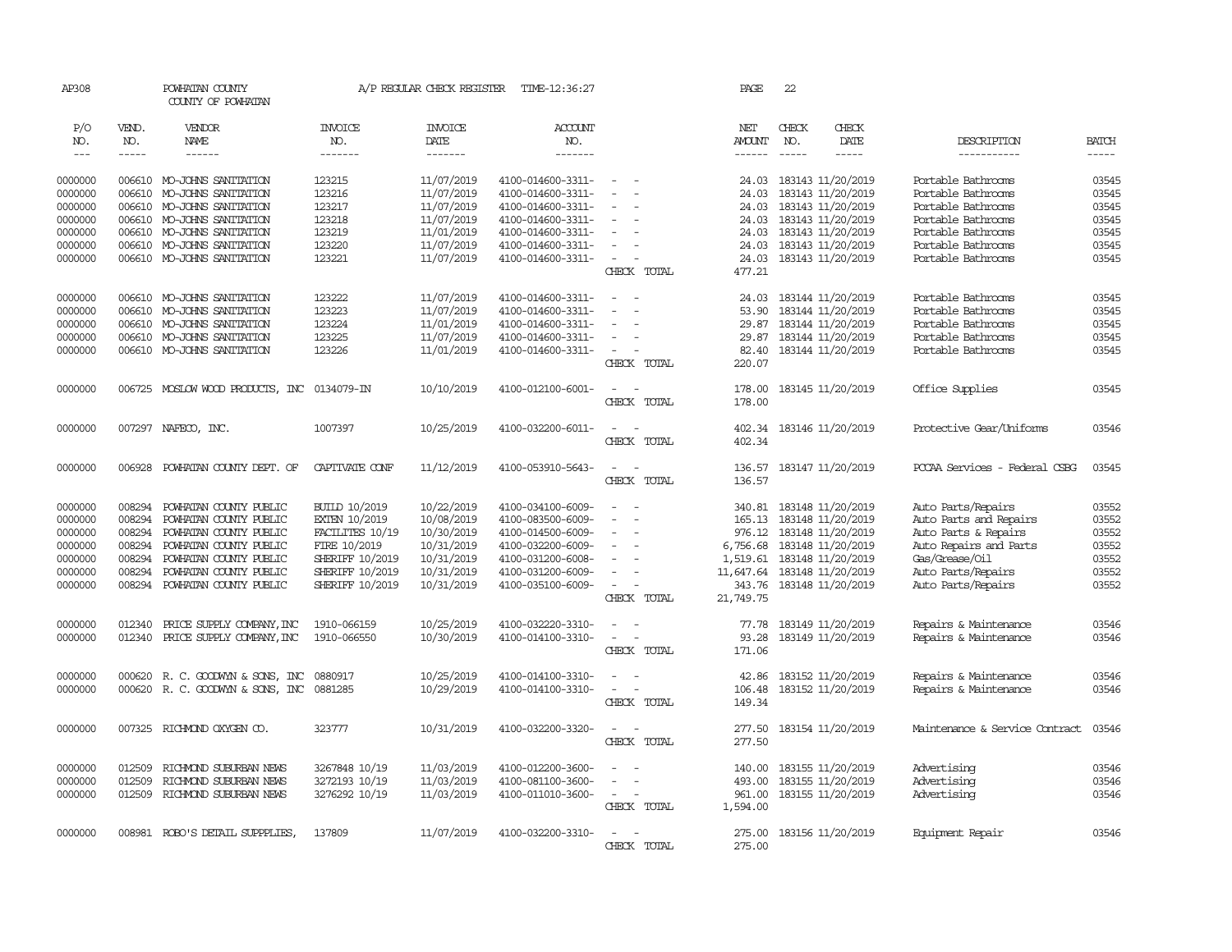AP308 POWHATAN COUNTY A/P REGULAR CHECK REGISTER TIME-12:36:27 PAGE 22

COUNTY OF POWHATAN

| P/O NO. | VEND. NO. | VENDOR NAME | INVOICE NO. | INVOICE DATE | ACCOUNT NO. | | NET AMOUNT | CHECK NO. | CHECK DATE | DESCRIPTION | BATCH |
|---|---|---|---|---|---|---|---|---|---|---|---|
| --- | ----- | ------ | ------- | ------- | ------- | | ------ | ----- | ----- | ----------- | ----- |
| 0000000 | 006610 | MO-JOHNS SANITATION | 123215 | 11/07/2019 | 4100-014600-3311- | - - | 24.03 | 183143 | 11/20/2019 | Portable Bathrooms | 03545 |
| 0000000 | 006610 | MO-JOHNS SANITATION | 123216 | 11/07/2019 | 4100-014600-3311- | - - | 24.03 | 183143 | 11/20/2019 | Portable Bathrooms | 03545 |
| 0000000 | 006610 | MO-JOHNS SANITATION | 123217 | 11/07/2019 | 4100-014600-3311- | - - | 24.03 | 183143 | 11/20/2019 | Portable Bathrooms | 03545 |
| 0000000 | 006610 | MO-JOHNS SANITATION | 123218 | 11/07/2019 | 4100-014600-3311- | - - | 24.03 | 183143 | 11/20/2019 | Portable Bathrooms | 03545 |
| 0000000 | 006610 | MO-JOHNS SANITATION | 123219 | 11/01/2019 | 4100-014600-3311- | - - | 24.03 | 183143 | 11/20/2019 | Portable Bathrooms | 03545 |
| 0000000 | 006610 | MO-JOHNS SANITATION | 123220 | 11/07/2019 | 4100-014600-3311- | - - | 24.03 | 183143 | 11/20/2019 | Portable Bathrooms | 03545 |
| 0000000 | 006610 | MO-JOHNS SANITATION | 123221 | 11/07/2019 | 4100-014600-3311- | - - | 24.03 | 183143 | 11/20/2019 | Portable Bathrooms | 03545 |
| | | | | | | CHECK TOTAL | 477.21 | | | | |
| 0000000 | 006610 | MO-JOHNS SANITATION | 123222 | 11/07/2019 | 4100-014600-3311- | - - | 24.03 | 183144 | 11/20/2019 | Portable Bathrooms | 03545 |
| 0000000 | 006610 | MO-JOHNS SANITATION | 123223 | 11/07/2019 | 4100-014600-3311- | - - | 53.90 | 183144 | 11/20/2019 | Portable Bathrooms | 03545 |
| 0000000 | 006610 | MO-JOHNS SANITATION | 123224 | 11/01/2019 | 4100-014600-3311- | - - | 29.87 | 183144 | 11/20/2019 | Portable Bathrooms | 03545 |
| 0000000 | 006610 | MO-JOHNS SANITATION | 123225 | 11/07/2019 | 4100-014600-3311- | - - | 29.87 | 183144 | 11/20/2019 | Portable Bathrooms | 03545 |
| 0000000 | 006610 | MO-JOHNS SANITATION | 123226 | 11/01/2019 | 4100-014600-3311- | - - | 82.40 | 183144 | 11/20/2019 | Portable Bathrooms | 03545 |
| | | | | | | CHECK TOTAL | 220.07 | | | | |
| 0000000 | 006725 | MOSLOW WOOD PRODUCTS, INC | 0134079-IN | 10/10/2019 | 4100-012100-6001- | - - | 178.00 | 183145 | 11/20/2019 | Office Supplies | 03545 |
| | | | | | | CHECK TOTAL | 178.00 | | | | |
| 0000000 | 007297 | NAFECO, INC. | 1007397 | 10/25/2019 | 4100-032200-6011- | - - | 402.34 | 183146 | 11/20/2019 | Protective Gear/Uniforms | 03546 |
| | | | | | | CHECK TOTAL | 402.34 | | | | |
| 0000000 | 006928 | POWHATAN COUNTY DEPT. OF | CAPTIVATE CONF | 11/12/2019 | 4100-053910-5643- | - - | 136.57 | 183147 | 11/20/2019 | PCCAA Services - Federal CSBG | 03545 |
| | | | | | | CHECK TOTAL | 136.57 | | | | |
| 0000000 | 008294 | POWHATAN COUNTY PUBLIC | BUILD 10/2019 | 10/22/2019 | 4100-034100-6009- | - - | 340.81 | 183148 | 11/20/2019 | Auto Parts/Repairs | 03552 |
| 0000000 | 008294 | POWHATAN COUNTY PUBLIC | EXTEN 10/2019 | 10/08/2019 | 4100-083500-6009- | - - | 165.13 | 183148 | 11/20/2019 | Auto Parts and Repairs | 03552 |
| 0000000 | 008294 | POWHATAN COUNTY PUBLIC | FACILITES 10/19 | 10/30/2019 | 4100-014500-6009- | - - | 976.12 | 183148 | 11/20/2019 | Auto Parts & Repairs | 03552 |
| 0000000 | 008294 | POWHATAN COUNTY PUBLIC | FIRE 10/2019 | 10/31/2019 | 4100-032200-6009- | - - | 6,756.68 | 183148 | 11/20/2019 | Auto Repairs and Parts | 03552 |
| 0000000 | 008294 | POWHATAN COUNTY PUBLIC | SHERIFF 10/2019 | 10/31/2019 | 4100-031200-6008- | - - | 1,519.61 | 183148 | 11/20/2019 | Gas/Grease/Oil | 03552 |
| 0000000 | 008294 | POWHATAN COUNTY PUBLIC | SHERIFF 10/2019 | 10/31/2019 | 4100-031200-6009- | - - | 11,647.64 | 183148 | 11/20/2019 | Auto Parts/Repairs | 03552 |
| 0000000 | 008294 | POWHATAN COUNTY PUBLIC | SHERIFF 10/2019 | 10/31/2019 | 4100-035100-6009- | - - | 343.76 | 183148 | 11/20/2019 | Auto Parts/Repairs | 03552 |
| | | | | | | CHECK TOTAL | 21,749.75 | | | | |
| 0000000 | 012340 | PRICE SUPPLY COMPANY, INC | 1910-066159 | 10/25/2019 | 4100-032220-3310- | - - | 77.78 | 183149 | 11/20/2019 | Repairs & Maintenance | 03546 |
| 0000000 | 012340 | PRICE SUPPLY COMPANY, INC | 1910-066550 | 10/30/2019 | 4100-014100-3310- | - - | 93.28 | 183149 | 11/20/2019 | Repairs & Maintenance | 03546 |
| | | | | | | CHECK TOTAL | 171.06 | | | | |
| 0000000 | 000620 | R. C. GOODWYN & SONS, INC | 0880917 | 10/25/2019 | 4100-014100-3310- | - - | 42.86 | 183152 | 11/20/2019 | Repairs & Maintenance | 03546 |
| 0000000 | 000620 | R. C. GOODWYN & SONS, INC | 0881285 | 10/29/2019 | 4100-014100-3310- | - - | 106.48 | 183152 | 11/20/2019 | Repairs & Maintenance | 03546 |
| | | | | | | CHECK TOTAL | 149.34 | | | | |
| 0000000 | 007325 | RICHMOND OXYGEN CO. | 323777 | 10/31/2019 | 4100-032200-3320- | - - | 277.50 | 183154 | 11/20/2019 | Maintenance & Service Contract | 03546 |
| | | | | | | CHECK TOTAL | 277.50 | | | | |
| 0000000 | 012509 | RICHMOND SUBURBAN NEWS | 3267848 10/19 | 11/03/2019 | 4100-012200-3600- | - - | 140.00 | 183155 | 11/20/2019 | Advertising | 03546 |
| 0000000 | 012509 | RICHMOND SUBURBAN NEWS | 3272193 10/19 | 11/03/2019 | 4100-081100-3600- | - - | 493.00 | 183155 | 11/20/2019 | Advertising | 03546 |
| 0000000 | 012509 | RICHMOND SUBURBAN NEWS | 3276292 10/19 | 11/03/2019 | 4100-011010-3600- | - - | 961.00 | 183155 | 11/20/2019 | Advertising | 03546 |
| | | | | | | CHECK TOTAL | 1,594.00 | | | | |
| 0000000 | 008981 | ROBO'S DETAIL SUPPPLIES, | 137809 | 11/07/2019 | 4100-032200-3310- | - - | 275.00 | 183156 | 11/20/2019 | Equipment Repair | 03546 |
| | | | | | | CHECK TOTAL | 275.00 | | | | |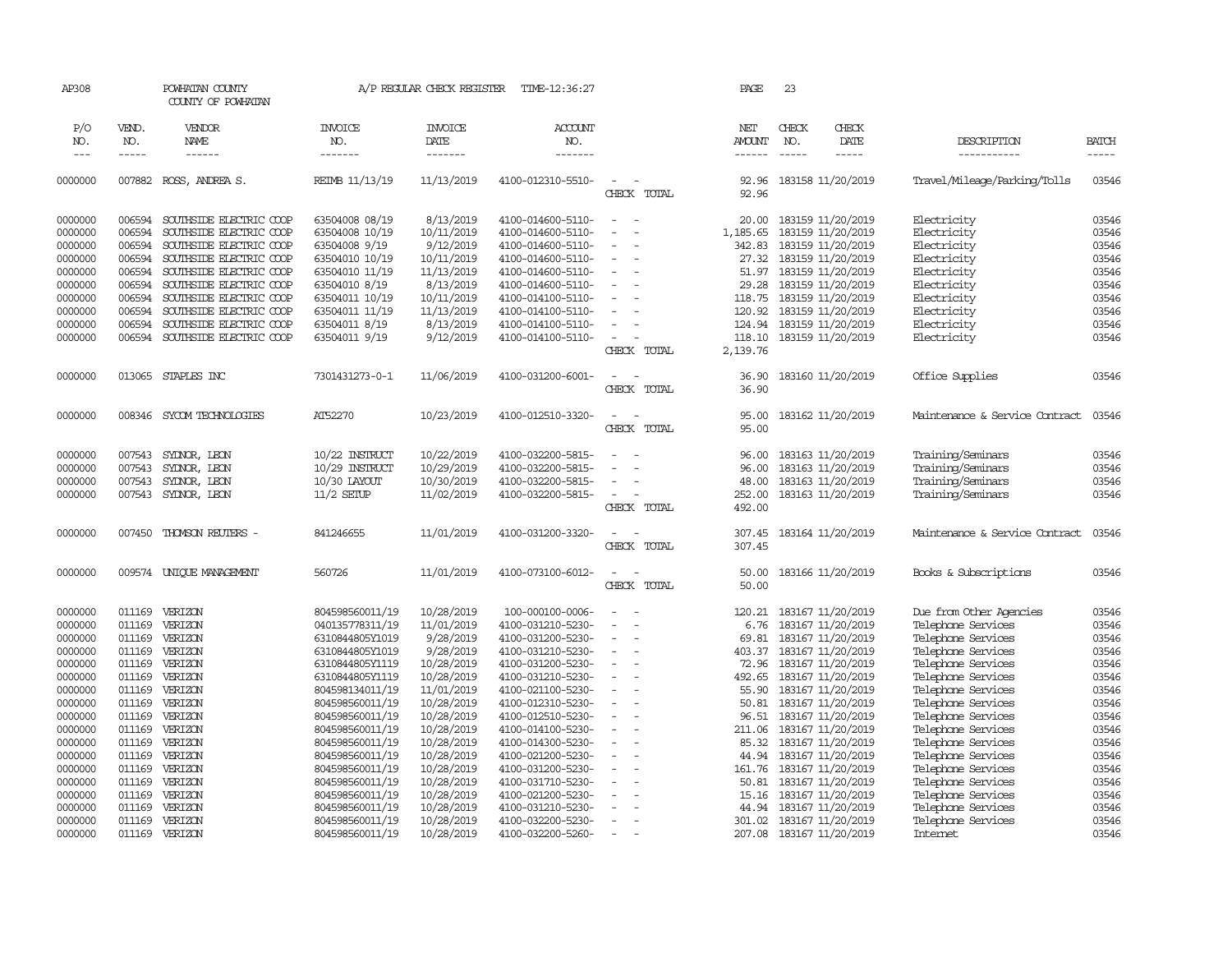AP308 POWHATAN COUNTY A/P REGULAR CHECK REGISTER TIME-12:36:27 PAGE 23

COUNTY OF POWHATAN

| P/O NO. | VEND. NO. | VENDOR NAME | INVOICE NO. | INVOICE DATE | ACCOUNT NO. | | NET AMOUNT | CHECK NO. | CHECK DATE | DESCRIPTION | BATCH |
|---|---|---|---|---|---|---|---|---|---|---|---|
| 0000000 | 007882 | ROSS, ANDREA S. | REIMB 11/13/19 | 11/13/2019 | 4100-012310-5510- | - - | 92.96 | 183158 | 11/20/2019 | Travel/Mileage/Parking/Tolls | 03546 |
| | | | | | | CHECK TOTAL | 92.96 | | | | |
| 0000000 | 006594 | SOUTHSIDE ELECTRIC COOP | 63504008 08/19 | 8/13/2019 | 4100-014600-5110- | - - | 20.00 | 183159 | 11/20/2019 | Electricity | 03546 |
| 0000000 | 006594 | SOUTHSIDE ELECTRIC COOP | 63504008 10/19 | 10/11/2019 | 4100-014600-5110- | - - | 1,185.65 | 183159 | 11/20/2019 | Electricity | 03546 |
| 0000000 | 006594 | SOUTHSIDE ELECTRIC COOP | 63504008 9/19 | 9/12/2019 | 4100-014600-5110- | - - | 342.83 | 183159 | 11/20/2019 | Electricity | 03546 |
| 0000000 | 006594 | SOUTHSIDE ELECTRIC COOP | 63504010 10/19 | 10/11/2019 | 4100-014600-5110- | - - | 27.32 | 183159 | 11/20/2019 | Electricity | 03546 |
| 0000000 | 006594 | SOUTHSIDE ELECTRIC COOP | 63504010 11/19 | 11/13/2019 | 4100-014600-5110- | - - | 51.97 | 183159 | 11/20/2019 | Electricity | 03546 |
| 0000000 | 006594 | SOUTHSIDE ELECTRIC COOP | 63504010 8/19 | 8/13/2019 | 4100-014600-5110- | - - | 29.28 | 183159 | 11/20/2019 | Electricity | 03546 |
| 0000000 | 006594 | SOUTHSIDE ELECTRIC COOP | 63504011 10/19 | 10/11/2019 | 4100-014100-5110- | - - | 118.75 | 183159 | 11/20/2019 | Electricity | 03546 |
| 0000000 | 006594 | SOUTHSIDE ELECTRIC COOP | 63504011 11/19 | 11/13/2019 | 4100-014100-5110- | - - | 120.92 | 183159 | 11/20/2019 | Electricity | 03546 |
| 0000000 | 006594 | SOUTHSIDE ELECTRIC COOP | 63504011 8/19 | 8/13/2019 | 4100-014100-5110- | - - | 124.94 | 183159 | 11/20/2019 | Electricity | 03546 |
| 0000000 | 006594 | SOUTHSIDE ELECTRIC COOP | 63504011 9/19 | 9/12/2019 | 4100-014100-5110- | - - | 118.10 | 183159 | 11/20/2019 | Electricity | 03546 |
| | | | | | | CHECK TOTAL | 2,139.76 | | | | |
| 0000000 | 013065 | STAPLES INC | 7301431273-0-1 | 11/06/2019 | 4100-031200-6001- | - - | 36.90 | 183160 | 11/20/2019 | Office Supplies | 03546 |
| | | | | | | CHECK TOTAL | 36.90 | | | | |
| 0000000 | 008346 | SYCOM TECHNOLOGIES | AT52270 | 10/23/2019 | 4100-012510-3320- | - - | 95.00 | 183162 | 11/20/2019 | Maintenance & Service Contract | 03546 |
| | | | | | | CHECK TOTAL | 95.00 | | | | |
| 0000000 | 007543 | SYDNOR, LEON | 10/22 INSTRUCT | 10/22/2019 | 4100-032200-5815- | - - | 96.00 | 183163 | 11/20/2019 | Training/Seminars | 03546 |
| 0000000 | 007543 | SYDNOR, LEON | 10/29 INSTRUCT | 10/29/2019 | 4100-032200-5815- | - - | 96.00 | 183163 | 11/20/2019 | Training/Seminars | 03546 |
| 0000000 | 007543 | SYDNOR, LEON | 10/30 LAYOUT | 10/30/2019 | 4100-032200-5815- | - - | 48.00 | 183163 | 11/20/2019 | Training/Seminars | 03546 |
| 0000000 | 007543 | SYDNOR, LEON | 11/2 SETUP | 11/02/2019 | 4100-032200-5815- | - - | 252.00 | 183163 | 11/20/2019 | Training/Seminars | 03546 |
| | | | | | | CHECK TOTAL | 492.00 | | | | |
| 0000000 | 007450 | THOMSON REUTERS - | 841246655 | 11/01/2019 | 4100-031200-3320- | - - | 307.45 | 183164 | 11/20/2019 | Maintenance & Service Contract | 03546 |
| | | | | | | CHECK TOTAL | 307.45 | | | | |
| 0000000 | 009574 | UNIQUE MANAGEMENT | 560726 | 11/01/2019 | 4100-073100-6012- | - - | 50.00 | 183166 | 11/20/2019 | Books & Subscriptions | 03546 |
| | | | | | | CHECK TOTAL | 50.00 | | | | |
| 0000000 | 011169 | VERIZON | 804598560011/19 | 10/28/2019 | 100-000100-0006- | - - | 120.21 | 183167 | 11/20/2019 | Due from Other Agencies | 03546 |
| 0000000 | 011169 | VERIZON | 040135778311/19 | 11/01/2019 | 4100-031210-5230- | - - | 6.76 | 183167 | 11/20/2019 | Telephone Services | 03546 |
| 0000000 | 011169 | VERIZON | 6310844805Y1019 | 9/28/2019 | 4100-031200-5230- | - - | 69.81 | 183167 | 11/20/2019 | Telephone Services | 03546 |
| 0000000 | 011169 | VERIZON | 6310844805Y1019 | 9/28/2019 | 4100-031210-5230- | - - | 403.37 | 183167 | 11/20/2019 | Telephone Services | 03546 |
| 0000000 | 011169 | VERIZON | 6310844805Y1119 | 10/28/2019 | 4100-031200-5230- | - - | 72.96 | 183167 | 11/20/2019 | Telephone Services | 03546 |
| 0000000 | 011169 | VERIZON | 6310844805Y1119 | 10/28/2019 | 4100-031210-5230- | - - | 492.65 | 183167 | 11/20/2019 | Telephone Services | 03546 |
| 0000000 | 011169 | VERIZON | 804598134011/19 | 11/01/2019 | 4100-021100-5230- | - - | 55.90 | 183167 | 11/20/2019 | Telephone Services | 03546 |
| 0000000 | 011169 | VERIZON | 804598560011/19 | 10/28/2019 | 4100-012310-5230- | - - | 50.81 | 183167 | 11/20/2019 | Telephone Services | 03546 |
| 0000000 | 011169 | VERIZON | 804598560011/19 | 10/28/2019 | 4100-012510-5230- | - - | 96.51 | 183167 | 11/20/2019 | Telephone Services | 03546 |
| 0000000 | 011169 | VERIZON | 804598560011/19 | 10/28/2019 | 4100-014100-5230- | - - | 211.06 | 183167 | 11/20/2019 | Telephone Services | 03546 |
| 0000000 | 011169 | VERIZON | 804598560011/19 | 10/28/2019 | 4100-014300-5230- | - - | 85.32 | 183167 | 11/20/2019 | Telephone Services | 03546 |
| 0000000 | 011169 | VERIZON | 804598560011/19 | 10/28/2019 | 4100-021200-5230- | - - | 44.94 | 183167 | 11/20/2019 | Telephone Services | 03546 |
| 0000000 | 011169 | VERIZON | 804598560011/19 | 10/28/2019 | 4100-031200-5230- | - - | 161.76 | 183167 | 11/20/2019 | Telephone Services | 03546 |
| 0000000 | 011169 | VERIZON | 804598560011/19 | 10/28/2019 | 4100-031710-5230- | - - | 50.81 | 183167 | 11/20/2019 | Telephone Services | 03546 |
| 0000000 | 011169 | VERIZON | 804598560011/19 | 10/28/2019 | 4100-021200-5230- | - - | 15.16 | 183167 | 11/20/2019 | Telephone Services | 03546 |
| 0000000 | 011169 | VERIZON | 804598560011/19 | 10/28/2019 | 4100-031210-5230- | - - | 44.94 | 183167 | 11/20/2019 | Telephone Services | 03546 |
| 0000000 | 011169 | VERIZON | 804598560011/19 | 10/28/2019 | 4100-032200-5230- | - - | 301.02 | 183167 | 11/20/2019 | Telephone Services | 03546 |
| 0000000 | 011169 | VERIZON | 804598560011/19 | 10/28/2019 | 4100-032200-5260- | - - | 207.08 | 183167 | 11/20/2019 | Internet | 03546 |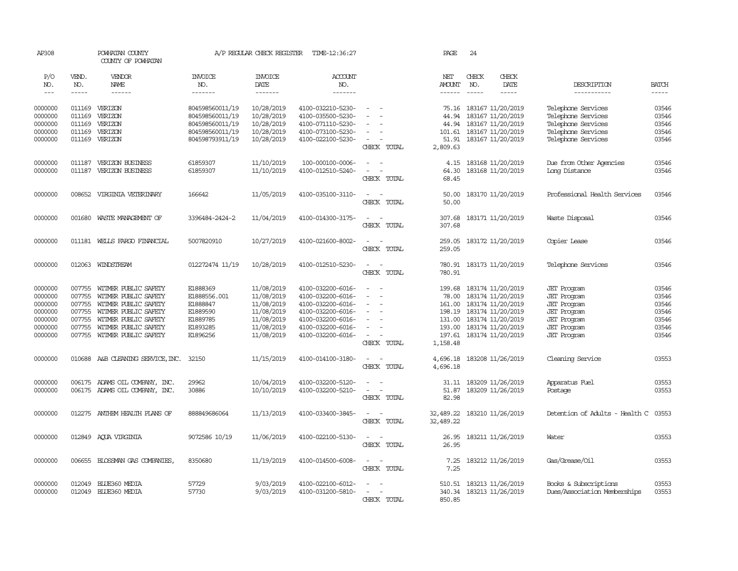AP308 POWHATAN COUNTY A/P REGULAR CHECK REGISTER TIME-12:36:27 PAGE 24

COUNTY OF POWHATAN

| P/O NO. | VEND. NO. | VENDOR NAME | INVOICE NO. | INVOICE DATE | ACCOUNT NO. | | NET AMOUNT | CHECK NO. | CHECK DATE | DESCRIPTION | BATCH |
|---|---|---|---|---|---|---|---|---|---|---|---|
| --- | ----- | ------ | ------- | ------- | ------- | | ------ | ----- | ----- | ----------- | ----- |
| 0000000 | 011169 | VERIZON | 804598560011/19 | 10/28/2019 | 4100-032210-5230- | - - | 75.16 | 183167 | 11/20/2019 | Telephone Services | 03546 |
| 0000000 | 011169 | VERIZON | 804598560011/19 | 10/28/2019 | 4100-035500-5230- | - - | 44.94 | 183167 | 11/20/2019 | Telephone Services | 03546 |
| 0000000 | 011169 | VERIZON | 804598560011/19 | 10/28/2019 | 4100-071110-5230- | - - | 44.94 | 183167 | 11/20/2019 | Telephone Services | 03546 |
| 0000000 | 011169 | VERIZON | 804598560011/19 | 10/28/2019 | 4100-073100-5230- | - - | 101.61 | 183167 | 11/20/2019 | Telephone Services | 03546 |
| 0000000 | 011169 | VERIZON | 804598793911/19 | 10/28/2019 | 4100-022100-5230- | - - | 51.91 | 183167 | 11/20/2019 | Telephone Services | 03546 |
| | | | | | | CHECK TOTAL | 2,809.63 | | | | |
| 0000000 | 011187 | VERIZON BUSINESS | 61859307 | 11/10/2019 | 100-000100-0006- | - - | 4.15 | 183168 | 11/20/2019 | Due from Other Agencies | 03546 |
| 0000000 | 011187 | VERIZON BUSINESS | 61859307 | 11/10/2019 | 4100-012510-5240- | - - | 64.30 | 183168 | 11/20/2019 | Long Distance | 03546 |
| | | | | | | CHECK TOTAL | 68.45 | | | | |
| 0000000 | 008652 | VIRGINIA VETERINARY | 166642 | 11/05/2019 | 4100-035100-3110- | - - | 50.00 | 183170 | 11/20/2019 | Professional Health Services | 03546 |
| | | | | | | CHECK TOTAL | 50.00 | | | | |
| 0000000 | 001680 | WASTE MANAGEMENT OF | 3396484-2424-2 | 11/04/2019 | 4100-014300-3175- | - - | 307.68 | 183171 | 11/20/2019 | Waste Disposal | 03546 |
| | | | | | | CHECK TOTAL | 307.68 | | | | |
| 0000000 | 011181 | WELLS FARGO FINANCIAL | 5007820910 | 10/27/2019 | 4100-021600-8002- | - - | 259.05 | 183172 | 11/20/2019 | Copier Lease | 03546 |
| | | | | | | CHECK TOTAL | 259.05 | | | | |
| 0000000 | 012063 | WINDSTREAM | 012272474 11/19 | 10/28/2019 | 4100-012510-5230- | - - | 780.91 | 183173 | 11/20/2019 | Telephone Services | 03546 |
| | | | | | | CHECK TOTAL | 780.91 | | | | |
| 0000000 | 007755 | WITMER PUBLIC SAFETY | E1888369 | 11/08/2019 | 4100-032200-6016- | - - | 199.68 | 183174 | 11/20/2019 | JET Program | 03546 |
| 0000000 | 007755 | WITMER PUBLIC SAFETY | E1888556.001 | 11/08/2019 | 4100-032200-6016- | - - | 78.00 | 183174 | 11/20/2019 | JET Program | 03546 |
| 0000000 | 007755 | WITMER PUBLIC SAFETY | E1888847 | 11/08/2019 | 4100-032200-6016- | - - | 161.00 | 183174 | 11/20/2019 | JET Program | 03546 |
| 0000000 | 007755 | WITMER PUBLIC SAFETY | E1889590 | 11/08/2019 | 4100-032200-6016- | - - | 198.19 | 183174 | 11/20/2019 | JET Program | 03546 |
| 0000000 | 007755 | WITMER PUBLIC SAFETY | E1889785 | 11/08/2019 | 4100-032200-6016- | - - | 131.00 | 183174 | 11/20/2019 | JET Program | 03546 |
| 0000000 | 007755 | WITMER PUBLIC SAFETY | E1893285 | 11/08/2019 | 4100-032200-6016- | - - | 193.00 | 183174 | 11/20/2019 | JET Program | 03546 |
| 0000000 | 007755 | WITMER PUBLIC SAFETY | E1896256 | 11/08/2019 | 4100-032200-6016- | - - | 197.61 | 183174 | 11/20/2019 | JET Program | 03546 |
| | | | | | | CHECK TOTAL | 1,158.48 | | | | |
| 0000000 | 010688 | A&B CLEANING SERVICE,INC. | 32150 | 11/15/2019 | 4100-014100-3180- | - - | 4,696.18 | 183208 | 11/26/2019 | Cleaning Service | 03553 |
| | | | | | | CHECK TOTAL | 4,696.18 | | | | |
| 0000000 | 006175 | ADAMS OIL COMPANY, INC. | 29962 | 10/04/2019 | 4100-032200-5120- | - - | 31.11 | 183209 | 11/26/2019 | Apparatus Fuel | 03553 |
| 0000000 | 006175 | ADAMS OIL COMPANY, INC. | 30886 | 10/10/2019 | 4100-032200-5210- | - - | 51.87 | 183209 | 11/26/2019 | Postage | 03553 |
| | | | | | | CHECK TOTAL | 82.98 | | | | |
| 0000000 | 012275 | ANTHEM HEALTH PLANS OF | 888849686064 | 11/13/2019 | 4100-033400-3845- | - - | 32,489.22 | 183210 | 11/26/2019 | Detention of Adults - Health C | 03553 |
| | | | | | | CHECK TOTAL | 32,489.22 | | | | |
| 0000000 | 012849 | AQUA VIRGINIA | 9072586 10/19 | 11/06/2019 | 4100-022100-5130- | - - | 26.95 | 183211 | 11/26/2019 | Water | 03553 |
| | | | | | | CHECK TOTAL | 26.95 | | | | |
| 0000000 | 006655 | BLOSSMAN GAS COMPANIES, | 8350680 | 11/19/2019 | 4100-014500-6008- | - - | 7.25 | 183212 | 11/26/2019 | Gas/Grease/Oil | 03553 |
| | | | | | | CHECK TOTAL | 7.25 | | | | |
| 0000000 | 012049 | BLUE360 MEDIA | 57729 | 9/03/2019 | 4100-022100-6012- | - - | 510.51 | 183213 | 11/26/2019 | Books & Subscriptions | 03553 |
| 0000000 | 012049 | BLUE360 MEDIA | 57730 | 9/03/2019 | 4100-031200-5810- | - - | 340.34 | 183213 | 11/26/2019 | Dues/Association Memberships | 03553 |
| | | | | | | CHECK TOTAL | 850.85 | | | | |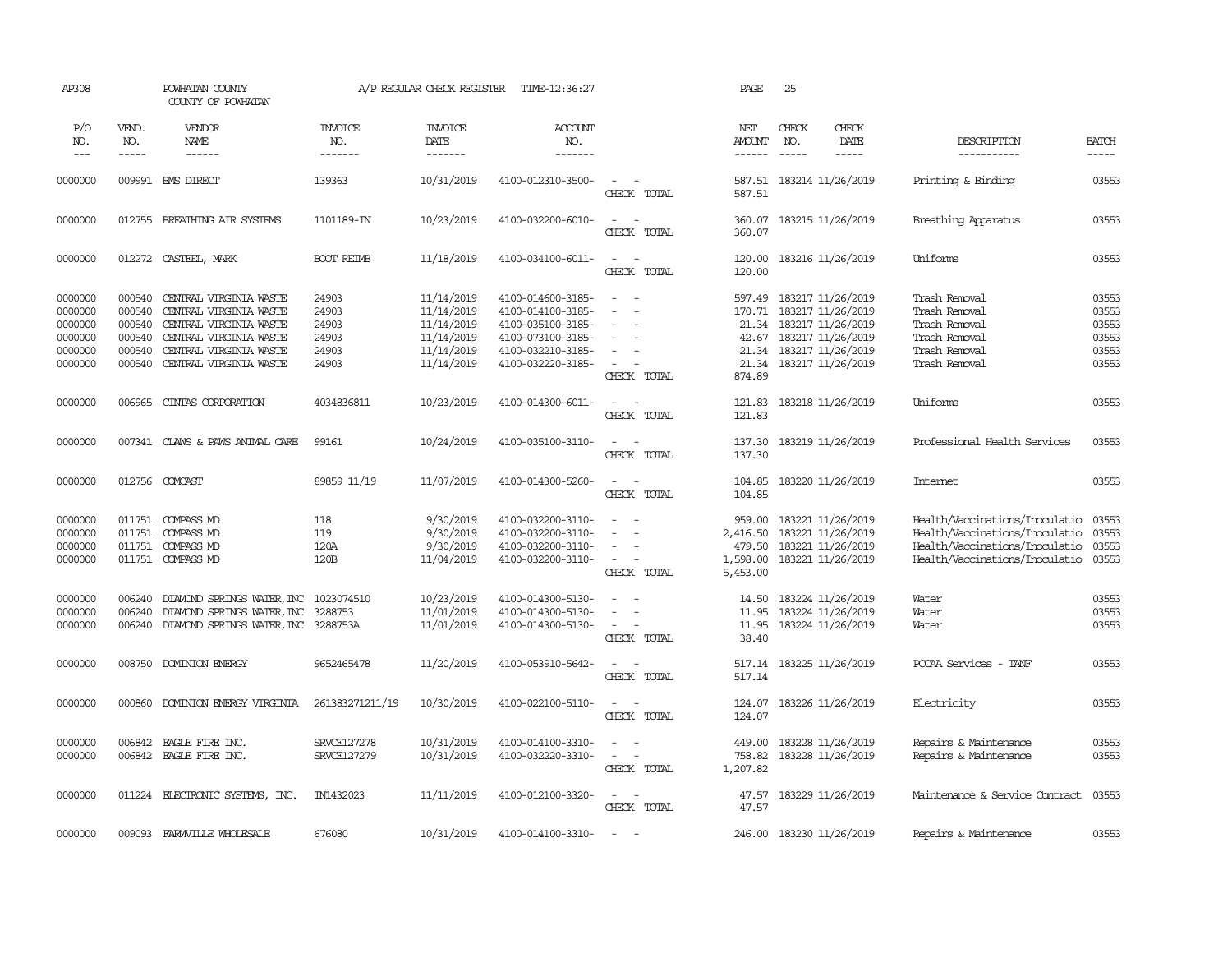AP308 POWHATAN COUNTY A/P REGULAR CHECK REGISTER TIME-12:36:27 PAGE 25

COUNTY OF POWHATAN

| P/O NO. | VEND. NO. | VENDOR NAME | INVOICE NO. | INVOICE DATE | ACCOUNT NO. | | NET AMOUNT | CHECK NO. | CHECK DATE | DESCRIPTION | BATCH |
|---|---|---|---|---|---|---|---|---|---|---|---|
| 0000000 | 009991 | BMS DIRECT | 139363 | 10/31/2019 | 4100-012310-3500- | - - | 587.51 | 183214 | 11/26/2019 | Printing & Binding | 03553 |
| | | | | | | CHECK TOTAL | 587.51 | | | | |
| 0000000 | 012755 | BREATHING AIR SYSTEMS | 1101189-IN | 10/23/2019 | 4100-032200-6010- | - - | 360.07 | 183215 | 11/26/2019 | Breathing Apparatus | 03553 |
| | | | | | | CHECK TOTAL | 360.07 | | | | |
| 0000000 | 012272 | CASTEEL, MARK | BOOT REIMB | 11/18/2019 | 4100-034100-6011- | - - | 120.00 | 183216 | 11/26/2019 | Uniforms | 03553 |
| | | | | | | CHECK TOTAL | 120.00 | | | | |
| 0000000 | 000540 | CENTRAL VIRGINIA WASTE | 24903 | 11/14/2019 | 4100-014600-3185- | - - | 597.49 | 183217 | 11/26/2019 | Trash Removal | 03553 |
| 0000000 | 000540 | CENTRAL VIRGINIA WASTE | 24903 | 11/14/2019 | 4100-014100-3185- | - - | 170.71 | 183217 | 11/26/2019 | Trash Removal | 03553 |
| 0000000 | 000540 | CENTRAL VIRGINIA WASTE | 24903 | 11/14/2019 | 4100-035100-3185- | - - | 21.34 | 183217 | 11/26/2019 | Trash Removal | 03553 |
| 0000000 | 000540 | CENTRAL VIRGINIA WASTE | 24903 | 11/14/2019 | 4100-073100-3185- | - - | 42.67 | 183217 | 11/26/2019 | Trash Removal | 03553 |
| 0000000 | 000540 | CENTRAL VIRGINIA WASTE | 24903 | 11/14/2019 | 4100-032210-3185- | - - | 21.34 | 183217 | 11/26/2019 | Trash Removal | 03553 |
| 0000000 | 000540 | CENTRAL VIRGINIA WASTE | 24903 | 11/14/2019 | 4100-032220-3185- | - - | 21.34 | 183217 | 11/26/2019 | Trash Removal | 03553 |
| | | | | | | CHECK TOTAL | 874.89 | | | | |
| 0000000 | 006965 | CINTAS CORPORATION | 4034836811 | 10/23/2019 | 4100-014300-6011- | - - | 121.83 | 183218 | 11/26/2019 | Uniforms | 03553 |
| | | | | | | CHECK TOTAL | 121.83 | | | | |
| 0000000 | 007341 | CLAWS & PAWS ANIMAL CARE | 99161 | 10/24/2019 | 4100-035100-3110- | - - | 137.30 | 183219 | 11/26/2019 | Professional Health Services | 03553 |
| | | | | | | CHECK TOTAL | 137.30 | | | | |
| 0000000 | 012756 | COMCAST | 89859 11/19 | 11/07/2019 | 4100-014300-5260- | - - | 104.85 | 183220 | 11/26/2019 | Internet | 03553 |
| | | | | | | CHECK TOTAL | 104.85 | | | | |
| 0000000 | 011751 | COMPASS MD | 118 | 9/30/2019 | 4100-032200-3110- | - - | 959.00 | 183221 | 11/26/2019 | Health/Vaccinations/Inoculatio | 03553 |
| 0000000 | 011751 | COMPASS MD | 119 | 9/30/2019 | 4100-032200-3110- | - - | 2,416.50 | 183221 | 11/26/2019 | Health/Vaccinations/Inoculatio | 03553 |
| 0000000 | 011751 | COMPASS MD | 120A | 9/30/2019 | 4100-032200-3110- | - - | 479.50 | 183221 | 11/26/2019 | Health/Vaccinations/Inoculatio | 03553 |
| 0000000 | 011751 | COMPASS MD | 120B | 11/04/2019 | 4100-032200-3110- | - - | 1,598.00 | 183221 | 11/26/2019 | Health/Vaccinations/Inoculatio | 03553 |
| | | | | | | CHECK TOTAL | 5,453.00 | | | | |
| 0000000 | 006240 | DIAMOND SPRINGS WATER,INC | 1023074510 | 10/23/2019 | 4100-014300-5130- | - - | 14.50 | 183224 | 11/26/2019 | Water | 03553 |
| 0000000 | 006240 | DIAMOND SPRINGS WATER,INC | 3288753 | 11/01/2019 | 4100-014300-5130- | - - | 11.95 | 183224 | 11/26/2019 | Water | 03553 |
| 0000000 | 006240 | DIAMOND SPRINGS WATER,INC | 3288753A | 11/01/2019 | 4100-014300-5130- | - - | 11.95 | 183224 | 11/26/2019 | Water | 03553 |
| | | | | | | CHECK TOTAL | 38.40 | | | | |
| 0000000 | 008750 | DOMINION ENERGY | 9652465478 | 11/20/2019 | 4100-053910-5642- | - - | 517.14 | 183225 | 11/26/2019 | PCCAA Services - TANF | 03553 |
| | | | | | | CHECK TOTAL | 517.14 | | | | |
| 0000000 | 000860 | DOMINION ENERGY VIRGINIA | 261383271211/19 | 10/30/2019 | 4100-022100-5110- | - - | 124.07 | 183226 | 11/26/2019 | Electricity | 03553 |
| | | | | | | CHECK TOTAL | 124.07 | | | | |
| 0000000 | 006842 | EAGLE FIRE INC. | SRVCE127278 | 10/31/2019 | 4100-014100-3310- | - - | 449.00 | 183228 | 11/26/2019 | Repairs & Maintenance | 03553 |
| 0000000 | 006842 | EAGLE FIRE INC. | SRVCE127279 | 10/31/2019 | 4100-032220-3310- | - - | 758.82 | 183228 | 11/26/2019 | Repairs & Maintenance | 03553 |
| | | | | | | CHECK TOTAL | 1,207.82 | | | | |
| 0000000 | 011224 | ELECTRONIC SYSTEMS, INC. | IN1432023 | 11/11/2019 | 4100-012100-3320- | - - | 47.57 | 183229 | 11/26/2019 | Maintenance & Service Contract | 03553 |
| | | | | | | CHECK TOTAL | 47.57 | | | | |
| 0000000 | 009093 | FARMVILLE WHOLESALE | 676080 | 10/31/2019 | 4100-014100-3310- | - - | 246.00 | 183230 | 11/26/2019 | Repairs & Maintenance | 03553 |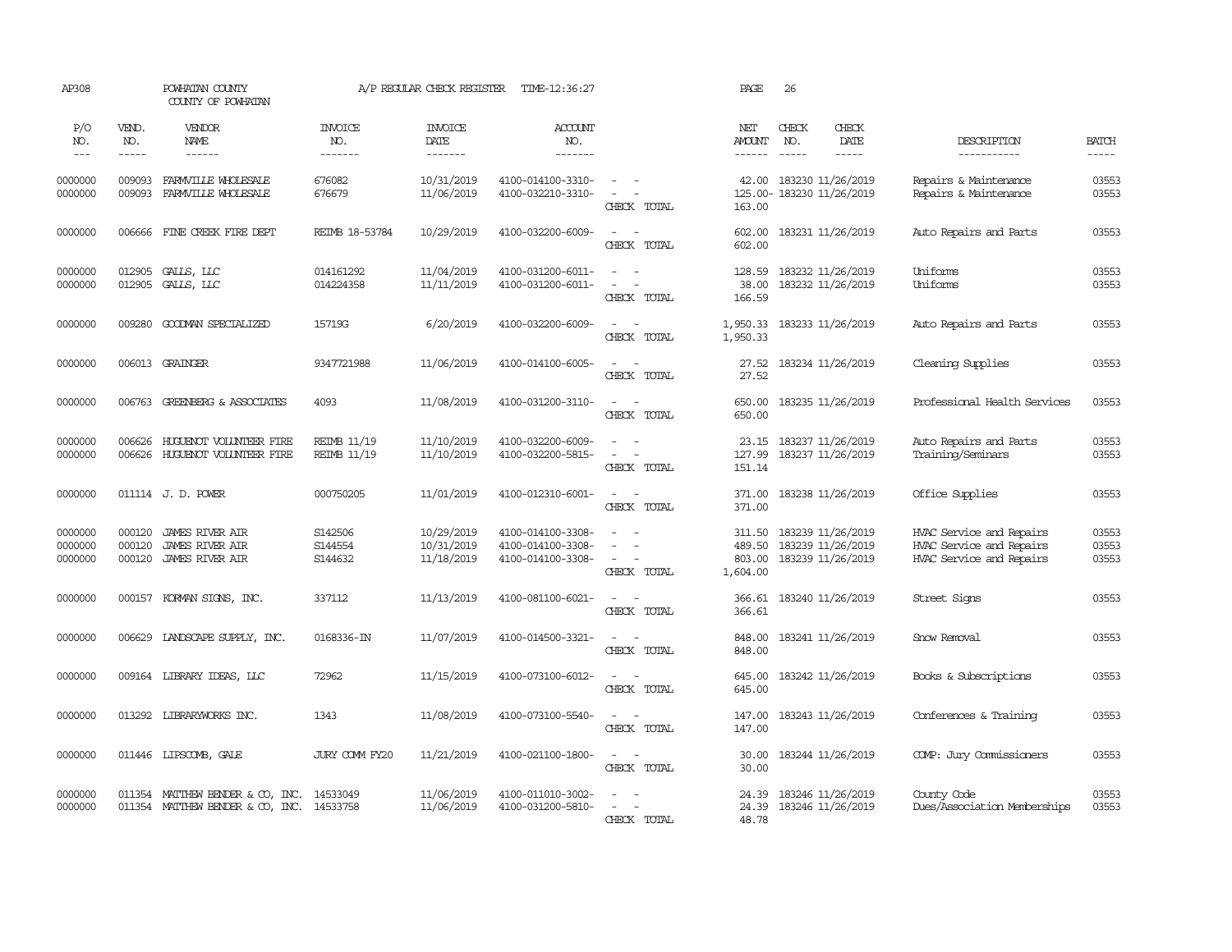AP308 POWHATAN COUNTY A/P REGULAR CHECK REGISTER TIME-12:36:27 PAGE 26

COUNTY OF POWHATAN

| P/O NO. | VEND. NO. | VENDOR NAME | INVOICE NO. | INVOICE DATE | ACCOUNT NO. | | NET AMOUNT | CHECK NO. | CHECK DATE | DESCRIPTION | BATCH |
|---|---|---|---|---|---|---|---|---|---|---|---|
| --- | ----- | ------ | ------- | ------- | ------- | | ------ | ----- | ----- | ----------- | ----- |
| 0000000 | 009093 | FARMVILLE WHOLESALE | 676082 | 10/31/2019 | 4100-014100-3310- | - - | 42.00 | 183230 | 11/26/2019 | Repairs & Maintenance | 03553 |
| 0000000 | 009093 | FARMVILLE WHOLESALE | 676679 | 11/06/2019 | 4100-032210-3310- | - - | 125.00- | 183230 | 11/26/2019 | Repairs & Maintenance | 03553 |
| | | | | | | CHECK TOTAL | 163.00 | | | | |
| 0000000 | 006666 | FINE CREEK FIRE DEPT | REIMB 18-53784 | 10/29/2019 | 4100-032200-6009- | - - | 602.00 | 183231 | 11/26/2019 | Auto Repairs and Parts | 03553 |
| | | | | | | CHECK TOTAL | 602.00 | | | | |
| 0000000 | 012905 | GALLS, LLC | 014161292 | 11/04/2019 | 4100-031200-6011- | - - | 128.59 | 183232 | 11/26/2019 | Uniforms | 03553 |
| 0000000 | 012905 | GALLS, LLC | 014224358 | 11/11/2019 | 4100-031200-6011- | - - | 38.00 | 183232 | 11/26/2019 | Uniforms | 03553 |
| | | | | | | CHECK TOTAL | 166.59 | | | | |
| 0000000 | 009280 | GOODMAN SPECIALIZED | 15719G | 6/20/2019 | 4100-032200-6009- | - - | 1,950.33 | 183233 | 11/26/2019 | Auto Repairs and Parts | 03553 |
| | | | | | | CHECK TOTAL | 1,950.33 | | | | |
| 0000000 | 006013 | GRAINGER | 9347721988 | 11/06/2019 | 4100-014100-6005- | - - | 27.52 | 183234 | 11/26/2019 | Cleaning Supplies | 03553 |
| | | | | | | CHECK TOTAL | 27.52 | | | | |
| 0000000 | 006763 | GREENBERG & ASSOCIATES | 4093 | 11/08/2019 | 4100-031200-3110- | - - | 650.00 | 183235 | 11/26/2019 | Professional Health Services | 03553 |
| | | | | | | CHECK TOTAL | 650.00 | | | | |
| 0000000 | 006626 | HUGUENOT VOLUNTEER FIRE | REIMB 11/19 | 11/10/2019 | 4100-032200-6009- | - - | 23.15 | 183237 | 11/26/2019 | Auto Repairs and Parts | 03553 |
| 0000000 | 006626 | HUGUENOT VOLUNTEER FIRE | REIMB 11/19 | 11/10/2019 | 4100-032200-5815- | - - | 127.99 | 183237 | 11/26/2019 | Training/Seminars | 03553 |
| | | | | | | CHECK TOTAL | 151.14 | | | | |
| 0000000 | 011114 | J. D. POWER | 000750205 | 11/01/2019 | 4100-012310-6001- | - - | 371.00 | 183238 | 11/26/2019 | Office Supplies | 03553 |
| | | | | | | CHECK TOTAL | 371.00 | | | | |
| 0000000 | 000120 | JAMES RIVER AIR | S142506 | 10/29/2019 | 4100-014100-3308- | - - | 311.50 | 183239 | 11/26/2019 | HVAC Service and Repairs | 03553 |
| 0000000 | 000120 | JAMES RIVER AIR | S144554 | 10/31/2019 | 4100-014100-3308- | - - | 489.50 | 183239 | 11/26/2019 | HVAC Service and Repairs | 03553 |
| 0000000 | 000120 | JAMES RIVER AIR | S144632 | 11/18/2019 | 4100-014100-3308- | - - | 803.00 | 183239 | 11/26/2019 | HVAC Service and Repairs | 03553 |
| | | | | | | CHECK TOTAL | 1,604.00 | | | | |
| 0000000 | 000157 | KORMAN SIGNS, INC. | 337112 | 11/13/2019 | 4100-081100-6021- | - - | 366.61 | 183240 | 11/26/2019 | Street Signs | 03553 |
| | | | | | | CHECK TOTAL | 366.61 | | | | |
| 0000000 | 006629 | LANDSCAPE SUPPLY, INC. | 0168336-IN | 11/07/2019 | 4100-014500-3321- | - - | 848.00 | 183241 | 11/26/2019 | Snow Removal | 03553 |
| | | | | | | CHECK TOTAL | 848.00 | | | | |
| 0000000 | 009164 | LIBRARY IDEAS, LLC | 72962 | 11/15/2019 | 4100-073100-6012- | - - | 645.00 | 183242 | 11/26/2019 | Books & Subscriptions | 03553 |
| | | | | | | CHECK TOTAL | 645.00 | | | | |
| 0000000 | 013292 | LIBRARYWORKS INC. | 1343 | 11/08/2019 | 4100-073100-5540- | - - | 147.00 | 183243 | 11/26/2019 | Conferences & Training | 03553 |
| | | | | | | CHECK TOTAL | 147.00 | | | | |
| 0000000 | 011446 | LIPSCOMB, GALE | JURY COMM FY20 | 11/21/2019 | 4100-021100-1800- | - - | 30.00 | 183244 | 11/26/2019 | COMP: Jury Commissioners | 03553 |
| | | | | | | CHECK TOTAL | 30.00 | | | | |
| 0000000 | 011354 | MATTHEW BENDER & CO, INC. | 14533049 | 11/06/2019 | 4100-011010-3002- | - - | 24.39 | 183246 | 11/26/2019 | County Code | 03553 |
| 0000000 | 011354 | MATTHEW BENDER & CO, INC. | 14533758 | 11/06/2019 | 4100-031200-5810- | - - | 24.39 | 183246 | 11/26/2019 | Dues/Association Memberships | 03553 |
| | | | | | | CHECK TOTAL | 48.78 | | | | |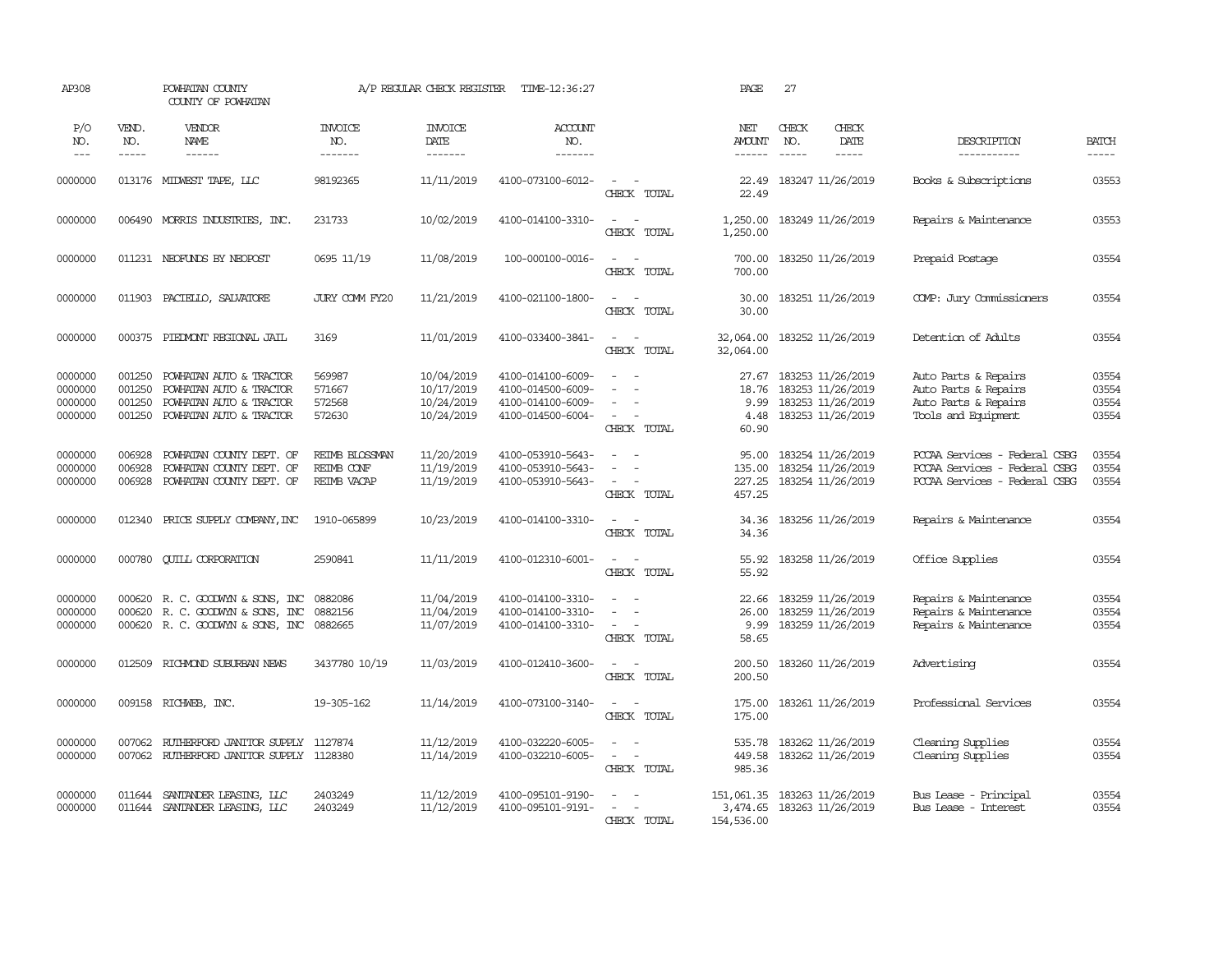AP308 POWHATAN COUNTY A/P REGULAR CHECK REGISTER TIME-12:36:27 PAGE 27

COUNTY OF POWHATAN

| P/O NO. | VEND. NO. | VENDOR NAME | INVOICE NO. | INVOICE DATE | ACCOUNT NO. | | NET AMOUNT | CHECK NO. | CHECK DATE | DESCRIPTION | BATCH |
|---|---|---|---|---|---|---|---|---|---|---|---|
| --- | ----- | ------ | ------- | ------- | ------- | | ------ | ----- | ----- | ----------- | ----- |
| 0000000 | 013176 | MIDWEST TAPE, LLC | 98192365 | 11/11/2019 | 4100-073100-6012- | - - | 22.49 | 183247 | 11/26/2019 | Books & Subscriptions | 03553 |
| | | | | | | CHECK TOTAL | 22.49 | | | | |
| 0000000 | 006490 | MORRIS INDUSTRIES, INC. | 231733 | 10/02/2019 | 4100-014100-3310- | - - | 1,250.00 | 183249 | 11/26/2019 | Repairs & Maintenance | 03553 |
| | | | | | | CHECK TOTAL | 1,250.00 | | | | |
| 0000000 | 011231 | NEOFUNDS BY NEOPOST | 0695 11/19 | 11/08/2019 | 100-000100-0016- | - - | 700.00 | 183250 | 11/26/2019 | Prepaid Postage | 03554 |
| | | | | | | CHECK TOTAL | 700.00 | | | | |
| 0000000 | 011903 | PACIELLO, SALVATORE | JURY COMM FY20 | 11/21/2019 | 4100-021100-1800- | - - | 30.00 | 183251 | 11/26/2019 | COMP: Jury Commissioners | 03554 |
| | | | | | | CHECK TOTAL | 30.00 | | | | |
| 0000000 | 000375 | PIEDMONT REGIONAL JAIL | 3169 | 11/01/2019 | 4100-033400-3841- | - - | 32,064.00 | 183252 | 11/26/2019 | Detention of Adults | 03554 |
| | | | | | | CHECK TOTAL | 32,064.00 | | | | |
| 0000000 | 001250 | POWHATAN AUTO & TRACTOR | 569987 | 10/04/2019 | 4100-014100-6009- | - - | 27.67 | 183253 | 11/26/2019 | Auto Parts & Repairs | 03554 |
| 0000000 | 001250 | POWHATAN AUTO & TRACTOR | 571667 | 10/17/2019 | 4100-014500-6009- | - - | 18.76 | 183253 | 11/26/2019 | Auto Parts & Repairs | 03554 |
| 0000000 | 001250 | POWHATAN AUTO & TRACTOR | 572568 | 10/24/2019 | 4100-014100-6009- | - - | 9.99 | 183253 | 11/26/2019 | Auto Parts & Repairs | 03554 |
| 0000000 | 001250 | POWHATAN AUTO & TRACTOR | 572630 | 10/24/2019 | 4100-014500-6004- | - - | 4.48 | 183253 | 11/26/2019 | Tools and Equipment | 03554 |
| | | | | | | CHECK TOTAL | 60.90 | | | | |
| 0000000 | 006928 | POWHATAN COUNTY DEPT. OF | REIMB BLOSSMAN | 11/20/2019 | 4100-053910-5643- | - - | 95.00 | 183254 | 11/26/2019 | PCCAA Services - Federal CSBG | 03554 |
| 0000000 | 006928 | POWHATAN COUNTY DEPT. OF | REIMB CONF | 11/19/2019 | 4100-053910-5643- | - - | 135.00 | 183254 | 11/26/2019 | PCCAA Services - Federal CSBG | 03554 |
| 0000000 | 006928 | POWHATAN COUNTY DEPT. OF | REIMB VACAP | 11/19/2019 | 4100-053910-5643- | - - | 227.25 | 183254 | 11/26/2019 | PCCAA Services - Federal CSBG | 03554 |
| | | | | | | CHECK TOTAL | 457.25 | | | | |
| 0000000 | 012340 | PRICE SUPPLY COMPANY,INC | 1910-065899 | 10/23/2019 | 4100-014100-3310- | - - | 34.36 | 183256 | 11/26/2019 | Repairs & Maintenance | 03554 |
| | | | | | | CHECK TOTAL | 34.36 | | | | |
| 0000000 | 000780 | QUILL CORPORATION | 2590841 | 11/11/2019 | 4100-012310-6001- | - - | 55.92 | 183258 | 11/26/2019 | Office Supplies | 03554 |
| | | | | | | CHECK TOTAL | 55.92 | | | | |
| 0000000 | 000620 | R. C. GOODWYN & SONS, INC | 0882086 | 11/04/2019 | 4100-014100-3310- | - - | 22.66 | 183259 | 11/26/2019 | Repairs & Maintenance | 03554 |
| 0000000 | 000620 | R. C. GOODWYN & SONS, INC | 0882156 | 11/04/2019 | 4100-014100-3310- | - - | 26.00 | 183259 | 11/26/2019 | Repairs & Maintenance | 03554 |
| 0000000 | 000620 | R. C. GOODWYN & SONS, INC | 0882665 | 11/07/2019 | 4100-014100-3310- | - - | 9.99 | 183259 | 11/26/2019 | Repairs & Maintenance | 03554 |
| | | | | | | CHECK TOTAL | 58.65 | | | | |
| 0000000 | 012509 | RICHMOND SUBURBAN NEWS | 3437780 10/19 | 11/03/2019 | 4100-012410-3600- | - - | 200.50 | 183260 | 11/26/2019 | Advertising | 03554 |
| | | | | | | CHECK TOTAL | 200.50 | | | | |
| 0000000 | 009158 | RICHWEB, INC. | 19-305-162 | 11/14/2019 | 4100-073100-3140- | - - | 175.00 | 183261 | 11/26/2019 | Professional Services | 03554 |
| | | | | | | CHECK TOTAL | 175.00 | | | | |
| 0000000 | 007062 | RUTHERFORD JANITOR SUPPLY | 1127874 | 11/12/2019 | 4100-032220-6005- | - - | 535.78 | 183262 | 11/26/2019 | Cleaning Supplies | 03554 |
| 0000000 | 007062 | RUTHERFORD JANITOR SUPPLY | 1128380 | 11/14/2019 | 4100-032210-6005- | - - | 449.58 | 183262 | 11/26/2019 | Cleaning Supplies | 03554 |
| | | | | | | CHECK TOTAL | 985.36 | | | | |
| 0000000 | 011644 | SANTANDER LEASING, LLC | 2403249 | 11/12/2019 | 4100-095101-9190- | - - | 151,061.35 | 183263 | 11/26/2019 | Bus Lease - Principal | 03554 |
| 0000000 | 011644 | SANTANDER LEASING, LLC | 2403249 | 11/12/2019 | 4100-095101-9191- | - - | 3,474.65 | 183263 | 11/26/2019 | Bus Lease - Interest | 03554 |
| | | | | | | CHECK TOTAL | 154,536.00 | | | | |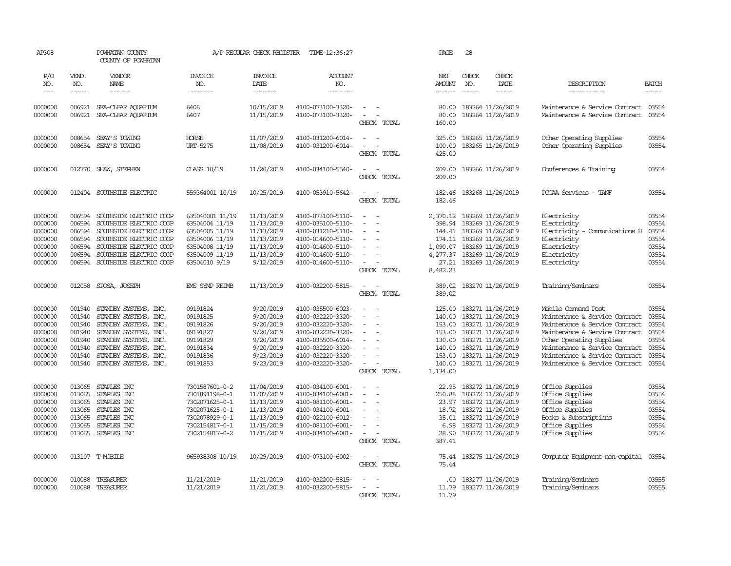AP308 POWHATAN COUNTY A/P REGULAR CHECK REGISTER TIME-12:36:27

COUNTY OF POWHATAN

| P/O NO. | VEND. NO. | VENDOR NAME | INVOICE NO. | INVOICE DATE | ACCOUNT NO. | | NET AMOUNT | CHECK NO. | CHECK DATE | DESCRIPTION | BATCH |
|---|---|---|---|---|---|---|---|---|---|---|---|
| 0000000 | 006921 | SEA-CLEAR AQUARIUM | 6406 | 10/15/2019 | 4100-073100-3320- | - - | 80.00 | 183264 | 11/26/2019 | Maintenance & Service Contract | 03554 |
| 0000000 | 006921 | SEA-CLEAR AQUARIUM | 6407 | 11/15/2019 | 4100-073100-3320- | - - | 80.00 | 183264 | 11/26/2019 | Maintenance & Service Contract | 03554 |
| | | | | | | CHECK TOTAL | 160.00 | | | | |
| 0000000 | 008654 | SEAY'S TOWING | HORSE | 11/07/2019 | 4100-031200-6014- | - - | 325.00 | 183265 | 11/26/2019 | Other Operating Supplies | 03554 |
| 0000000 | 008654 | SEAY'S TOWING | URT-5275 | 11/08/2019 | 4100-031200-6014- | - - | 100.00 | 183265 | 11/26/2019 | Other Operating Supplies | 03554 |
| | | | | | | CHECK TOTAL | 425.00 | | | | |
| 0000000 | 012770 | SHAW, STEPHEN | CLASS 10/19 | 11/20/2019 | 4100-034100-5540- | - - | 209.00 | 183266 | 11/26/2019 | Conferences & Training | 03554 |
| | | | | | | CHECK TOTAL | 209.00 | | | | |
| 0000000 | 012404 | SOUTHSIDE ELECTRIC | 559364001 10/19 | 10/25/2019 | 4100-053910-5642- | - - | 182.46 | 183268 | 11/26/2019 | PCCAA Services - TANF | 03554 |
| | | | | | | CHECK TOTAL | 182.46 | | | | |
| 0000000 | 006594 | SOUTHSIDE ELECTRIC COOP | 635040001 11/19 | 11/13/2019 | 4100-073100-5110- | - - | 2,370.12 | 183269 | 11/26/2019 | Electricity | 03554 |
| 0000000 | 006594 | SOUTHSIDE ELECTRIC COOP | 63504004 11/19 | 11/13/2019 | 4100-035100-5110- | - - | 398.94 | 183269 | 11/26/2019 | Electricity | 03554 |
| 0000000 | 006594 | SOUTHSIDE ELECTRIC COOP | 63504005 11/19 | 11/13/2019 | 4100-031210-5110- | - - | 144.41 | 183269 | 11/26/2019 | Electricity - Comunications H | 03554 |
| 0000000 | 006594 | SOUTHSIDE ELECTRIC COOP | 63504006 11/19 | 11/13/2019 | 4100-014600-5110- | - - | 174.11 | 183269 | 11/26/2019 | Electricity | 03554 |
| 0000000 | 006594 | SOUTHSIDE ELECTRIC COOP | 63504008 11/19 | 11/13/2019 | 4100-014600-5110- | - - | 1,090.07 | 183269 | 11/26/2019 | Electricity | 03554 |
| 0000000 | 006594 | SOUTHSIDE ELECTRIC COOP | 63504009 11/19 | 11/13/2019 | 4100-014600-5110- | - - | 4,277.37 | 183269 | 11/26/2019 | Electricity | 03554 |
| 0000000 | 006594 | SOUTHSIDE ELECTRIC COOP | 63504010 9/19 | 9/12/2019 | 4100-014600-5110- | - - | 27.21 | 183269 | 11/26/2019 | Electricity | 03554 |
| | | | | | | CHECK TOTAL | 8,482.23 | | | | |
| 0000000 | 012058 | SPOSA, JOSEPH | EMS SYMP REIMB | 11/13/2019 | 4100-032200-5815- | - - | 389.02 | 183270 | 11/26/2019 | Training/Seminars | 03554 |
| | | | | | | CHECK TOTAL | 389.02 | | | | |
| 0000000 | 001940 | STANDBY SYSTEMS, INC. | 09191824 | 9/20/2019 | 4100-035500-6023- | - - | 125.00 | 183271 | 11/26/2019 | Mobile Command Post | 03554 |
| 0000000 | 001940 | STANDBY SYSTEMS, INC. | 09191825 | 9/20/2019 | 4100-032220-3320- | - - | 140.00 | 183271 | 11/26/2019 | Maintenance & Service Contract | 03554 |
| 0000000 | 001940 | STANDBY SYSTEMS, INC. | 09191826 | 9/20/2019 | 4100-032220-3320- | - - | 153.00 | 183271 | 11/26/2019 | Maintenance & Service Contract | 03554 |
| 0000000 | 001940 | STANDBY SYSTEMS, INC. | 09191827 | 9/20/2019 | 4100-032220-3320- | - - | 153.00 | 183271 | 11/26/2019 | Maintenance & Service Contract | 03554 |
| 0000000 | 001940 | STANDBY SYSTEMS, INC. | 09191829 | 9/20/2019 | 4100-035500-6014- | - - | 130.00 | 183271 | 11/26/2019 | Other Operating Supplies | 03554 |
| 0000000 | 001940 | STANDBY SYSTEMS, INC. | 09191834 | 9/20/2019 | 4100-032220-3320- | - - | 140.00 | 183271 | 11/26/2019 | Maintenance & Service Contract | 03554 |
| 0000000 | 001940 | STANDBY SYSTEMS, INC. | 09191836 | 9/23/2019 | 4100-032220-3320- | - - | 153.00 | 183271 | 11/26/2019 | Maintenance & Service Contract | 03554 |
| 0000000 | 001940 | STANDBY SYSTEMS, INC. | 09191853 | 9/23/2019 | 4100-032220-3320- | - - | 140.00 | 183271 | 11/26/2019 | Maintenance & Service Contract | 03554 |
| | | | | | | CHECK TOTAL | 1,134.00 | | | | |
| 0000000 | 013065 | STAPLES INC | 7301587601-0-2 | 11/04/2019 | 4100-034100-6001- | - - | 22.95 | 183272 | 11/26/2019 | Office Supplies | 03554 |
| 0000000 | 013065 | STAPLES INC | 7301891198-0-1 | 11/07/2019 | 4100-034100-6001- | - - | 250.88 | 183272 | 11/26/2019 | Office Supplies | 03554 |
| 0000000 | 013065 | STAPLES INC | 7302071625-0-1 | 11/13/2019 | 4100-081100-6001- | - - | 23.97 | 183272 | 11/26/2019 | Office Supplies | 03554 |
| 0000000 | 013065 | STAPLES INC | 7302071625-0-1 | 11/13/2019 | 4100-034100-6001- | - - | 18.72 | 183272 | 11/26/2019 | Office Supplies | 03554 |
| 0000000 | 013065 | STAPLES INC | 7302078929-0-1 | 11/13/2019 | 4100-022100-6012- | - - | 35.01 | 183272 | 11/26/2019 | Books & Subscriptions | 03554 |
| 0000000 | 013065 | STAPLES INC | 7302154817-0-1 | 11/15/2019 | 4100-081100-6001- | - - | 6.98 | 183272 | 11/26/2019 | Office Supplies | 03554 |
| 0000000 | 013065 | STAPLES INC | 7302154817-0-2 | 11/15/2019 | 4100-034100-6001- | - - | 28.90 | 183272 | 11/26/2019 | Office Supplies | 03554 |
| | | | | | | CHECK TOTAL | 387.41 | | | | |
| 0000000 | 013107 | T-MOBILE | 965938308 10/19 | 10/29/2019 | 4100-073100-6002- | - - | 75.44 | 183275 | 11/26/2019 | Computer Equipment-non-capital | 03554 |
| | | | | | | CHECK TOTAL | 75.44 | | | | |
| 0000000 | 010088 | TREASURER | 11/21/2019 | 11/21/2019 | 4100-032200-5815- | - - | .00 | 183277 | 11/26/2019 | Training/Seminars | 03555 |
| 0000000 | 010088 | TREASURER | 11/21/2019 | 11/21/2019 | 4100-032200-5815- | - - | 11.79 | 183277 | 11/26/2019 | Training/Seminars | 03555 |
| | | | | | | CHECK TOTAL | 11.79 | | | | |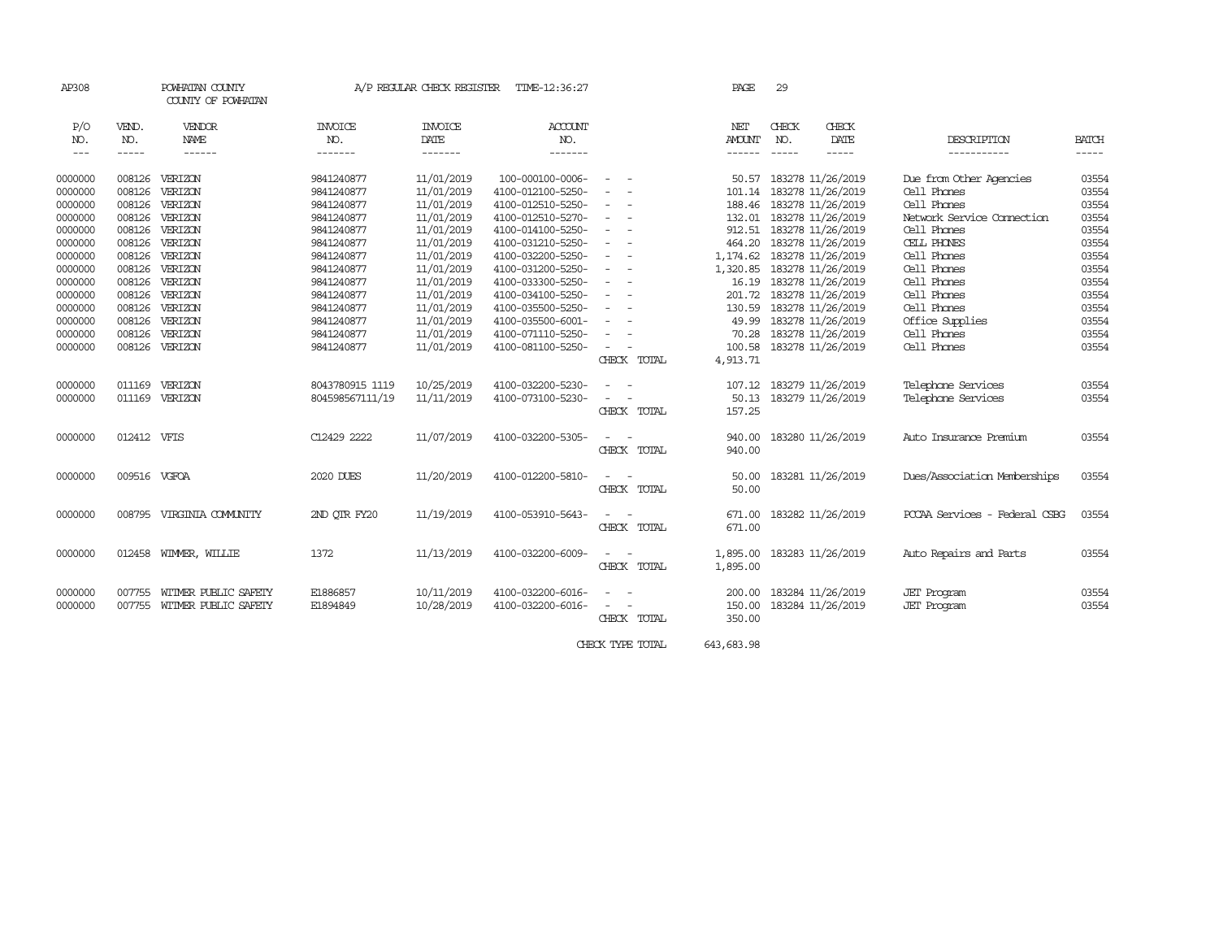AP308 POWHATAN COUNTY A/P REGULAR CHECK REGISTER TIME-12:36:27 PAGE 29

COUNTY OF POWHATAN

| P/O NO. | VEND. NO. | VENDOR NAME | INVOICE NO. | INVOICE DATE | ACCOUNT NO. | | NET AMOUNT | CHECK NO. | CHECK DATE | DESCRIPTION | BATCH |
|---|---|---|---|---|---|---|---|---|---|---|---|
| 0000000 | 008126 | VERIZON | 9841240877 | 11/01/2019 | 100-000100-0006- | - - | 50.57 | 183278 | 11/26/2019 | Due from Other Agencies | 03554 |
| 0000000 | 008126 | VERIZON | 9841240877 | 11/01/2019 | 4100-012100-5250- | - - | 101.14 | 183278 | 11/26/2019 | Cell Phones | 03554 |
| 0000000 | 008126 | VERIZON | 9841240877 | 11/01/2019 | 4100-012510-5250- | - - | 188.46 | 183278 | 11/26/2019 | Cell Phones | 03554 |
| 0000000 | 008126 | VERIZON | 9841240877 | 11/01/2019 | 4100-012510-5270- | - - | 132.01 | 183278 | 11/26/2019 | Network Service Connection | 03554 |
| 0000000 | 008126 | VERIZON | 9841240877 | 11/01/2019 | 4100-014100-5250- | - - | 912.51 | 183278 | 11/26/2019 | Cell Phones | 03554 |
| 0000000 | 008126 | VERIZON | 9841240877 | 11/01/2019 | 4100-031210-5250- | - - | 464.20 | 183278 | 11/26/2019 | CELL PHONES | 03554 |
| 0000000 | 008126 | VERIZON | 9841240877 | 11/01/2019 | 4100-032200-5250- | - - | 1,174.62 | 183278 | 11/26/2019 | Cell Phones | 03554 |
| 0000000 | 008126 | VERIZON | 9841240877 | 11/01/2019 | 4100-031200-5250- | - - | 1,320.85 | 183278 | 11/26/2019 | Cell Phones | 03554 |
| 0000000 | 008126 | VERIZON | 9841240877 | 11/01/2019 | 4100-033300-5250- | - - | 16.19 | 183278 | 11/26/2019 | Cell Phones | 03554 |
| 0000000 | 008126 | VERIZON | 9841240877 | 11/01/2019 | 4100-034100-5250- | - - | 201.72 | 183278 | 11/26/2019 | Cell Phones | 03554 |
| 0000000 | 008126 | VERIZON | 9841240877 | 11/01/2019 | 4100-035500-5250- | - - | 130.59 | 183278 | 11/26/2019 | Cell Phones | 03554 |
| 0000000 | 008126 | VERIZON | 9841240877 | 11/01/2019 | 4100-035500-6001- | - - | 49.99 | 183278 | 11/26/2019 | Office Supplies | 03554 |
| 0000000 | 008126 | VERIZON | 9841240877 | 11/01/2019 | 4100-071110-5250- | - - | 70.28 | 183278 | 11/26/2019 | Cell Phones | 03554 |
| 0000000 | 008126 | VERIZON | 9841240877 | 11/01/2019 | 4100-081100-5250- | - - | 100.58 | 183278 | 11/26/2019 | Cell Phones | 03554 |
| | | | | | | CHECK TOTAL | 4,913.71 | | | | |
| 0000000 | 011169 | VERIZON | 8043780915 1119 | 10/25/2019 | 4100-032200-5230- | - - | 107.12 | 183279 | 11/26/2019 | Telephone Services | 03554 |
| 0000000 | 011169 | VERIZON | 804598567111/19 | 11/11/2019 | 4100-073100-5230- | - - | 50.13 | 183279 | 11/26/2019 | Telephone Services | 03554 |
| | | | | | | CHECK TOTAL | 157.25 | | | | |
| 0000000 | 012412 | VFIS | C12429 2222 | 11/07/2019 | 4100-032200-5305- | - - | 940.00 | 183280 | 11/26/2019 | Auto Insurance Premium | 03554 |
| | | | | | | CHECK TOTAL | 940.00 | | | | |
| 0000000 | 009516 | VGFOA | 2020 DUES | 11/20/2019 | 4100-012200-5810- | - - | 50.00 | 183281 | 11/26/2019 | Dues/Association Memberships | 03554 |
| | | | | | | CHECK TOTAL | 50.00 | | | | |
| 0000000 | 008795 | VIRGINIA COMMUNITY | 2ND QTR FY20 | 11/19/2019 | 4100-053910-5643- | - - | 671.00 | 183282 | 11/26/2019 | PCCAA Services - Federal CSBG | 03554 |
| | | | | | | CHECK TOTAL | 671.00 | | | | |
| 0000000 | 012458 | WIMMER, WILLIE | 1372 | 11/13/2019 | 4100-032200-6009- | - - | 1,895.00 | 183283 | 11/26/2019 | Auto Repairs and Parts | 03554 |
| | | | | | | CHECK TOTAL | 1,895.00 | | | | |
| 0000000 | 007755 | WITMER PUBLIC SAFETY | E1886857 | 10/11/2019 | 4100-032200-6016- | - - | 200.00 | 183284 | 11/26/2019 | JET Program | 03554 |
| 0000000 | 007755 | WITMER PUBLIC SAFETY | E1894849 | 10/28/2019 | 4100-032200-6016- | - - | 150.00 | 183284 | 11/26/2019 | JET Program | 03554 |
| | | | | | | CHECK TOTAL | 350.00 | | | | |
| | | | | | | CHECK TYPE TOTAL | 643,683.98 | | | | |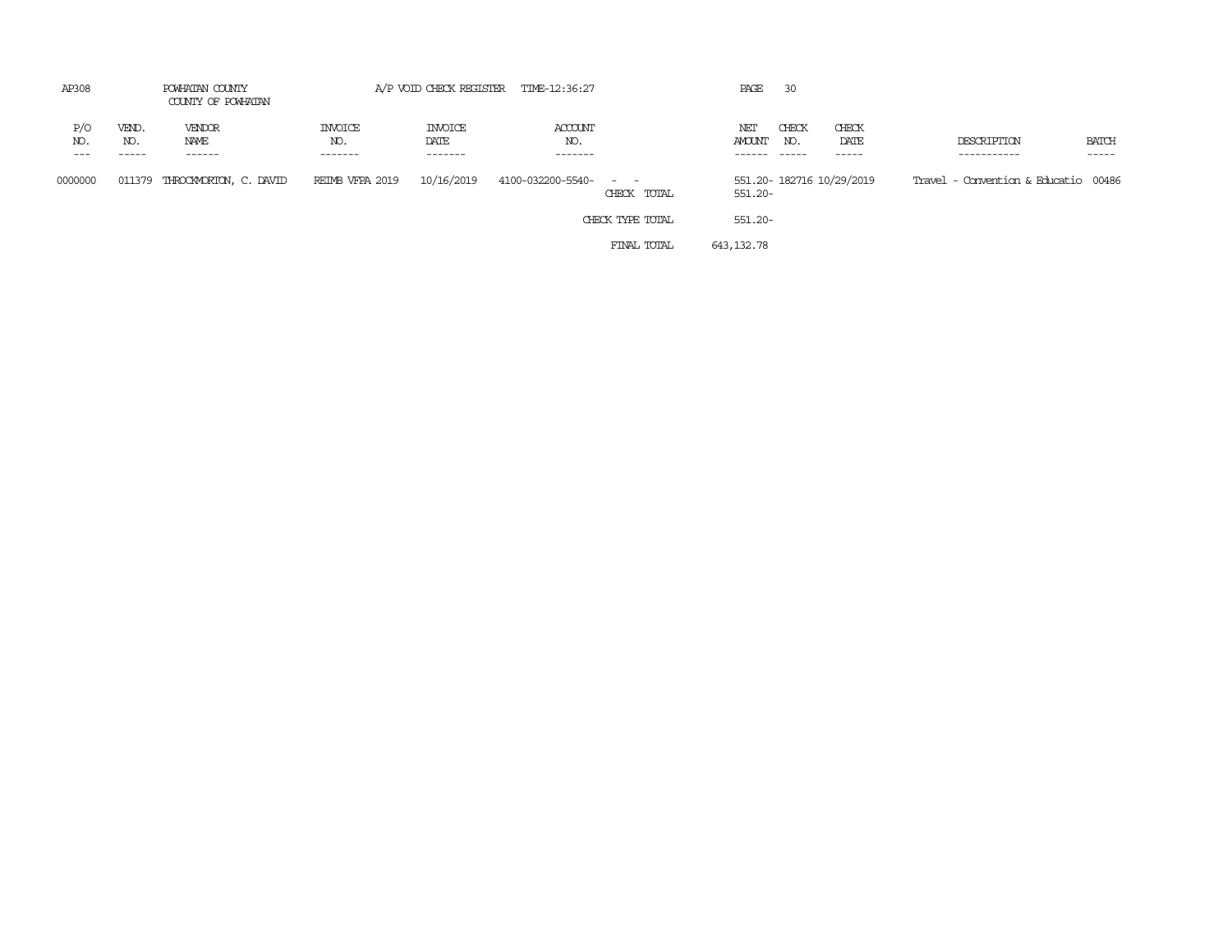AP308 POWHATAN COUNTY A/P VOID CHECK REGISTER TIME-12:36:27

COUNTY OF POWHATAN

| P/O NO. | VEND. NO. | VENDOR NAME | INVOICE NO. | INVOICE DATE | ACCOUNT NO. | | NET AMOUNT | CHECK NO. | CHECK DATE | DESCRIPTION | BATCH |
|---|---|---|---|---|---|---|---|---|---|---|---|
| 0000000 | 011379 | THROCKMORTON, C. DAVID | REIMB VFPA 2019 | 10/16/2019 | 4100-032200-5540- | - - | 551.20- | 182716 | 10/29/2019 | Travel - Convention & Educatio | 00486 |
| | | | | | | CHECK TOTAL | 551.20- | | | | |
| | | | | | | CHECK TYPE TOTAL | 551.20- | | | | |
| | | | | | | FINAL TOTAL | 643,132.78 | | | | |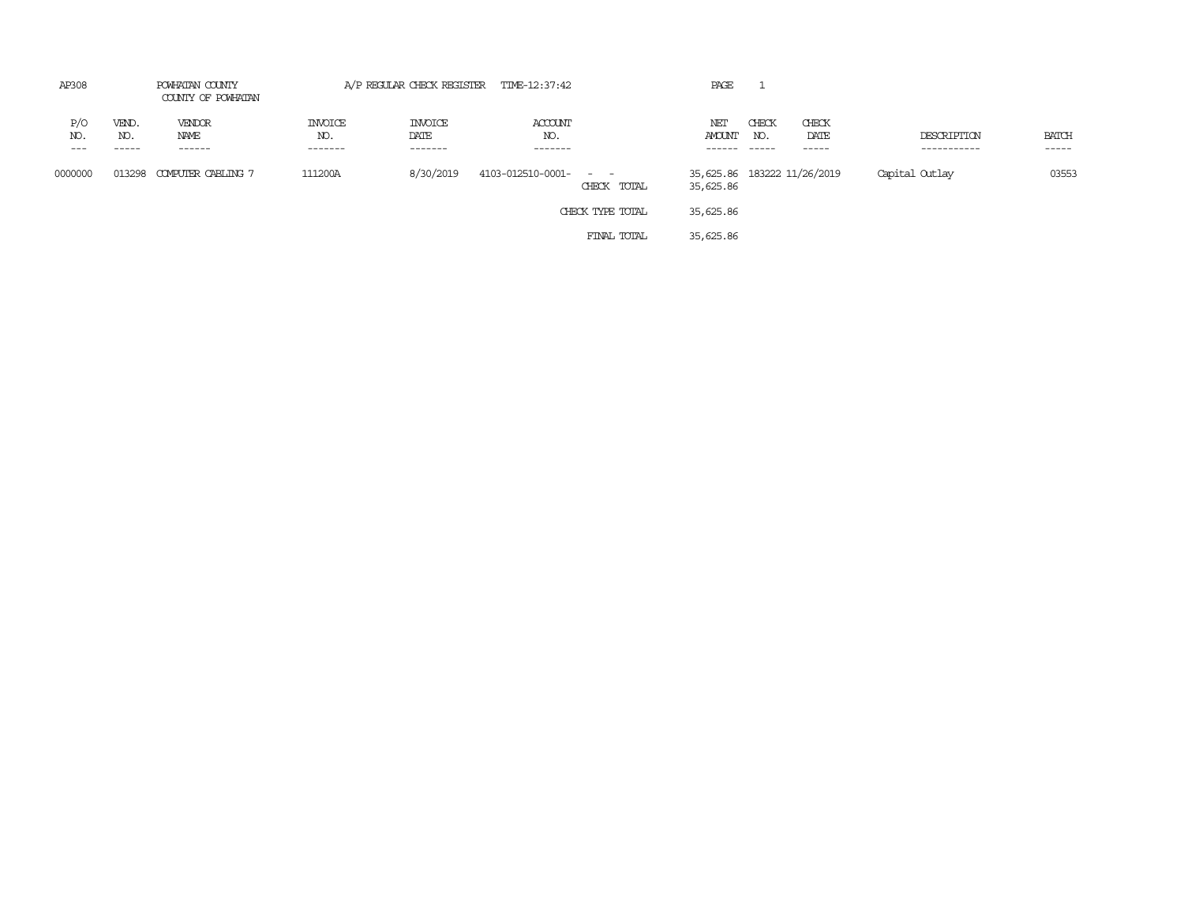AP308 POWHATAN COUNTY A/P REGULAR CHECK REGISTER TIME-12:37:42 PAGE 1

COUNTY OF POWHATAN

| P/O NO. | VEND. NO. | VENDOR NAME | INVOICE NO. | INVOICE DATE | ACCOUNT NO. | | NET AMOUNT | CHECK NO. | CHECK DATE | DESCRIPTION | BATCH |
|---|---|---|---|---|---|---|---|---|---|---|---|
| 0000000 | 013298 | COMPUTER CABLING 7 | 111200A | 8/30/2019 | 4103-012510-0001- | - - | 35,625.86 | 183222 | 11/26/2019 | Capital Outlay | 03553 |
| | | | | | | CHECK TOTAL | 35,625.86 | | | | |
| | | | | | | CHECK TYPE TOTAL | 35,625.86 | | | | |
| | | | | | | FINAL TOTAL | 35,625.86 | | | | |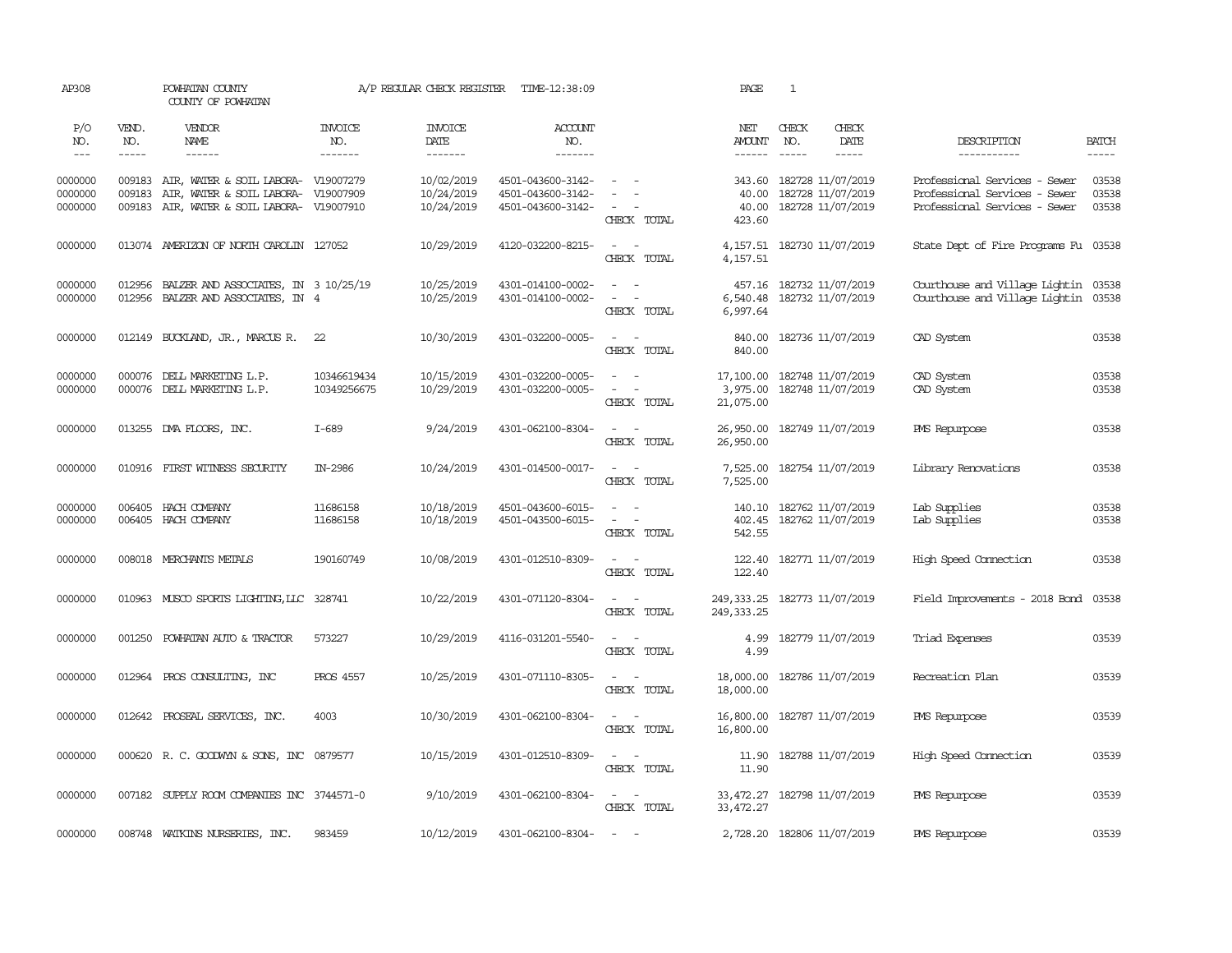AP308 POWHATAN COUNTY A/P REGULAR CHECK REGISTER TIME-12:38:09 PAGE 1

COUNTY OF POWHATAN

| P/O NO. | VEND. NO. | VENDOR NAME | INVOICE NO. | INVOICE DATE | ACCOUNT NO. | | NET AMOUNT | CHECK NO. | CHECK DATE | DESCRIPTION | BATCH |
|---|---|---|---|---|---|---|---|---|---|---|---|
| --- | ----- | ------ | ------- | ------- | ------- | | ------ | ----- | ----- | ----------- | ----- |
| 0000000 | 009183 | AIR, WATER & SOIL LABORA- | V19007279 | 10/02/2019 | 4501-043600-3142- | - - | 343.60 | 182728 | 11/07/2019 | Professional Services - Sewer | 03538 |
| 0000000 | 009183 | AIR, WATER & SOIL LABORA- | V19007909 | 10/24/2019 | 4501-043600-3142- | - - | 40.00 | 182728 | 11/07/2019 | Professional Services - Sewer | 03538 |
| 0000000 | 009183 | AIR, WATER & SOIL LABORA- | V19007910 | 10/24/2019 | 4501-043600-3142- | - - | 40.00 | 182728 | 11/07/2019 | Professional Services - Sewer | 03538 |
| | | | | | | CHECK TOTAL | 423.60 | | | | |
| 0000000 | 013074 | AMERIZON OF NORTH CAROLIN | 127052 | 10/29/2019 | 4120-032200-8215- | - - | 4,157.51 | 182730 | 11/07/2019 | State Dept of Fire Programs Fu | 03538 |
| | | | | | | CHECK TOTAL | 4,157.51 | | | | |
| 0000000 | 012956 | BALZER AND ASSOCIATES, IN | 3 10/25/19 | 10/25/2019 | 4301-014100-0002- | - - | 457.16 | 182732 | 11/07/2019 | Courthouse and Village Lightin | 03538 |
| 0000000 | 012956 | BALZER AND ASSOCIATES, IN | 4 | 10/25/2019 | 4301-014100-0002- | - - | 6,540.48 | 182732 | 11/07/2019 | Courthouse and Village Lightin | 03538 |
| | | | | | | CHECK TOTAL | 6,997.64 | | | | |
| 0000000 | 012149 | BUCKLAND, JR., MARCUS R. | 22 | 10/30/2019 | 4301-032200-0005- | - - | 840.00 | 182736 | 11/07/2019 | CAD System | 03538 |
| | | | | | | CHECK TOTAL | 840.00 | | | | |
| 0000000 | 000076 | DELL MARKETING L.P. | 10346619434 | 10/15/2019 | 4301-032200-0005- | - - | 17,100.00 | 182748 | 11/07/2019 | CAD System | 03538 |
| 0000000 | 000076 | DELL MARKETING L.P. | 10349256675 | 10/29/2019 | 4301-032200-0005- | - - | 3,975.00 | 182748 | 11/07/2019 | CAD System | 03538 |
| | | | | | | CHECK TOTAL | 21,075.00 | | | | |
| 0000000 | 013255 | DMA FLOORS, INC. | I-689 | 9/24/2019 | 4301-062100-8304- | - - | 26,950.00 | 182749 | 11/07/2019 | PMS Repurpose | 03538 |
| | | | | | | CHECK TOTAL | 26,950.00 | | | | |
| 0000000 | 010916 | FIRST WITNESS SECURITY | IN-2986 | 10/24/2019 | 4301-014500-0017- | - - | 7,525.00 | 182754 | 11/07/2019 | Library Renovations | 03538 |
| | | | | | | CHECK TOTAL | 7,525.00 | | | | |
| 0000000 | 006405 | HACH COMPANY | 11686158 | 10/18/2019 | 4501-043600-6015- | - - | 140.10 | 182762 | 11/07/2019 | Lab Supplies | 03538 |
| 0000000 | 006405 | HACH COMPANY | 11686158 | 10/18/2019 | 4501-043500-6015- | - - | 402.45 | 182762 | 11/07/2019 | Lab Supplies | 03538 |
| | | | | | | CHECK TOTAL | 542.55 | | | | |
| 0000000 | 008018 | MERCHANTS METALS | 190160749 | 10/08/2019 | 4301-012510-8309- | - - | 122.40 | 182771 | 11/07/2019 | High Speed Connection | 03538 |
| | | | | | | CHECK TOTAL | 122.40 | | | | |
| 0000000 | 010963 | MUSCO SPORTS LIGHTING,LLC | 328741 | 10/22/2019 | 4301-071120-8304- | - - | 249,333.25 | 182773 | 11/07/2019 | Field Improvements - 2018 Bond | 03538 |
| | | | | | | CHECK TOTAL | 249,333.25 | | | | |
| 0000000 | 001250 | POWHATAN AUTO & TRACTOR | 573227 | 10/29/2019 | 4116-031201-5540- | - - | 4.99 | 182779 | 11/07/2019 | Triad Expenses | 03539 |
| | | | | | | CHECK TOTAL | 4.99 | | | | |
| 0000000 | 012964 | PROS CONSULTING, INC | PROS 4557 | 10/25/2019 | 4301-071110-8305- | - - | 18,000.00 | 182786 | 11/07/2019 | Recreation Plan | 03539 |
| | | | | | | CHECK TOTAL | 18,000.00 | | | | |
| 0000000 | 012642 | PROSEAL SERVICES, INC. | 4003 | 10/30/2019 | 4301-062100-8304- | - - | 16,800.00 | 182787 | 11/07/2019 | PMS Repurpose | 03539 |
| | | | | | | CHECK TOTAL | 16,800.00 | | | | |
| 0000000 | 000620 | R. C. GOODWYN & SONS, INC | 0879577 | 10/15/2019 | 4301-012510-8309- | - - | 11.90 | 182788 | 11/07/2019 | High Speed Connection | 03539 |
| | | | | | | CHECK TOTAL | 11.90 | | | | |
| 0000000 | 007182 | SUPPLY ROOM COMPANIES INC | 3744571-0 | 9/10/2019 | 4301-062100-8304- | - - | 33,472.27 | 182798 | 11/07/2019 | PMS Repurpose | 03539 |
| | | | | | | CHECK TOTAL | 33,472.27 | | | | |
| 0000000 | 008748 | WATKINS NURSERIES, INC. | 983459 | 10/12/2019 | 4301-062100-8304- | - - | 2,728.20 | 182806 | 11/07/2019 | PMS Repurpose | 03539 |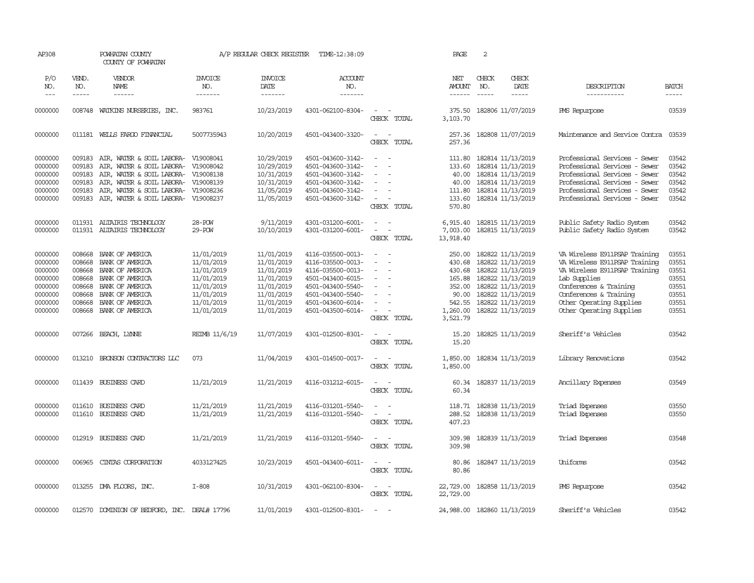| P/O NO. | VEND. NO. | VENDOR NAME | INVOICE NO. | INVOICE DATE | ACCOUNT NO. | | NET AMOUNT | CHECK NO. | CHECK DATE | DESCRIPTION | BATCH |
|---|---|---|---|---|---|---|---|---|---|---|---|
| 0000000 | 008748 | WATKINS NURSERIES, INC. | 983761 | 10/23/2019 | 4301-062100-8304- | - - | 375.50 | 182806 | 11/07/2019 | PMS Repurpose | 03539 |
| | | | | | | CHECK TOTAL | 3,103.70 | | | | |
| 0000000 | 011181 | WELLS FARGO FINANCIAL | 5007735943 | 10/20/2019 | 4501-043400-3320- | - - | 257.36 | 182808 | 11/07/2019 | Maintenance and Service Contra | 03539 |
| | | | | | | CHECK TOTAL | 257.36 | | | | |
| 0000000 | 009183 | AIR, WATER & SOIL LABORA- | V19008041 | 10/29/2019 | 4501-043600-3142- | - - | 111.80 | 182814 | 11/13/2019 | Professional Services - Sewer | 03542 |
| 0000000 | 009183 | AIR, WATER & SOIL LABORA- | V19008042 | 10/29/2019 | 4501-043600-3142- | - - | 133.60 | 182814 | 11/13/2019 | Professional Services - Sewer | 03542 |
| 0000000 | 009183 | AIR, WATER & SOIL LABORA- | V19008138 | 10/31/2019 | 4501-043600-3142- | - - | 40.00 | 182814 | 11/13/2019 | Professional Services - Sewer | 03542 |
| 0000000 | 009183 | AIR, WATER & SOIL LABORA- | V19008139 | 10/31/2019 | 4501-043600-3142- | - - | 40.00 | 182814 | 11/13/2019 | Professional Services - Sewer | 03542 |
| 0000000 | 009183 | AIR, WATER & SOIL LABORA- | V19008236 | 11/05/2019 | 4501-043600-3142- | - - | 111.80 | 182814 | 11/13/2019 | Professional Services - Sewer | 03542 |
| 0000000 | 009183 | AIR, WATER & SOIL LABORA- | V19008237 | 11/05/2019 | 4501-043600-3142- | - - | 133.60 | 182814 | 11/13/2019 | Professional Services - Sewer | 03542 |
| | | | | | | CHECK TOTAL | 570.80 | | | | |
| 0000000 | 011931 | ALTAIRIS TECHNOLOGY | 28-POW | 9/11/2019 | 4301-031200-6001- | - - | 6,915.40 | 182815 | 11/13/2019 | Public Safety Radio System | 03542 |
| 0000000 | 011931 | ALTAIRIS TECHNOLOGY | 29-POW | 10/10/2019 | 4301-031200-6001- | - - | 7,003.00 | 182815 | 11/13/2019 | Public Safety Radio System | 03542 |
| | | | | | | CHECK TOTAL | 13,918.40 | | | | |
| 0000000 | 008668 | BANK OF AMERICA | 11/01/2019 | 11/01/2019 | 4116-035500-0013- | - - | 250.00 | 182822 | 11/13/2019 | VA Wireless E911PSAP Training | 03551 |
| 0000000 | 008668 | BANK OF AMERICA | 11/01/2019 | 11/01/2019 | 4116-035500-0013- | - - | 430.68 | 182822 | 11/13/2019 | VA Wireless E911PSAP Training | 03551 |
| 0000000 | 008668 | BANK OF AMERICA | 11/01/2019 | 11/01/2019 | 4116-035500-0013- | - - | 430.68 | 182822 | 11/13/2019 | VA Wireless E911PSAP Training | 03551 |
| 0000000 | 008668 | BANK OF AMERICA | 11/01/2019 | 11/01/2019 | 4501-043400-6015- | - - | 165.88 | 182822 | 11/13/2019 | Lab Supplies | 03551 |
| 0000000 | 008668 | BANK OF AMERICA | 11/01/2019 | 11/01/2019 | 4501-043400-5540- | - - | 352.00 | 182822 | 11/13/2019 | Conferences & Training | 03551 |
| 0000000 | 008668 | BANK OF AMERICA | 11/01/2019 | 11/01/2019 | 4501-043400-5540- | - - | 90.00 | 182822 | 11/13/2019 | Conferences & Training | 03551 |
| 0000000 | 008668 | BANK OF AMERICA | 11/01/2019 | 11/01/2019 | 4501-043600-6014- | - - | 542.55 | 182822 | 11/13/2019 | Other Operating Supplies | 03551 |
| 0000000 | 008668 | BANK OF AMERICA | 11/01/2019 | 11/01/2019 | 4501-043500-6014- | - - | 1,260.00 | 182822 | 11/13/2019 | Other Operating Supplies | 03551 |
| | | | | | | CHECK TOTAL | 3,521.79 | | | | |
| 0000000 | 007266 | BEACH, LYNNE | REIMB 11/6/19 | 11/07/2019 | 4301-012500-8301- | - - | 15.20 | 182825 | 11/13/2019 | Sheriff's Vehicles | 03542 |
| | | | | | | CHECK TOTAL | 15.20 | | | | |
| 0000000 | 013210 | BRONSON CONTRACTORS LLC | 073 | 11/04/2019 | 4301-014500-0017- | - - | 1,850.00 | 182834 | 11/13/2019 | Library Renovations | 03542 |
| | | | | | | CHECK TOTAL | 1,850.00 | | | | |
| 0000000 | 011439 | BUSINESS CARD | 11/21/2019 | 11/21/2019 | 4116-031212-6015- | - - | 60.34 | 182837 | 11/13/2019 | Ancillary Expenses | 03549 |
| | | | | | | CHECK TOTAL | 60.34 | | | | |
| 0000000 | 011610 | BUSINESS CARD | 11/21/2019 | 11/21/2019 | 4116-031201-5540- | - - | 118.71 | 182838 | 11/13/2019 | Triad Expenses | 03550 |
| 0000000 | 011610 | BUSINESS CARD | 11/21/2019 | 11/21/2019 | 4116-031201-5540- | - - | 288.52 | 182838 | 11/13/2019 | Triad Expenses | 03550 |
| | | | | | | CHECK TOTAL | 407.23 | | | | |
| 0000000 | 012919 | BUSINESS CARD | 11/21/2019 | 11/21/2019 | 4116-031201-5540- | - - | 309.98 | 182839 | 11/13/2019 | Triad Expenses | 03548 |
| | | | | | | CHECK TOTAL | 309.98 | | | | |
| 0000000 | 006965 | CINTAS CORPORATION | 4033127425 | 10/23/2019 | 4501-043400-6011- | - - | 80.86 | 182847 | 11/13/2019 | Uniforms | 03542 |
| | | | | | | CHECK TOTAL | 80.86 | | | | |
| 0000000 | 013255 | DMA FLOORS, INC. | I-808 | 10/31/2019 | 4301-062100-8304- | - - | 22,729.00 | 182858 | 11/13/2019 | PMS Repurpose | 03542 |
| | | | | | | CHECK TOTAL | 22,729.00 | | | | |
| 0000000 | 012570 | DOMINION OF BEDFORD, INC. | DEAL# 17796 | 11/01/2019 | 4301-012500-8301- | - - | 24,988.00 | 182860 | 11/13/2019 | Sheriff's Vehicles | 03542 |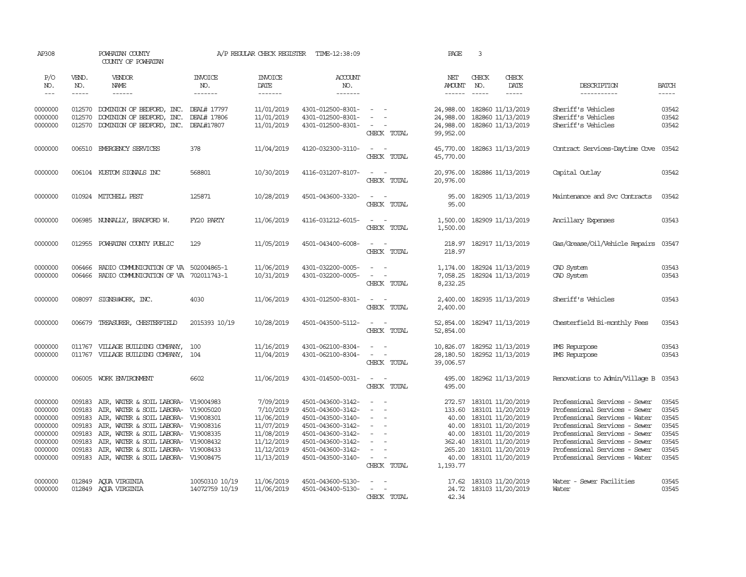AP308 POWHATAN COUNTY A/P REGULAR CHECK REGISTER TIME-12:38:09 PAGE 3

COUNTY OF POWHATAN

| P/O NO. | VEND. NO. | VENDOR NAME | INVOICE NO. | INVOICE DATE | ACCOUNT NO. | | NET AMOUNT | CHECK NO. | CHECK DATE | DESCRIPTION | BATCH |
|---|---|---|---|---|---|---|---|---|---|---|---|
| 0000000 | 012570 | DOMINION OF BEDFORD, INC. | DEAL# 17797 | 11/01/2019 | 4301-012500-8301- | - - | 24,988.00 | 182860 | 11/13/2019 | Sheriff's Vehicles | 03542 |
| 0000000 | 012570 | DOMINION OF BEDFORD, INC. | DEAL# 17806 | 11/01/2019 | 4301-012500-8301- | - - | 24,988.00 | 182860 | 11/13/2019 | Sheriff's Vehicles | 03542 |
| 0000000 | 012570 | DOMINION OF BEDFORD, INC. | DEAL#17807 | 11/01/2019 | 4301-012500-8301- | - - | 24,988.00 | 182860 | 11/13/2019 | Sheriff's Vehicles | 03542 |
| | | | | | | CHECK TOTAL | 99,952.00 | | | | |
| 0000000 | 006510 | EMERGENCY SERVICES | 378 | 11/04/2019 | 4120-032300-3110- | - - | 45,770.00 | 182863 | 11/13/2019 | Contract Services-Daytime Cove | 03542 |
| | | | | | | CHECK TOTAL | 45,770.00 | | | | |
| 0000000 | 006104 | KUSTOM SIGNALS INC | 568801 | 10/30/2019 | 4116-031207-8107- | - - | 20,976.00 | 182886 | 11/13/2019 | Capital Outlay | 03542 |
| | | | | | | CHECK TOTAL | 20,976.00 | | | | |
| 0000000 | 010924 | MITCHELL PEST | 125871 | 10/28/2019 | 4501-043600-3320- | - - | 95.00 | 182905 | 11/13/2019 | Maintenance and Svc Contracts | 03542 |
| | | | | | | CHECK TOTAL | 95.00 | | | | |
| 0000000 | 006985 | NUNNALLY, BRADFORD W. | FY20 PARTY | 11/06/2019 | 4116-031212-6015- | - - | 1,500.00 | 182909 | 11/13/2019 | Ancillary Expenses | 03543 |
| | | | | | | CHECK TOTAL | 1,500.00 | | | | |
| 0000000 | 012955 | POWHATAN COUNTY PUBLIC | 129 | 11/05/2019 | 4501-043400-6008- | - - | 218.97 | 182917 | 11/13/2019 | Gas/Grease/Oil/Vehicle Repairs | 03547 |
| | | | | | | CHECK TOTAL | 218.97 | | | | |
| 0000000 | 006466 | RADIO COMMUNICATION OF VA | 502004865-1 | 11/06/2019 | 4301-032200-0005- | - - | 1,174.00 | 182924 | 11/13/2019 | CAD System | 03543 |
| 0000000 | 006466 | RADIO COMMUNICATION OF VA | 702011743-1 | 10/31/2019 | 4301-032200-0005- | - - | 7,058.25 | 182924 | 11/13/2019 | CAD System | 03543 |
| | | | | | | CHECK TOTAL | 8,232.25 | | | | |
| 0000000 | 008097 | SIGNS@WORK, INC. | 4030 | 11/06/2019 | 4301-012500-8301- | - - | 2,400.00 | 182935 | 11/13/2019 | Sheriff's Vehicles | 03543 |
| | | | | | | CHECK TOTAL | 2,400.00 | | | | |
| 0000000 | 006679 | TREASURER, CHESTERFIELD | 2015393 10/19 | 10/28/2019 | 4501-043500-5112- | - - | 52,854.00 | 182947 | 11/13/2019 | Chesterfield Bi-monthly Fees | 03543 |
| | | | | | | CHECK TOTAL | 52,854.00 | | | | |
| 0000000 | 011767 | VILLAGE BUILDING COMPANY, | 100 | 11/16/2019 | 4301-062100-8304- | - - | 10,826.07 | 182952 | 11/13/2019 | PMS Repurpose | 03543 |
| 0000000 | 011767 | VILLAGE BUILDING COMPANY, | 104 | 11/04/2019 | 4301-062100-8304- | - - | 28,180.50 | 182952 | 11/13/2019 | PMS Repurpose | 03543 |
| | | | | | | CHECK TOTAL | 39,006.57 | | | | |
| 0000000 | 006005 | WORK ENVIRONMENT | 6602 | 11/06/2019 | 4301-014500-0031- | - - | 495.00 | 182962 | 11/13/2019 | Renovations to Admin/Village B | 03543 |
| | | | | | | CHECK TOTAL | 495.00 | | | | |
| 0000000 | 009183 | AIR, WATER & SOIL LABORA- | V19004983 | 7/09/2019 | 4501-043600-3142- | - - | 272.57 | 183101 | 11/20/2019 | Professional Services - Sewer | 03545 |
| 0000000 | 009183 | AIR, WATER & SOIL LABORA- | V19005020 | 7/10/2019 | 4501-043600-3142- | - - | 133.60 | 183101 | 11/20/2019 | Professional Services - Sewer | 03545 |
| 0000000 | 009183 | AIR, WATER & SOIL LABORA- | V19008301 | 11/06/2019 | 4501-043500-3140- | - - | 40.00 | 183101 | 11/20/2019 | Professional Services - Water | 03545 |
| 0000000 | 009183 | AIR, WATER & SOIL LABORA- | V19008316 | 11/07/2019 | 4501-043600-3142- | - - | 40.00 | 183101 | 11/20/2019 | Professional Services - Sewer | 03545 |
| 0000000 | 009183 | AIR, WATER & SOIL LABORA- | V19008335 | 11/08/2019 | 4501-043600-3142- | - - | 40.00 | 183101 | 11/20/2019 | Professional Services - Sewer | 03545 |
| 0000000 | 009183 | AIR, WATER & SOIL LABORA- | V19008432 | 11/12/2019 | 4501-043600-3142- | - - | 362.40 | 183101 | 11/20/2019 | Professional Services - Sewer | 03545 |
| 0000000 | 009183 | AIR, WATER & SOIL LABORA- | V19008433 | 11/12/2019 | 4501-043600-3142- | - - | 265.20 | 183101 | 11/20/2019 | Professional Services - Sewer | 03545 |
| 0000000 | 009183 | AIR, WATER & SOIL LABORA- | V19008475 | 11/13/2019 | 4501-043500-3140- | - - | 40.00 | 183101 | 11/20/2019 | Professional Services - Water | 03545 |
| | | | | | | CHECK TOTAL | 1,193.77 | | | | |
| 0000000 | 012849 | AQUA VIRGINIA | 10050310 10/19 | 11/06/2019 | 4501-043600-5130- | - - | 17.62 | 183103 | 11/20/2019 | Water - Sewer Facilities | 03545 |
| 0000000 | 012849 | AQUA VIRGINIA | 14072759 10/19 | 11/06/2019 | 4501-043400-5130- | - - | 24.72 | 183103 | 11/20/2019 | Water | 03545 |
| | | | | | | CHECK TOTAL | 42.34 | | | | |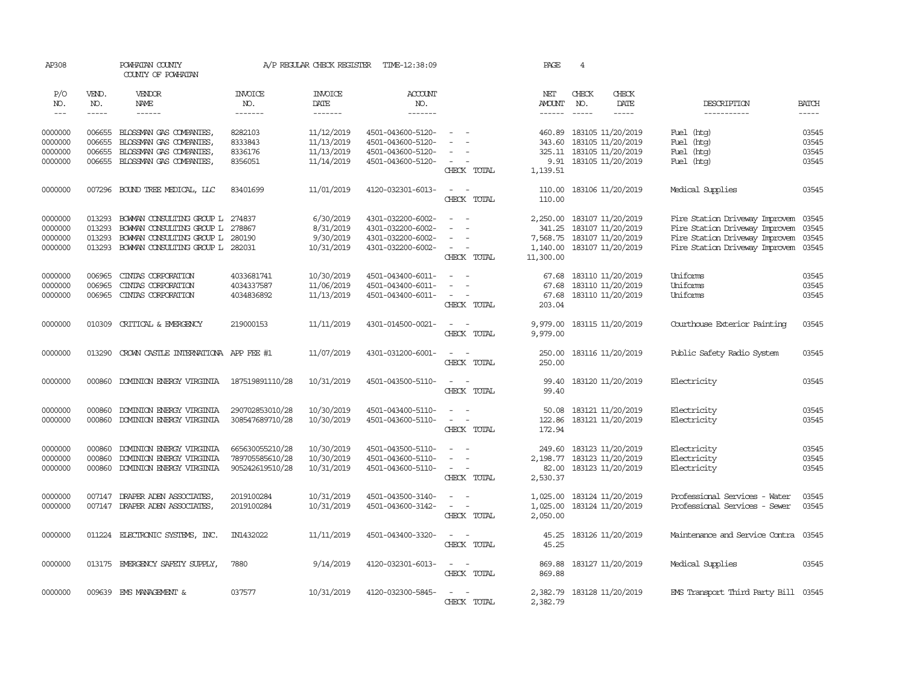AP308 POWHATAN COUNTY A/P REGULAR CHECK REGISTER TIME-12:38:09 PAGE 4

COUNTY OF POWHATAN

| P/O NO. | VEND. NO. | VENDOR NAME | INVOICE NO. | INVOICE DATE | ACCOUNT NO. | | NET AMOUNT | CHECK NO. | CHECK DATE | DESCRIPTION | BATCH |
|---|---|---|---|---|---|---|---|---|---|---|---|
| --- | ----- | ------ | ------- | ------- | ------- | | ------ | ----- | ----- | ----------- | ----- |
| 0000000 | 006655 | BLOSSMAN GAS COMPANIES, | 8282103 | 11/12/2019 | 4501-043600-5120- | - - | 460.89 | 183105 | 11/20/2019 | Fuel (htg) | 03545 |
| 0000000 | 006655 | BLOSSMAN GAS COMPANIES, | 8333843 | 11/13/2019 | 4501-043600-5120- | - - | 343.60 | 183105 | 11/20/2019 | Fuel (htg) | 03545 |
| 0000000 | 006655 | BLOSSMAN GAS COMPANIES, | 8336176 | 11/13/2019 | 4501-043600-5120- | - - | 325.11 | 183105 | 11/20/2019 | Fuel (htg) | 03545 |
| 0000000 | 006655 | BLOSSMAN GAS COMPANIES, | 8356051 | 11/14/2019 | 4501-043600-5120- | - - | 9.91 | 183105 | 11/20/2019 | Fuel (htg) | 03545 |
| | | | | | | CHECK TOTAL | 1,139.51 | | | | |
| 0000000 | 007296 | BOUND TREE MEDICAL, LLC | 83401699 | 11/01/2019 | 4120-032301-6013- | - - | 110.00 | 183106 | 11/20/2019 | Medical Supplies | 03545 |
| | | | | | | CHECK TOTAL | 110.00 | | | | |
| 0000000 | 013293 | BOWMAN CONSULTING GROUP L | 274837 | 6/30/2019 | 4301-032200-6002- | - - | 2,250.00 | 183107 | 11/20/2019 | Fire Station Driveway Improvem | 03545 |
| 0000000 | 013293 | BOWMAN CONSULTING GROUP L | 278867 | 8/31/2019 | 4301-032200-6002- | - - | 341.25 | 183107 | 11/20/2019 | Fire Station Driveway Improvem | 03545 |
| 0000000 | 013293 | BOWMAN CONSULTING GROUP L | 280190 | 9/30/2019 | 4301-032200-6002- | - - | 7,568.75 | 183107 | 11/20/2019 | Fire Station Driveway Improvem | 03545 |
| 0000000 | 013293 | BOWMAN CONSULTING GROUP L | 282031 | 10/31/2019 | 4301-032200-6002- | - - | 1,140.00 | 183107 | 11/20/2019 | Fire Station Driveway Improvem | 03545 |
| | | | | | | CHECK TOTAL | 11,300.00 | | | | |
| 0000000 | 006965 | CINTAS CORPORATION | 4033681741 | 10/30/2019 | 4501-043400-6011- | - - | 67.68 | 183110 | 11/20/2019 | Uniforms | 03545 |
| 0000000 | 006965 | CINTAS CORPORATION | 4034337587 | 11/06/2019 | 4501-043400-6011- | - - | 67.68 | 183110 | 11/20/2019 | Uniforms | 03545 |
| 0000000 | 006965 | CINTAS CORPORATION | 4034836892 | 11/13/2019 | 4501-043400-6011- | - - | 67.68 | 183110 | 11/20/2019 | Uniforms | 03545 |
| | | | | | | CHECK TOTAL | 203.04 | | | | |
| 0000000 | 010309 | CRITICAL & EMERGENCY | 219000153 | 11/11/2019 | 4301-014500-0021- | - - | 9,979.00 | 183115 | 11/20/2019 | Courthouse Exterior Painting | 03545 |
| | | | | | | CHECK TOTAL | 9,979.00 | | | | |
| 0000000 | 013290 | CROWN CASTLE INTERNATIONA | APP FEE #1 | 11/07/2019 | 4301-031200-6001- | - - | 250.00 | 183116 | 11/20/2019 | Public Safety Radio System | 03545 |
| | | | | | | CHECK TOTAL | 250.00 | | | | |
| 0000000 | 000860 | DOMINION ENERGY VIRGINIA | 187519891110/28 | 10/31/2019 | 4501-043500-5110- | - - | 99.40 | 183120 | 11/20/2019 | Electricity | 03545 |
| | | | | | | CHECK TOTAL | 99.40 | | | | |
| 0000000 | 000860 | DOMINION ENERGY VIRGINIA | 290702853010/28 | 10/30/2019 | 4501-043400-5110- | - - | 50.08 | 183121 | 11/20/2019 | Electricity | 03545 |
| 0000000 | 000860 | DOMINION ENERGY VIRGINIA | 308547689710/28 | 10/30/2019 | 4501-043600-5110- | - - | 122.86 | 183121 | 11/20/2019 | Electricity | 03545 |
| | | | | | | CHECK TOTAL | 172.94 | | | | |
| 0000000 | 000860 | DOMINION ENERGY VIRGINIA | 665630055210/28 | 10/30/2019 | 4501-043500-5110- | - - | 249.60 | 183123 | 11/20/2019 | Electricity | 03545 |
| 0000000 | 000860 | DOMINION ENERGY VIRGINIA | 789705585610/28 | 10/30/2019 | 4501-043600-5110- | - - | 2,198.77 | 183123 | 11/20/2019 | Electricity | 03545 |
| 0000000 | 000860 | DOMINION ENERGY VIRGINIA | 905242619510/28 | 10/31/2019 | 4501-043600-5110- | - - | 82.00 | 183123 | 11/20/2019 | Electricity | 03545 |
| | | | | | | CHECK TOTAL | 2,530.37 | | | | |
| 0000000 | 007147 | DRAPER ADEN ASSOCIATES, | 2019100284 | 10/31/2019 | 4501-043500-3140- | - - | 1,025.00 | 183124 | 11/20/2019 | Professional Services - Water | 03545 |
| 0000000 | 007147 | DRAPER ADEN ASSOCIATES, | 2019100284 | 10/31/2019 | 4501-043600-3142- | - - | 1,025.00 | 183124 | 11/20/2019 | Professional Services - Sewer | 03545 |
| | | | | | | CHECK TOTAL | 2,050.00 | | | | |
| 0000000 | 011224 | ELECTRONIC SYSTEMS, INC. | IN1432022 | 11/11/2019 | 4501-043400-3320- | - - | 45.25 | 183126 | 11/20/2019 | Maintenance and Service Contra | 03545 |
| | | | | | | CHECK TOTAL | 45.25 | | | | |
| 0000000 | 013175 | EMERGENCY SAFETY SUPPLY, | 7880 | 9/14/2019 | 4120-032301-6013- | - - | 869.88 | 183127 | 11/20/2019 | Medical Supplies | 03545 |
| | | | | | | CHECK TOTAL | 869.88 | | | | |
| 0000000 | 009639 | EMS MANAGEMENT & | 037577 | 10/31/2019 | 4120-032300-5845- | - - | 2,382.79 | 183128 | 11/20/2019 | EMS Transport Third Party Bill | 03545 |
| | | | | | | CHECK TOTAL | 2,382.79 | | | | |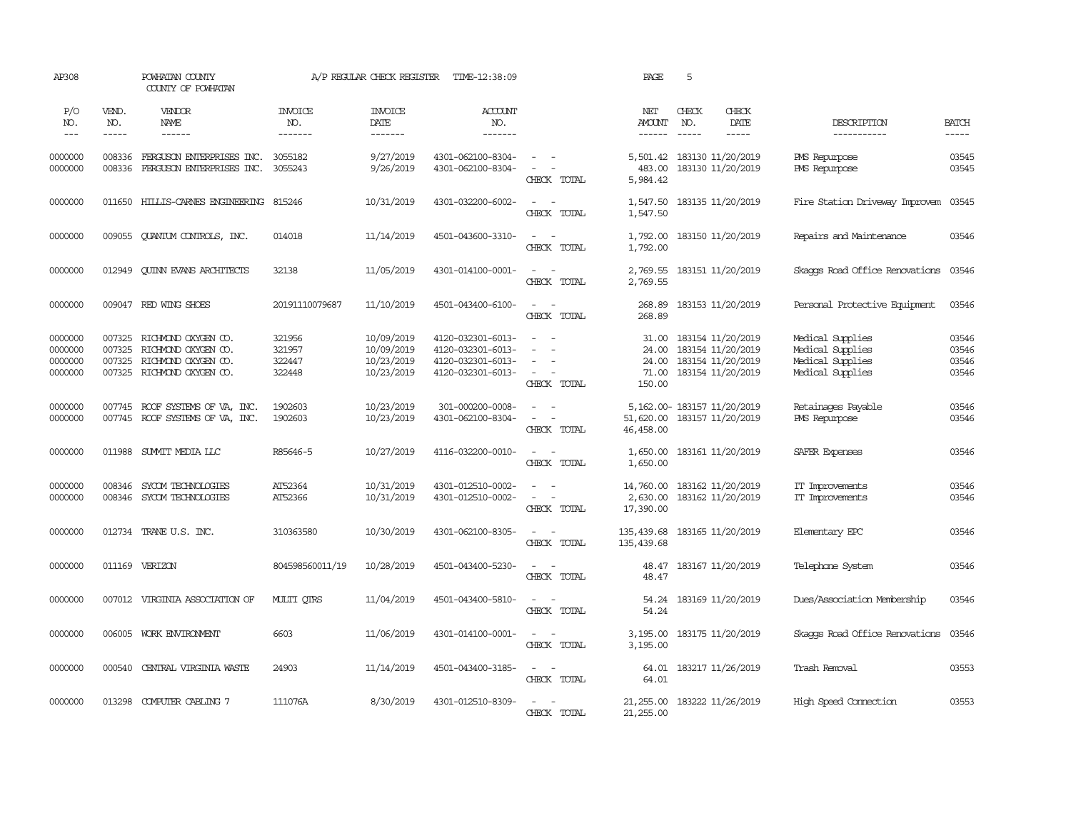AP308 POWHATAN COUNTY A/P REGULAR CHECK REGISTER TIME-12:38:09 PAGE 5

COUNTY OF POWHATAN

| P/O NO. | VEND. NO. | VENDOR NAME | INVOICE NO. | INVOICE DATE | ACCOUNT NO. | | NET AMOUNT | CHECK NO. | CHECK DATE | DESCRIPTION | BATCH |
|---|---|---|---|---|---|---|---|---|---|---|---|
| 0000000 | 008336 | FERGUSON ENTERPRISES INC. | 3055182 | 9/27/2019 | 4301-062100-8304- | - - | 5,501.42 | 183130 | 11/20/2019 | PMS Repurpose | 03545 |
| 0000000 | 008336 | FERGUSON ENTERPRISES INC. | 3055243 | 9/26/2019 | 4301-062100-8304- | - - | 483.00 | 183130 | 11/20/2019 | PMS Repurpose | 03545 |
| | | | | | | CHECK TOTAL | 5,984.42 | | | | |
| 0000000 | 011650 | HILLIS-CARNES ENGINEERING | 815246 | 10/31/2019 | 4301-032200-6002- | - - | 1,547.50 | 183135 | 11/20/2019 | Fire Station Driveway Improvem | 03545 |
| | | | | | | CHECK TOTAL | 1,547.50 | | | | |
| 0000000 | 009055 | QUANTUM CONTROLS, INC. | 014018 | 11/14/2019 | 4501-043600-3310- | - - | 1,792.00 | 183150 | 11/20/2019 | Repairs and Maintenance | 03546 |
| | | | | | | CHECK TOTAL | 1,792.00 | | | | |
| 0000000 | 012949 | QUINN EVANS ARCHITECTS | 32138 | 11/05/2019 | 4301-014100-0001- | - - | 2,769.55 | 183151 | 11/20/2019 | Skaggs Road Office Renovations | 03546 |
| | | | | | | CHECK TOTAL | 2,769.55 | | | | |
| 0000000 | 009047 | RED WING SHOES | 20191110079687 | 11/10/2019 | 4501-043400-6100- | - - | 268.89 | 183153 | 11/20/2019 | Personal Protective Equipment | 03546 |
| | | | | | | CHECK TOTAL | 268.89 | | | | |
| 0000000 | 007325 | RICHMOND OXYGEN CO. | 321956 | 10/09/2019 | 4120-032301-6013- | - - | 31.00 | 183154 | 11/20/2019 | Medical Supplies | 03546 |
| 0000000 | 007325 | RICHMOND OXYGEN CO. | 321957 | 10/09/2019 | 4120-032301-6013- | - - | 24.00 | 183154 | 11/20/2019 | Medical Supplies | 03546 |
| 0000000 | 007325 | RICHMOND OXYGEN CO. | 322447 | 10/23/2019 | 4120-032301-6013- | - - | 24.00 | 183154 | 11/20/2019 | Medical Supplies | 03546 |
| 0000000 | 007325 | RICHMOND OXYGEN CO. | 322448 | 10/23/2019 | 4120-032301-6013- | - - | 71.00 | 183154 | 11/20/2019 | Medical Supplies | 03546 |
| | | | | | | CHECK TOTAL | 150.00 | | | | |
| 0000000 | 007745 | ROOF SYSTEMS OF VA, INC. | 1902603 | 10/23/2019 | 301-000200-0008- | - - | 5,162.00- | 183157 | 11/20/2019 | Retainages Payable | 03546 |
| 0000000 | 007745 | ROOF SYSTEMS OF VA, INC. | 1902603 | 10/23/2019 | 4301-062100-8304- | - - | 51,620.00 | 183157 | 11/20/2019 | PMS Repurpose | 03546 |
| | | | | | | CHECK TOTAL | 46,458.00 | | | | |
| 0000000 | 011988 | SUMMIT MEDIA LLC | R85646-5 | 10/27/2019 | 4116-032200-0010- | - - | 1,650.00 | 183161 | 11/20/2019 | SAFER Expenses | 03546 |
| | | | | | | CHECK TOTAL | 1,650.00 | | | | |
| 0000000 | 008346 | SYCOM TECHNOLOGIES | AT52364 | 10/31/2019 | 4301-012510-0002- | - - | 14,760.00 | 183162 | 11/20/2019 | IT Improvements | 03546 |
| 0000000 | 008346 | SYCOM TECHNOLOGIES | AT52366 | 10/31/2019 | 4301-012510-0002- | - - | 2,630.00 | 183162 | 11/20/2019 | IT Improvements | 03546 |
| | | | | | | CHECK TOTAL | 17,390.00 | | | | |
| 0000000 | 012734 | TRANE U.S. INC. | 310363580 | 10/30/2019 | 4301-062100-8305- | - - | 135,439.68 | 183165 | 11/20/2019 | Elementary EPC | 03546 |
| | | | | | | CHECK TOTAL | 135,439.68 | | | | |
| 0000000 | 011169 | VERIZON | 804598560011/19 | 10/28/2019 | 4501-043400-5230- | - - | 48.47 | 183167 | 11/20/2019 | Telephone System | 03546 |
| | | | | | | CHECK TOTAL | 48.47 | | | | |
| 0000000 | 007012 | VIRGINIA ASSOCIATION OF | MULTI QTRS | 11/04/2019 | 4501-043400-5810- | - - | 54.24 | 183169 | 11/20/2019 | Dues/Association Membership | 03546 |
| | | | | | | CHECK TOTAL | 54.24 | | | | |
| 0000000 | 006005 | WORK ENVIRONMENT | 6603 | 11/06/2019 | 4301-014100-0001- | - - | 3,195.00 | 183175 | 11/20/2019 | Skaggs Road Office Renovations | 03546 |
| | | | | | | CHECK TOTAL | 3,195.00 | | | | |
| 0000000 | 000540 | CENTRAL VIRGINIA WASTE | 24903 | 11/14/2019 | 4501-043400-3185- | - - | 64.01 | 183217 | 11/26/2019 | Trash Removal | 03553 |
| | | | | | | CHECK TOTAL | 64.01 | | | | |
| 0000000 | 013298 | COMPUTER CABLING 7 | 111076A | 8/30/2019 | 4301-012510-8309- | - - | 21,255.00 | 183222 | 11/26/2019 | High Speed Connection | 03553 |
| | | | | | | CHECK TOTAL | 21,255.00 | | | | |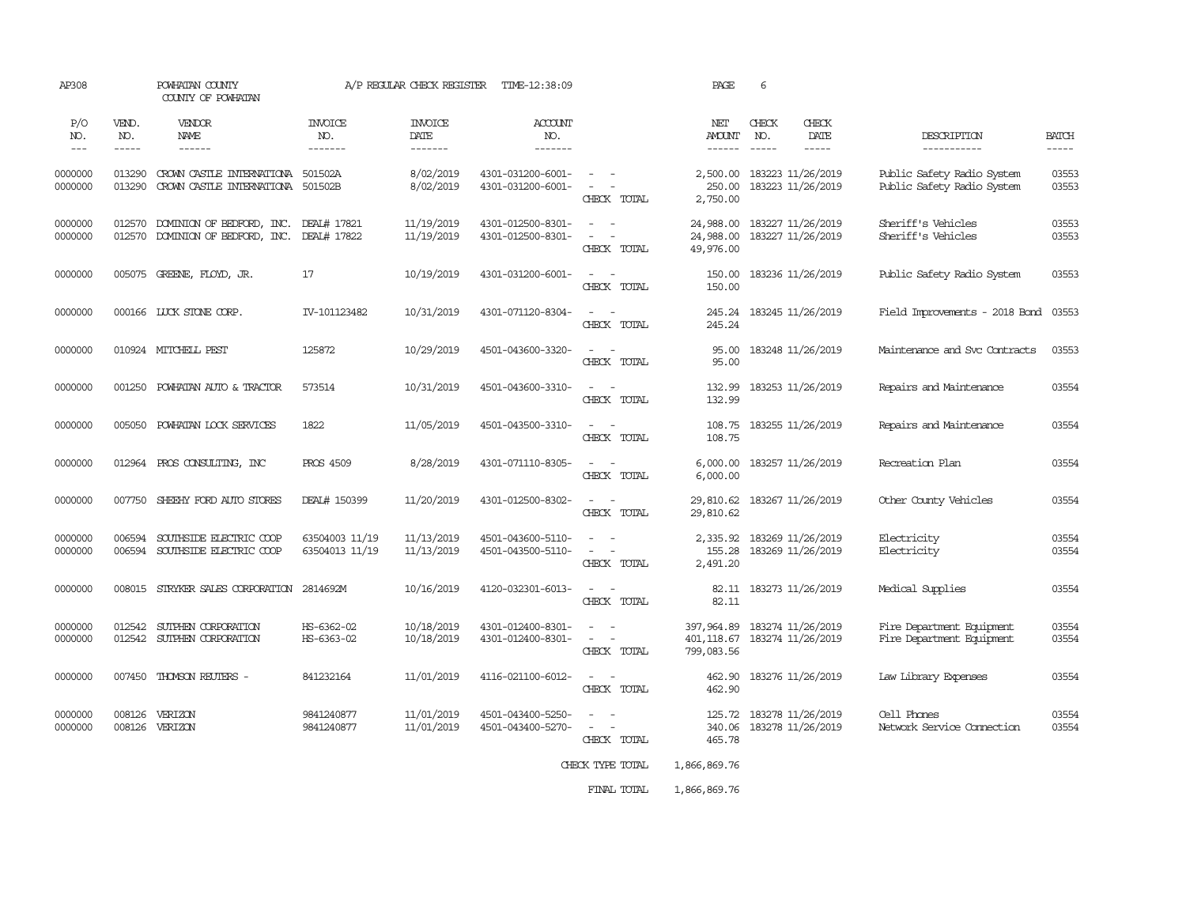AP308 POWHATAN COUNTY A/P REGULAR CHECK REGISTER TIME-12:38:09 PAGE 6

COUNTY OF POWHATAN

| P/O NO. | VEND. NO. | VENDOR NAME | INVOICE NO. | INVOICE DATE | ACCOUNT NO. | | NET AMOUNT | CHECK NO. | CHECK DATE | DESCRIPTION | BATCH |
|---|---|---|---|---|---|---|---|---|---|---|---|
| --- | ----- | ------ | ------- | ------- | ------- | | ------ | ----- | ----- | ----------- | ----- |
| 0000000 | 013290 | CROWN CASTLE INTERNATIONA | 501502A | 8/02/2019 | 4301-031200-6001- | - - | 2,500.00 | 183223 | 11/26/2019 | Public Safety Radio System | 03553 |
| 0000000 | 013290 | CROWN CASTLE INTERNATIONA | 501502B | 8/02/2019 | 4301-031200-6001- | - - | 250.00 | 183223 | 11/26/2019 | Public Safety Radio System | 03553 |
| | | | | | | CHECK TOTAL | 2,750.00 | | | | |
| 0000000 | 012570 | DOMINION OF BEDFORD, INC. | DEAL# 17821 | 11/19/2019 | 4301-012500-8301- | - - | 24,988.00 | 183227 | 11/26/2019 | Sheriff's Vehicles | 03553 |
| 0000000 | 012570 | DOMINION OF BEDFORD, INC. | DEAL# 17822 | 11/19/2019 | 4301-012500-8301- | - - | 24,988.00 | 183227 | 11/26/2019 | Sheriff's Vehicles | 03553 |
| | | | | | | CHECK TOTAL | 49,976.00 | | | | |
| 0000000 | 005075 | GREENE, FLOYD, JR. | 17 | 10/19/2019 | 4301-031200-6001- | - - | 150.00 | 183236 | 11/26/2019 | Public Safety Radio System | 03553 |
| | | | | | | CHECK TOTAL | 150.00 | | | | |
| 0000000 | 000166 | LUCK STONE CORP. | IV-101123482 | 10/31/2019 | 4301-071120-8304- | - - | 245.24 | 183245 | 11/26/2019 | Field Improvements - 2018 Bond | 03553 |
| | | | | | | CHECK TOTAL | 245.24 | | | | |
| 0000000 | 010924 | MITCHELL PEST | 125872 | 10/29/2019 | 4501-043600-3320- | - - | 95.00 | 183248 | 11/26/2019 | Maintenance and Svc Contracts | 03553 |
| | | | | | | CHECK TOTAL | 95.00 | | | | |
| 0000000 | 001250 | POWHATAN AUTO & TRACTOR | 573514 | 10/31/2019 | 4501-043600-3310- | - - | 132.99 | 183253 | 11/26/2019 | Repairs and Maintenance | 03554 |
| | | | | | | CHECK TOTAL | 132.99 | | | | |
| 0000000 | 005050 | POWHATAN LOCK SERVICES | 1822 | 11/05/2019 | 4501-043500-3310- | - - | 108.75 | 183255 | 11/26/2019 | Repairs and Maintenance | 03554 |
| | | | | | | CHECK TOTAL | 108.75 | | | | |
| 0000000 | 012964 | PROS CONSULTING, INC | PROS 4509 | 8/28/2019 | 4301-071110-8305- | - - | 6,000.00 | 183257 | 11/26/2019 | Recreation Plan | 03554 |
| | | | | | | CHECK TOTAL | 6,000.00 | | | | |
| 0000000 | 007750 | SHEEHY FORD AUTO STORES | DEAL# 150399 | 11/20/2019 | 4301-012500-8302- | - - | 29,810.62 | 183267 | 11/26/2019 | Other County Vehicles | 03554 |
| | | | | | | CHECK TOTAL | 29,810.62 | | | | |
| 0000000 | 006594 | SOUTHSIDE ELECTRIC COOP | 63504003 11/19 | 11/13/2019 | 4501-043600-5110- | - - | 2,335.92 | 183269 | 11/26/2019 | Electricity | 03554 |
| 0000000 | 006594 | SOUTHSIDE ELECTRIC COOP | 63504013 11/19 | 11/13/2019 | 4501-043500-5110- | - - | 155.28 | 183269 | 11/26/2019 | Electricity | 03554 |
| | | | | | | CHECK TOTAL | 2,491.20 | | | | |
| 0000000 | 008015 | STRYKER SALES CORPORATION | 2814692M | 10/16/2019 | 4120-032301-6013- | - - | 82.11 | 183273 | 11/26/2019 | Medical Supplies | 03554 |
| | | | | | | CHECK TOTAL | 82.11 | | | | |
| 0000000 | 012542 | SUTPHEN CORPORATION | HS-6362-02 | 10/18/2019 | 4301-012400-8301- | - - | 397,964.89 | 183274 | 11/26/2019 | Fire Department Equipment | 03554 |
| 0000000 | 012542 | SUTPHEN CORPORATION | HS-6363-02 | 10/18/2019 | 4301-012400-8301- | - - | 401,118.67 | 183274 | 11/26/2019 | Fire Department Equipment | 03554 |
| | | | | | | CHECK TOTAL | 799,083.56 | | | | |
| 0000000 | 007450 | THOMSON REUTERS - | 841232164 | 11/01/2019 | 4116-021100-6012- | - - | 462.90 | 183276 | 11/26/2019 | Law Library Expenses | 03554 |
| | | | | | | CHECK TOTAL | 462.90 | | | | |
| 0000000 | 008126 | VERIZON | 9841240877 | 11/01/2019 | 4501-043400-5250- | - - | 125.72 | 183278 | 11/26/2019 | Cell Phones | 03554 |
| 0000000 | 008126 | VERIZON | 9841240877 | 11/01/2019 | 4501-043400-5270- | - - | 340.06 | 183278 | 11/26/2019 | Network Service Connection | 03554 |
| | | | | | | CHECK TOTAL | 465.78 | | | | |
| | | | | | | CHECK TYPE TOTAL | 1,866,869.76 | | | | |
| | | | | | | FINAL TOTAL | 1,866,869.76 | | | | |